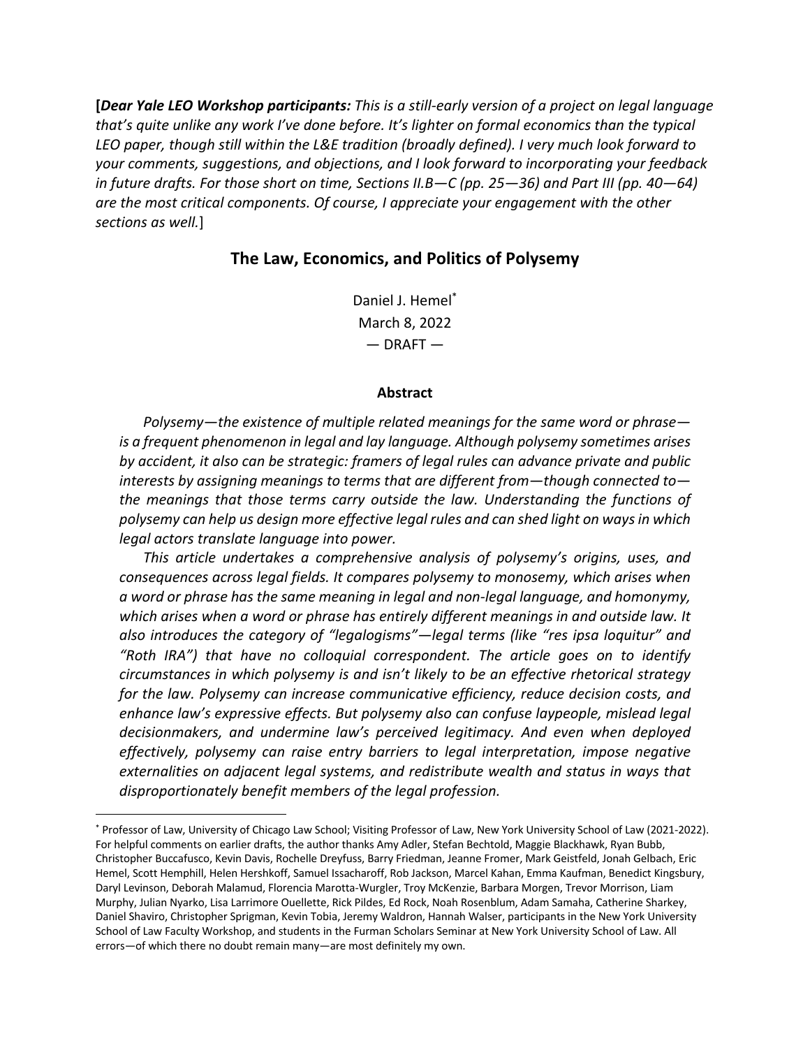**[*Dear Yale LEO Workshop participants:* *This is a still-early version of a project on legal language that's quite unlike any work I've done before. It's lighter on formal economics than the typical LEO paper, though still within the L&E tradition (broadly defined). I very much look forward to your comments, suggestions, and objections, and I look forward to incorporating your feedback in future drafts. For those short on time, Sections II.B—C (pp. 25—36) and Part III (pp. 40—64) are the most critical components. Of course, I appreciate your engagement with the other sections as well.*]

# The Law, Economics, and Politics of Polysemy

Daniel J. Hemel[*]

March 8, 2022

— DRAFT —

## Abstract

*Polysemy—the existence of multiple related meanings for the same word or phrase—is a frequent phenomenon in legal and lay language. Although polysemy sometimes arises by accident, it also can be strategic: framers of legal rules can advance private and public interests by assigning meanings to terms that are different from—though connected to—the meanings that those terms carry outside the law. Understanding the functions of polysemy can help us design more effective legal rules and can shed light on ways in which legal actors translate language into power.*

*This article undertakes a comprehensive analysis of polysemy's origins, uses, and consequences across legal fields. It compares polysemy to monosemy, which arises when a word or phrase has the same meaning in legal and non-legal language, and homonymy, which arises when a word or phrase has entirely different meanings in and outside law. It also introduces the category of "legalogisms"—legal terms (like "res ipsa loquitur" and "Roth IRA") that have no colloquial correspondent. The article goes on to identify circumstances in which polysemy is and isn't likely to be an effective rhetorical strategy for the law. Polysemy can increase communicative efficiency, reduce decision costs, and enhance law's expressive effects. But polysemy also can confuse laypeople, mislead legal decisionmakers, and undermine law's perceived legitimacy. And even when deployed effectively, polysemy can raise entry barriers to legal interpretation, impose negative externalities on adjacent legal systems, and redistribute wealth and status in ways that disproportionately benefit members of the legal profession.*

---

[*] Professor of Law, University of Chicago Law School; Visiting Professor of Law, New York University School of Law (2021-2022). For helpful comments on earlier drafts, the author thanks Amy Adler, Stefan Bechtold, Maggie Blackhawk, Ryan Bubb, Christopher Buccafusco, Kevin Davis, Rochelle Dreyfuss, Barry Friedman, Jeanne Fromer, Mark Geistfeld, Jonah Gelbach, Eric Hemel, Scott Hemphill, Helen Hershkoff, Samuel Issacharoff, Rob Jackson, Marcel Kahan, Emma Kaufman, Benedict Kingsbury, Daryl Levinson, Deborah Malamud, Florencia Marotta-Wurgler, Troy McKenzie, Barbara Morgen, Trevor Morrison, Liam Murphy, Julian Nyarko, Lisa Larrimore Ouellette, Rick Pildes, Ed Rock, Noah Rosenblum, Adam Samaha, Catherine Sharkey, Daniel Shaviro, Christopher Sprigman, Kevin Tobia, Jeremy Waldron, Hannah Walser, participants in the New York University School of Law Faculty Workshop, and students in the Furman Scholars Seminar at New York University School of Law. All errors—of which there no doubt remain many—are most definitely my own.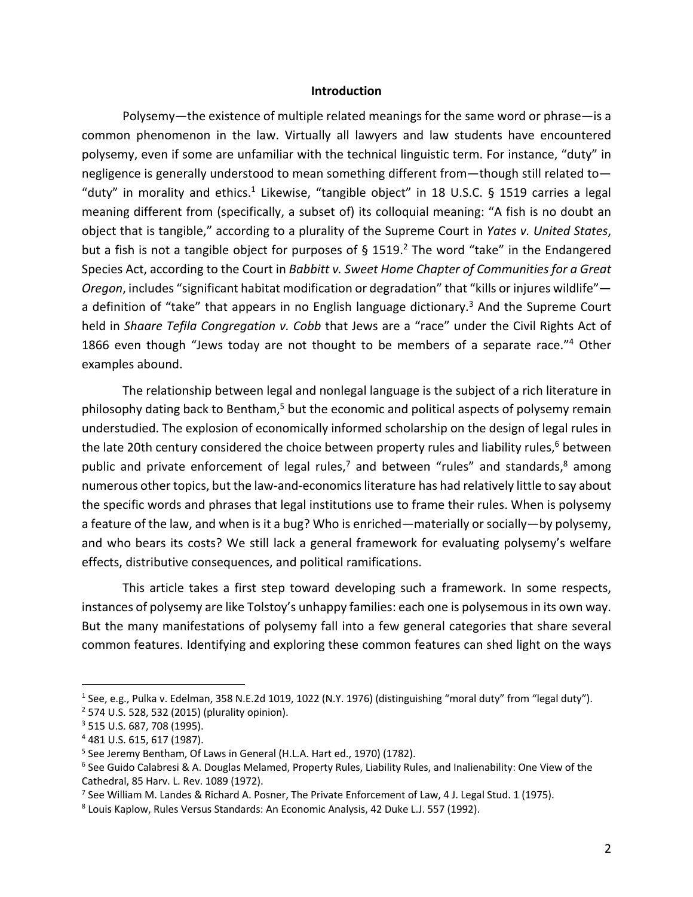## Introduction

Polysemy—the existence of multiple related meanings for the same word or phrase—is a common phenomenon in the law. Virtually all lawyers and law students have encountered polysemy, even if some are unfamiliar with the technical linguistic term. For instance, "duty" in negligence is generally understood to mean something different from—though still related to—"duty" in morality and ethics.[1] Likewise, "tangible object" in 18 U.S.C. § 1519 carries a legal meaning different from (specifically, a subset of) its colloquial meaning: "A fish is no doubt an object that is tangible," according to a plurality of the Supreme Court in *Yates v. United States*, but a fish is not a tangible object for purposes of § 1519.[2] The word "take" in the Endangered Species Act, according to the Court in *Babbitt v. Sweet Home Chapter of Communities for a Great Oregon*, includes "significant habitat modification or degradation" that "kills or injures wildlife"—a definition of "take" that appears in no English language dictionary.[3] And the Supreme Court held in *Shaare Tefila Congregation v. Cobb* that Jews are a "race" under the Civil Rights Act of 1866 even though "Jews today are not thought to be members of a separate race."[4] Other examples abound.

The relationship between legal and nonlegal language is the subject of a rich literature in philosophy dating back to Bentham,[5] but the economic and political aspects of polysemy remain understudied. The explosion of economically informed scholarship on the design of legal rules in the late 20th century considered the choice between property rules and liability rules,[6] between public and private enforcement of legal rules,[7] and between "rules" and standards,[8] among numerous other topics, but the law-and-economics literature has had relatively little to say about the specific words and phrases that legal institutions use to frame their rules. When is polysemy a feature of the law, and when is it a bug? Who is enriched—materially or socially—by polysemy, and who bears its costs? We still lack a general framework for evaluating polysemy's welfare effects, distributive consequences, and political ramifications.

This article takes a first step toward developing such a framework. In some respects, instances of polysemy are like Tolstoy's unhappy families: each one is polysemous in its own way. But the many manifestations of polysemy fall into a few general categories that share several common features. Identifying and exploring these common features can shed light on the ways

---

[1] See, e.g., Pulka v. Edelman, 358 N.E.2d 1019, 1022 (N.Y. 1976) (distinguishing "moral duty" from "legal duty").

[2] 574 U.S. 528, 532 (2015) (plurality opinion).

[3] 515 U.S. 687, 708 (1995).

[4] 481 U.S. 615, 617 (1987).

[5] See Jeremy Bentham, Of Laws in General (H.L.A. Hart ed., 1970) (1782).

[6] See Guido Calabresi & A. Douglas Melamed, Property Rules, Liability Rules, and Inalienability: One View of the Cathedral, 85 Harv. L. Rev. 1089 (1972).

[7] See William M. Landes & Richard A. Posner, The Private Enforcement of Law, 4 J. Legal Stud. 1 (1975).

[8] Louis Kaplow, Rules Versus Standards: An Economic Analysis, 42 Duke L.J. 557 (1992).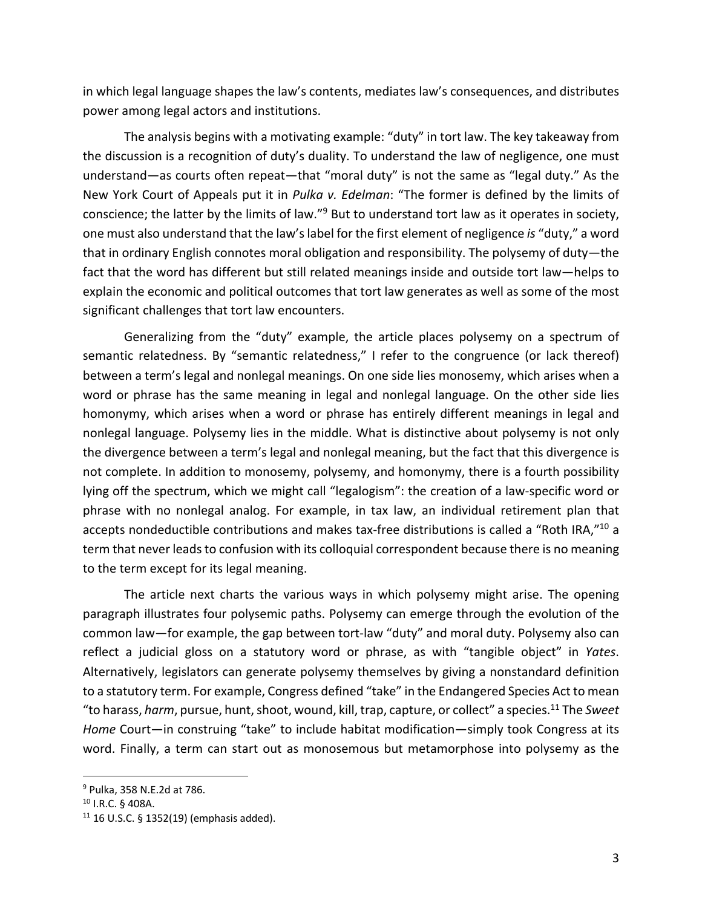in which legal language shapes the law's contents, mediates law's consequences, and distributes power among legal actors and institutions.

The analysis begins with a motivating example: "duty" in tort law. The key takeaway from the discussion is a recognition of duty's duality. To understand the law of negligence, one must understand—as courts often repeat—that "moral duty" is not the same as "legal duty." As the New York Court of Appeals put it in *Pulka v. Edelman*: "The former is defined by the limits of conscience; the latter by the limits of law."[9] But to understand tort law as it operates in society, one must also understand that the law's label for the first element of negligence *is* "duty," a word that in ordinary English connotes moral obligation and responsibility. The polysemy of duty—the fact that the word has different but still related meanings inside and outside tort law—helps to explain the economic and political outcomes that tort law generates as well as some of the most significant challenges that tort law encounters.

Generalizing from the "duty" example, the article places polysemy on a spectrum of semantic relatedness. By "semantic relatedness," I refer to the congruence (or lack thereof) between a term's legal and nonlegal meanings. On one side lies monosemy, which arises when a word or phrase has the same meaning in legal and nonlegal language. On the other side lies homonymy, which arises when a word or phrase has entirely different meanings in legal and nonlegal language. Polysemy lies in the middle. What is distinctive about polysemy is not only the divergence between a term's legal and nonlegal meaning, but the fact that this divergence is not complete. In addition to monosemy, polysemy, and homonymy, there is a fourth possibility lying off the spectrum, which we might call "legalogism": the creation of a law-specific word or phrase with no nonlegal analog. For example, in tax law, an individual retirement plan that accepts nondeductible contributions and makes tax-free distributions is called a "Roth IRA,"[10] a term that never leads to confusion with its colloquial correspondent because there is no meaning to the term except for its legal meaning.

The article next charts the various ways in which polysemy might arise. The opening paragraph illustrates four polysemic paths. Polysemy can emerge through the evolution of the common law—for example, the gap between tort-law "duty" and moral duty. Polysemy also can reflect a judicial gloss on a statutory word or phrase, as with "tangible object" in *Yates*. Alternatively, legislators can generate polysemy themselves by giving a nonstandard definition to a statutory term. For example, Congress defined "take" in the Endangered Species Act to mean "to harass, *harm*, pursue, hunt, shoot, wound, kill, trap, capture, or collect" a species.[11] The *Sweet Home* Court—in construing "take" to include habitat modification—simply took Congress at its word. Finally, a term can start out as monosemous but metamorphose into polysemy as the

---

[9] Pulka, 358 N.E.2d at 786.

[10] I.R.C. § 408A.

[11] 16 U.S.C. § 1352(19) (emphasis added).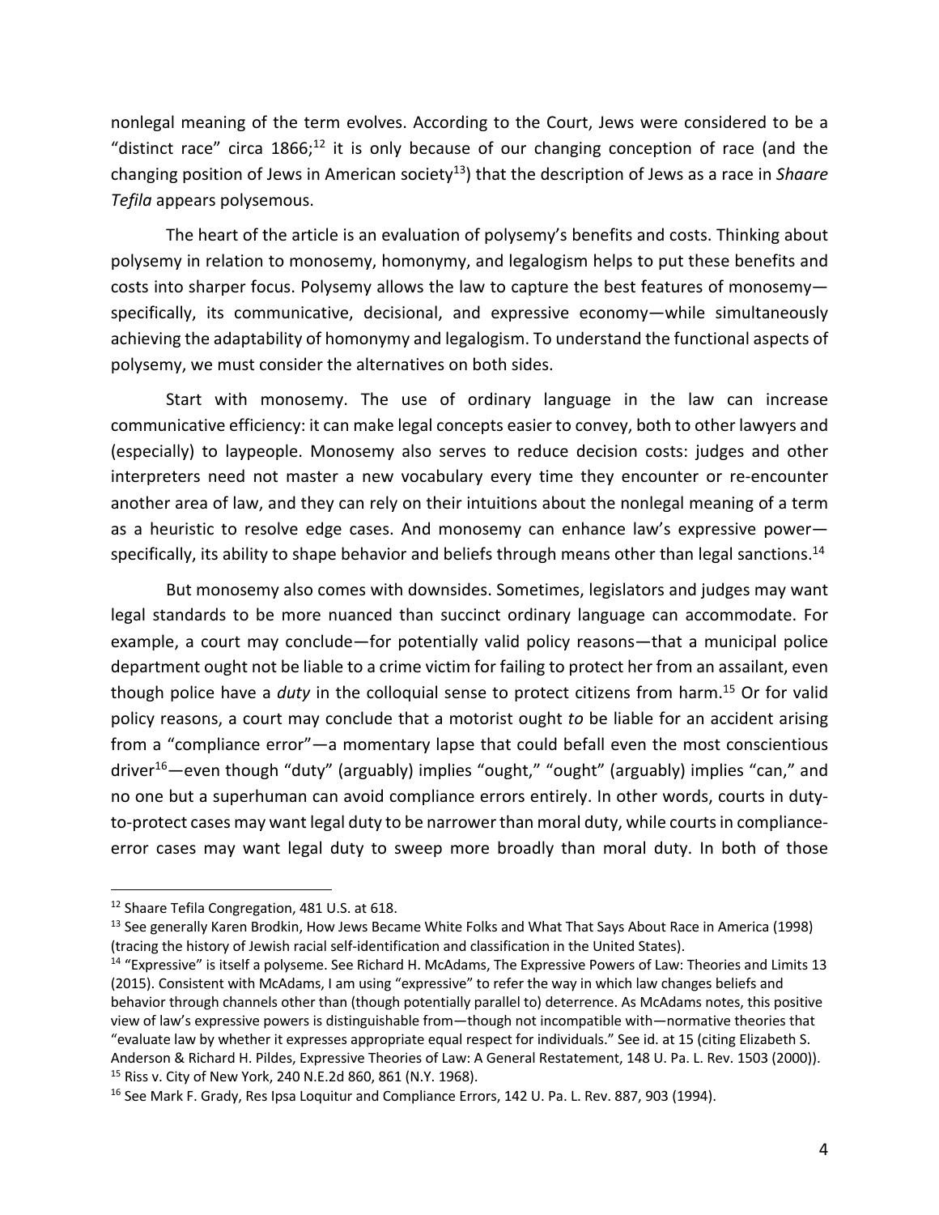nonlegal meaning of the term evolves. According to the Court, Jews were considered to be a "distinct race" circa 1866;[12] it is only because of our changing conception of race (and the changing position of Jews in American society[13]) that the description of Jews as a race in *Shaare Tefila* appears polysemous.

The heart of the article is an evaluation of polysemy's benefits and costs. Thinking about polysemy in relation to monosemy, homonymy, and legalogism helps to put these benefits and costs into sharper focus. Polysemy allows the law to capture the best features of monosemy—specifically, its communicative, decisional, and expressive economy—while simultaneously achieving the adaptability of homonymy and legalogism. To understand the functional aspects of polysemy, we must consider the alternatives on both sides.

Start with monosemy. The use of ordinary language in the law can increase communicative efficiency: it can make legal concepts easier to convey, both to other lawyers and (especially) to laypeople. Monosemy also serves to reduce decision costs: judges and other interpreters need not master a new vocabulary every time they encounter or re-encounter another area of law, and they can rely on their intuitions about the nonlegal meaning of a term as a heuristic to resolve edge cases. And monosemy can enhance law's expressive power—specifically, its ability to shape behavior and beliefs through means other than legal sanctions.[14]

But monosemy also comes with downsides. Sometimes, legislators and judges may want legal standards to be more nuanced than succinct ordinary language can accommodate. For example, a court may conclude—for potentially valid policy reasons—that a municipal police department ought not be liable to a crime victim for failing to protect her from an assailant, even though police have a *duty* in the colloquial sense to protect citizens from harm.[15] Or for valid policy reasons, a court may conclude that a motorist ought *to* be liable for an accident arising from a "compliance error"—a momentary lapse that could befall even the most conscientious driver[16]—even though "duty" (arguably) implies "ought," "ought" (arguably) implies "can," and no one but a superhuman can avoid compliance errors entirely. In other words, courts in duty-to-protect cases may want legal duty to be narrower than moral duty, while courts in compliance-error cases may want legal duty to sweep more broadly than moral duty. In both of those

---

[12] Shaare Tefila Congregation, 481 U.S. at 618.

[13] See generally Karen Brodkin, How Jews Became White Folks and What That Says About Race in America (1998) (tracing the history of Jewish racial self-identification and classification in the United States).

[14] "Expressive" is itself a polyseme. See Richard H. McAdams, The Expressive Powers of Law: Theories and Limits 13 (2015). Consistent with McAdams, I am using "expressive" to refer the way in which law changes beliefs and behavior through channels other than (though potentially parallel to) deterrence. As McAdams notes, this positive view of law's expressive powers is distinguishable from—though not incompatible with—normative theories that "evaluate law by whether it expresses appropriate equal respect for individuals." See id. at 15 (citing Elizabeth S. Anderson & Richard H. Pildes, Expressive Theories of Law: A General Restatement, 148 U. Pa. L. Rev. 1503 (2000)).

[15] Riss v. City of New York, 240 N.E.2d 860, 861 (N.Y. 1968).

[16] See Mark F. Grady, Res Ipsa Loquitur and Compliance Errors, 142 U. Pa. L. Rev. 887, 903 (1994).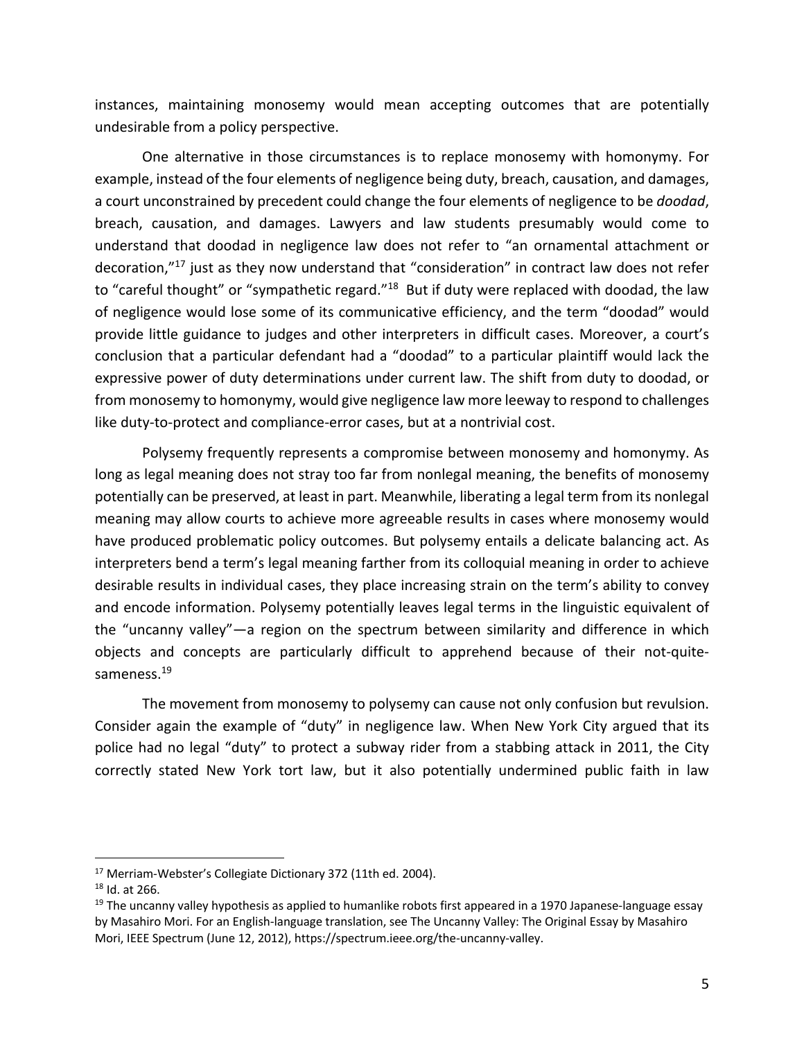instances, maintaining monosemy would mean accepting outcomes that are potentially undesirable from a policy perspective.

One alternative in those circumstances is to replace monosemy with homonymy. For example, instead of the four elements of negligence being duty, breach, causation, and damages, a court unconstrained by precedent could change the four elements of negligence to be *doodad*, breach, causation, and damages. Lawyers and law students presumably would come to understand that doodad in negligence law does not refer to "an ornamental attachment or decoration,"[17] just as they now understand that "consideration" in contract law does not refer to "careful thought" or "sympathetic regard."[18] But if duty were replaced with doodad, the law of negligence would lose some of its communicative efficiency, and the term "doodad" would provide little guidance to judges and other interpreters in difficult cases. Moreover, a court's conclusion that a particular defendant had a "doodad" to a particular plaintiff would lack the expressive power of duty determinations under current law. The shift from duty to doodad, or from monosemy to homonymy, would give negligence law more leeway to respond to challenges like duty-to-protect and compliance-error cases, but at a nontrivial cost.

Polysemy frequently represents a compromise between monosemy and homonymy. As long as legal meaning does not stray too far from nonlegal meaning, the benefits of monosemy potentially can be preserved, at least in part. Meanwhile, liberating a legal term from its nonlegal meaning may allow courts to achieve more agreeable results in cases where monosemy would have produced problematic policy outcomes. But polysemy entails a delicate balancing act. As interpreters bend a term's legal meaning farther from its colloquial meaning in order to achieve desirable results in individual cases, they place increasing strain on the term's ability to convey and encode information. Polysemy potentially leaves legal terms in the linguistic equivalent of the "uncanny valley"—a region on the spectrum between similarity and difference in which objects and concepts are particularly difficult to apprehend because of their not-quite-sameness.[19]

The movement from monosemy to polysemy can cause not only confusion but revulsion. Consider again the example of "duty" in negligence law. When New York City argued that its police had no legal "duty" to protect a subway rider from a stabbing attack in 2011, the City correctly stated New York tort law, but it also potentially undermined public faith in law

---

[17] Merriam-Webster's Collegiate Dictionary 372 (11th ed. 2004).

[18] Id. at 266.

[19] The uncanny valley hypothesis as applied to humanlike robots first appeared in a 1970 Japanese-language essay by Masahiro Mori. For an English-language translation, see The Uncanny Valley: The Original Essay by Masahiro Mori, IEEE Spectrum (June 12, 2012), https://spectrum.ieee.org/the-uncanny-valley.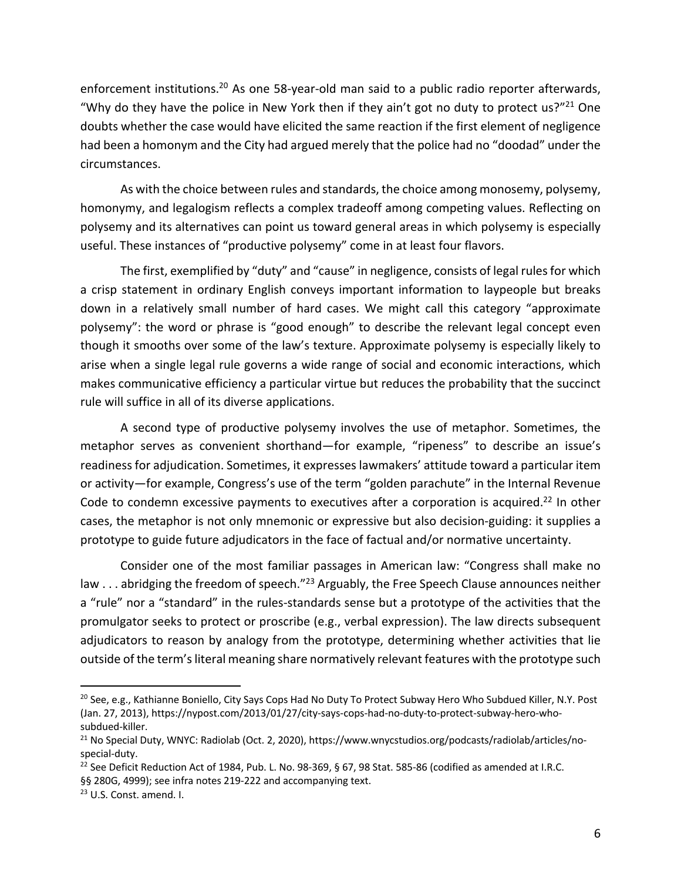enforcement institutions.[20] As one 58-year-old man said to a public radio reporter afterwards, "Why do they have the police in New York then if they ain't got no duty to protect us?"[21] One doubts whether the case would have elicited the same reaction if the first element of negligence had been a homonym and the City had argued merely that the police had no "doodad" under the circumstances.

As with the choice between rules and standards, the choice among monosemy, polysemy, homonymy, and legalogism reflects a complex tradeoff among competing values. Reflecting on polysemy and its alternatives can point us toward general areas in which polysemy is especially useful. These instances of "productive polysemy" come in at least four flavors.

The first, exemplified by "duty" and "cause" in negligence, consists of legal rules for which a crisp statement in ordinary English conveys important information to laypeople but breaks down in a relatively small number of hard cases. We might call this category "approximate polysemy": the word or phrase is "good enough" to describe the relevant legal concept even though it smooths over some of the law's texture. Approximate polysemy is especially likely to arise when a single legal rule governs a wide range of social and economic interactions, which makes communicative efficiency a particular virtue but reduces the probability that the succinct rule will suffice in all of its diverse applications.

A second type of productive polysemy involves the use of metaphor. Sometimes, the metaphor serves as convenient shorthand—for example, "ripeness" to describe an issue's readiness for adjudication. Sometimes, it expresses lawmakers' attitude toward a particular item or activity—for example, Congress's use of the term "golden parachute" in the Internal Revenue Code to condemn excessive payments to executives after a corporation is acquired.[22] In other cases, the metaphor is not only mnemonic or expressive but also decision-guiding: it supplies a prototype to guide future adjudicators in the face of factual and/or normative uncertainty.

Consider one of the most familiar passages in American law: "Congress shall make no law . . . abridging the freedom of speech."[23] Arguably, the Free Speech Clause announces neither a "rule" nor a "standard" in the rules-standards sense but a prototype of the activities that the promulgator seeks to protect or proscribe (e.g., verbal expression). The law directs subsequent adjudicators to reason by analogy from the prototype, determining whether activities that lie outside of the term's literal meaning share normatively relevant features with the prototype such

---

[20] See, e.g., Kathianne Boniello, City Says Cops Had No Duty To Protect Subway Hero Who Subdued Killer, N.Y. Post (Jan. 27, 2013), https://nypost.com/2013/01/27/city-says-cops-had-no-duty-to-protect-subway-hero-who-subdued-killer.

[21] No Special Duty, WNYC: Radiolab (Oct. 2, 2020), https://www.wnycstudios.org/podcasts/radiolab/articles/no-special-duty.

[22] See Deficit Reduction Act of 1984, Pub. L. No. 98-369, § 67, 98 Stat. 585-86 (codified as amended at I.R.C. §§ 280G, 4999); see infra notes 219-222 and accompanying text.

[23] U.S. Const. amend. I.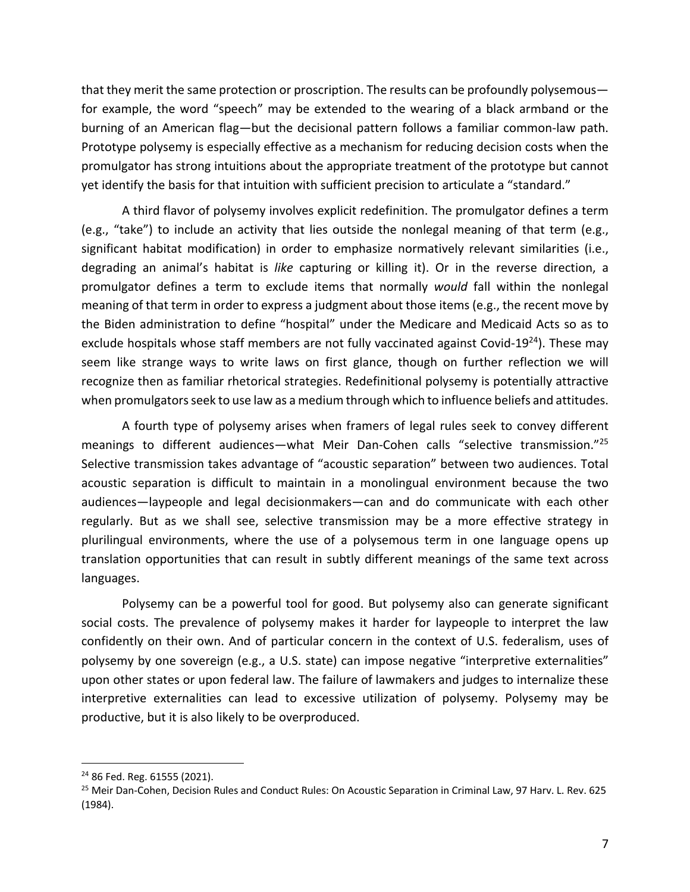that they merit the same protection or proscription. The results can be profoundly polysemous—for example, the word "speech" may be extended to the wearing of a black armband or the burning of an American flag—but the decisional pattern follows a familiar common-law path. Prototype polysemy is especially effective as a mechanism for reducing decision costs when the promulgator has strong intuitions about the appropriate treatment of the prototype but cannot yet identify the basis for that intuition with sufficient precision to articulate a "standard."

A third flavor of polysemy involves explicit redefinition. The promulgator defines a term (e.g., "take") to include an activity that lies outside the nonlegal meaning of that term (e.g., significant habitat modification) in order to emphasize normatively relevant similarities (i.e., degrading an animal's habitat is *like* capturing or killing it). Or in the reverse direction, a promulgator defines a term to exclude items that normally *would* fall within the nonlegal meaning of that term in order to express a judgment about those items (e.g., the recent move by the Biden administration to define "hospital" under the Medicare and Medicaid Acts so as to exclude hospitals whose staff members are not fully vaccinated against Covid-19[24]). These may seem like strange ways to write laws on first glance, though on further reflection we will recognize then as familiar rhetorical strategies. Redefinitional polysemy is potentially attractive when promulgators seek to use law as a medium through which to influence beliefs and attitudes.

A fourth type of polysemy arises when framers of legal rules seek to convey different meanings to different audiences—what Meir Dan-Cohen calls "selective transmission."[25] Selective transmission takes advantage of "acoustic separation" between two audiences. Total acoustic separation is difficult to maintain in a monolingual environment because the two audiences—laypeople and legal decisionmakers—can and do communicate with each other regularly. But as we shall see, selective transmission may be a more effective strategy in plurilingual environments, where the use of a polysemous term in one language opens up translation opportunities that can result in subtly different meanings of the same text across languages.

Polysemy can be a powerful tool for good. But polysemy also can generate significant social costs. The prevalence of polysemy makes it harder for laypeople to interpret the law confidently on their own. And of particular concern in the context of U.S. federalism, uses of polysemy by one sovereign (e.g., a U.S. state) can impose negative "interpretive externalities" upon other states or upon federal law. The failure of lawmakers and judges to internalize these interpretive externalities can lead to excessive utilization of polysemy. Polysemy may be productive, but it is also likely to be overproduced.

---

[24] 86 Fed. Reg. 61555 (2021).

[25] Meir Dan-Cohen, Decision Rules and Conduct Rules: On Acoustic Separation in Criminal Law, 97 Harv. L. Rev. 625 (1984).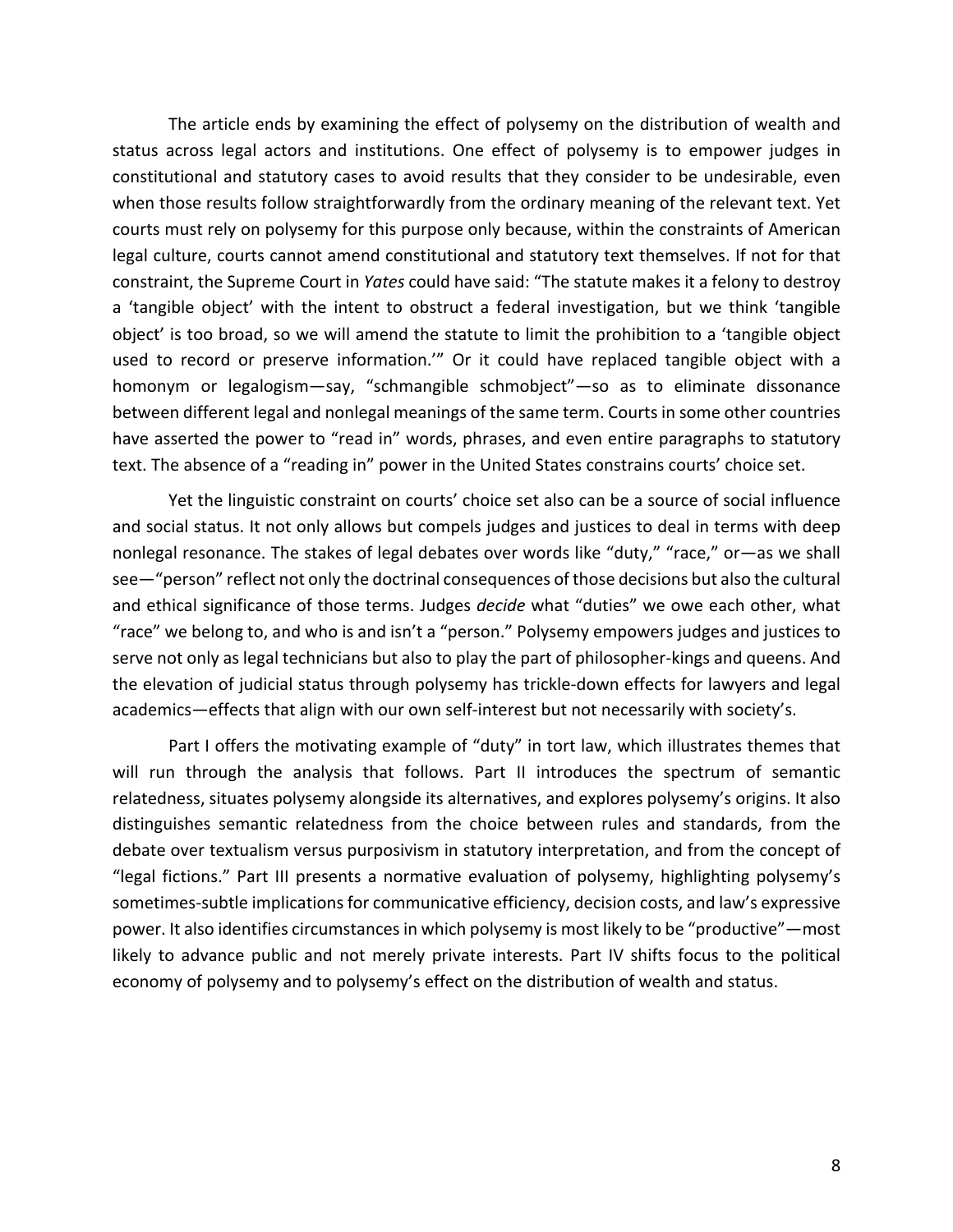The article ends by examining the effect of polysemy on the distribution of wealth and status across legal actors and institutions. One effect of polysemy is to empower judges in constitutional and statutory cases to avoid results that they consider to be undesirable, even when those results follow straightforwardly from the ordinary meaning of the relevant text. Yet courts must rely on polysemy for this purpose only because, within the constraints of American legal culture, courts cannot amend constitutional and statutory text themselves. If not for that constraint, the Supreme Court in *Yates* could have said: "The statute makes it a felony to destroy a 'tangible object' with the intent to obstruct a federal investigation, but we think 'tangible object' is too broad, so we will amend the statute to limit the prohibition to a 'tangible object used to record or preserve information.'" Or it could have replaced tangible object with a homonym or legalogism—say, "schmangible schmobject"—so as to eliminate dissonance between different legal and nonlegal meanings of the same term. Courts in some other countries have asserted the power to "read in" words, phrases, and even entire paragraphs to statutory text. The absence of a "reading in" power in the United States constrains courts' choice set.

Yet the linguistic constraint on courts' choice set also can be a source of social influence and social status. It not only allows but compels judges and justices to deal in terms with deep nonlegal resonance. The stakes of legal debates over words like "duty," "race," or—as we shall see—"person" reflect not only the doctrinal consequences of those decisions but also the cultural and ethical significance of those terms. Judges *decide* what "duties" we owe each other, what "race" we belong to, and who is and isn't a "person." Polysemy empowers judges and justices to serve not only as legal technicians but also to play the part of philosopher-kings and queens. And the elevation of judicial status through polysemy has trickle-down effects for lawyers and legal academics—effects that align with our own self-interest but not necessarily with society's.

Part I offers the motivating example of "duty" in tort law, which illustrates themes that will run through the analysis that follows. Part II introduces the spectrum of semantic relatedness, situates polysemy alongside its alternatives, and explores polysemy's origins. It also distinguishes semantic relatedness from the choice between rules and standards, from the debate over textualism versus purposivism in statutory interpretation, and from the concept of "legal fictions." Part III presents a normative evaluation of polysemy, highlighting polysemy's sometimes-subtle implications for communicative efficiency, decision costs, and law's expressive power. It also identifies circumstances in which polysemy is most likely to be "productive"—most likely to advance public and not merely private interests. Part IV shifts focus to the political economy of polysemy and to polysemy's effect on the distribution of wealth and status.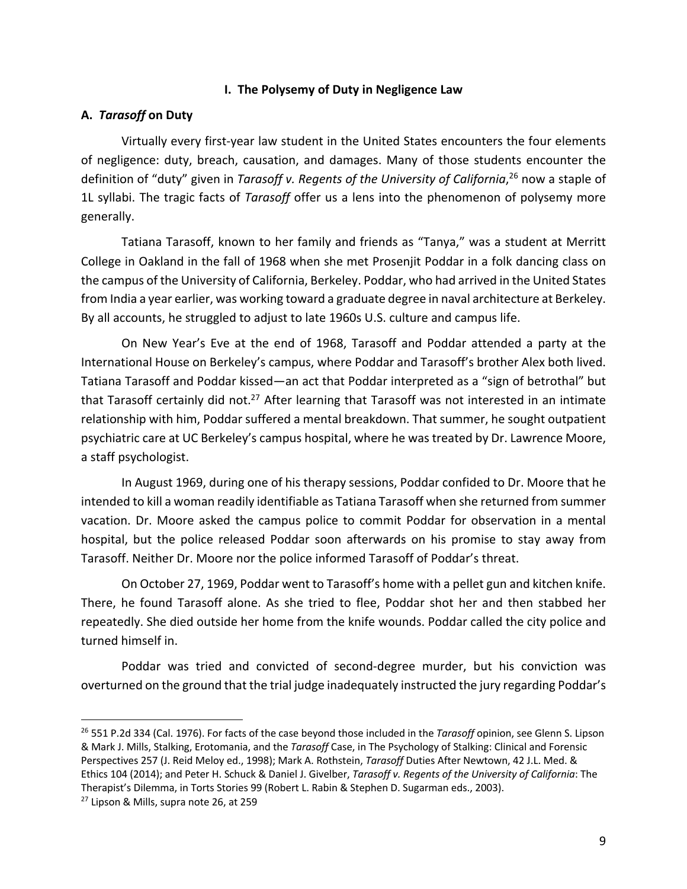## I. The Polysemy of Duty in Negligence Law

### A. *Tarasoff* on Duty

Virtually every first-year law student in the United States encounters the four elements of negligence: duty, breach, causation, and damages. Many of those students encounter the definition of "duty" given in *Tarasoff v. Regents of the University of California*,[26] now a staple of 1L syllabi. The tragic facts of *Tarasoff* offer us a lens into the phenomenon of polysemy more generally.

Tatiana Tarasoff, known to her family and friends as "Tanya," was a student at Merritt College in Oakland in the fall of 1968 when she met Prosenjit Poddar in a folk dancing class on the campus of the University of California, Berkeley. Poddar, who had arrived in the United States from India a year earlier, was working toward a graduate degree in naval architecture at Berkeley. By all accounts, he struggled to adjust to late 1960s U.S. culture and campus life.

On New Year's Eve at the end of 1968, Tarasoff and Poddar attended a party at the International House on Berkeley's campus, where Poddar and Tarasoff's brother Alex both lived. Tatiana Tarasoff and Poddar kissed—an act that Poddar interpreted as a "sign of betrothal" but that Tarasoff certainly did not.[27] After learning that Tarasoff was not interested in an intimate relationship with him, Poddar suffered a mental breakdown. That summer, he sought outpatient psychiatric care at UC Berkeley's campus hospital, where he was treated by Dr. Lawrence Moore, a staff psychologist.

In August 1969, during one of his therapy sessions, Poddar confided to Dr. Moore that he intended to kill a woman readily identifiable as Tatiana Tarasoff when she returned from summer vacation. Dr. Moore asked the campus police to commit Poddar for observation in a mental hospital, but the police released Poddar soon afterwards on his promise to stay away from Tarasoff. Neither Dr. Moore nor the police informed Tarasoff of Poddar's threat.

On October 27, 1969, Poddar went to Tarasoff's home with a pellet gun and kitchen knife. There, he found Tarasoff alone. As she tried to flee, Poddar shot her and then stabbed her repeatedly. She died outside her home from the knife wounds. Poddar called the city police and turned himself in.

Poddar was tried and convicted of second-degree murder, but his conviction was overturned on the ground that the trial judge inadequately instructed the jury regarding Poddar's

---

[26] 551 P.2d 334 (Cal. 1976). For facts of the case beyond those included in the *Tarasoff* opinion, see Glenn S. Lipson & Mark J. Mills, Stalking, Erotomania, and the *Tarasoff* Case, in The Psychology of Stalking: Clinical and Forensic Perspectives 257 (J. Reid Meloy ed., 1998); Mark A. Rothstein, *Tarasoff* Duties After Newtown, 42 J.L. Med. & Ethics 104 (2014); and Peter H. Schuck & Daniel J. Givelber, *Tarasoff v. Regents of the University of California*: The Therapist's Dilemma, in Torts Stories 99 (Robert L. Rabin & Stephen D. Sugarman eds., 2003).

[27] Lipson & Mills, supra note 26, at 259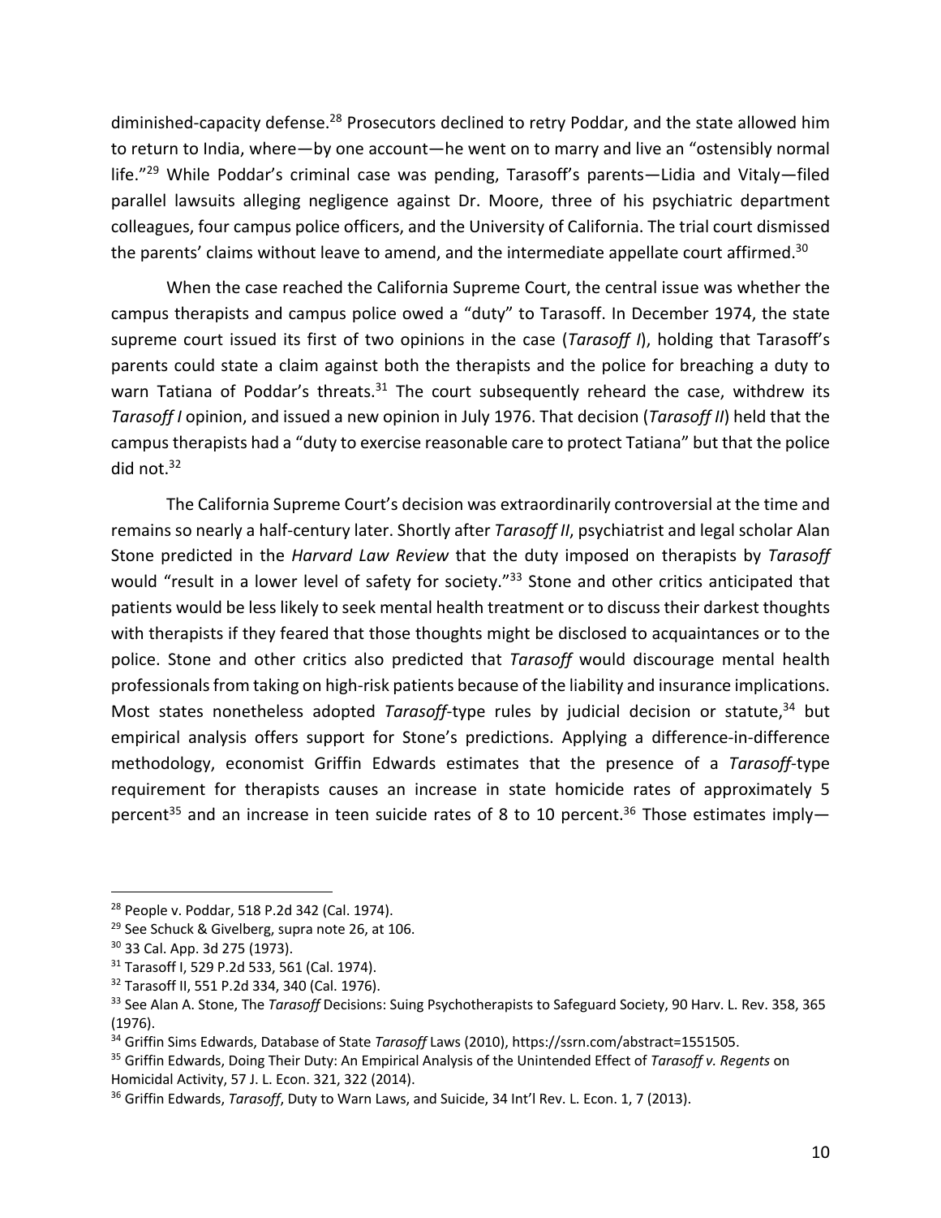diminished-capacity defense.[28] Prosecutors declined to retry Poddar, and the state allowed him to return to India, where—by one account—he went on to marry and live an "ostensibly normal life."[29] While Poddar's criminal case was pending, Tarasoff's parents—Lidia and Vitaly—filed parallel lawsuits alleging negligence against Dr. Moore, three of his psychiatric department colleagues, four campus police officers, and the University of California. The trial court dismissed the parents' claims without leave to amend, and the intermediate appellate court affirmed.[30]

When the case reached the California Supreme Court, the central issue was whether the campus therapists and campus police owed a "duty" to Tarasoff. In December 1974, the state supreme court issued its first of two opinions in the case (*Tarasoff I*), holding that Tarasoff's parents could state a claim against both the therapists and the police for breaching a duty to warn Tatiana of Poddar's threats.[31] The court subsequently reheard the case, withdrew its *Tarasoff I* opinion, and issued a new opinion in July 1976. That decision (*Tarasoff II*) held that the campus therapists had a "duty to exercise reasonable care to protect Tatiana" but that the police did not.[32]

The California Supreme Court's decision was extraordinarily controversial at the time and remains so nearly a half-century later. Shortly after *Tarasoff II*, psychiatrist and legal scholar Alan Stone predicted in the *Harvard Law Review* that the duty imposed on therapists by *Tarasoff* would "result in a lower level of safety for society."[33] Stone and other critics anticipated that patients would be less likely to seek mental health treatment or to discuss their darkest thoughts with therapists if they feared that those thoughts might be disclosed to acquaintances or to the police. Stone and other critics also predicted that *Tarasoff* would discourage mental health professionals from taking on high-risk patients because of the liability and insurance implications. Most states nonetheless adopted *Tarasoff*-type rules by judicial decision or statute,[34] but empirical analysis offers support for Stone's predictions. Applying a difference-in-difference methodology, economist Griffin Edwards estimates that the presence of a *Tarasoff*-type requirement for therapists causes an increase in state homicide rates of approximately 5 percent[35] and an increase in teen suicide rates of 8 to 10 percent.[36] Those estimates imply—

---

[28] People v. Poddar, 518 P.2d 342 (Cal. 1974).

[29] See Schuck & Givelberg, supra note 26, at 106.

[30] 33 Cal. App. 3d 275 (1973).

[31] Tarasoff I, 529 P.2d 533, 561 (Cal. 1974).

[32] Tarasoff II, 551 P.2d 334, 340 (Cal. 1976).

[33] See Alan A. Stone, The *Tarasoff* Decisions: Suing Psychotherapists to Safeguard Society, 90 Harv. L. Rev. 358, 365 (1976).

[34] Griffin Sims Edwards, Database of State *Tarasoff* Laws (2010), https://ssrn.com/abstract=1551505.

[35] Griffin Edwards, Doing Their Duty: An Empirical Analysis of the Unintended Effect of *Tarasoff v. Regents* on Homicidal Activity, 57 J. L. Econ. 321, 322 (2014).

[36] Griffin Edwards, *Tarasoff*, Duty to Warn Laws, and Suicide, 34 Int'l Rev. L. Econ. 1, 7 (2013).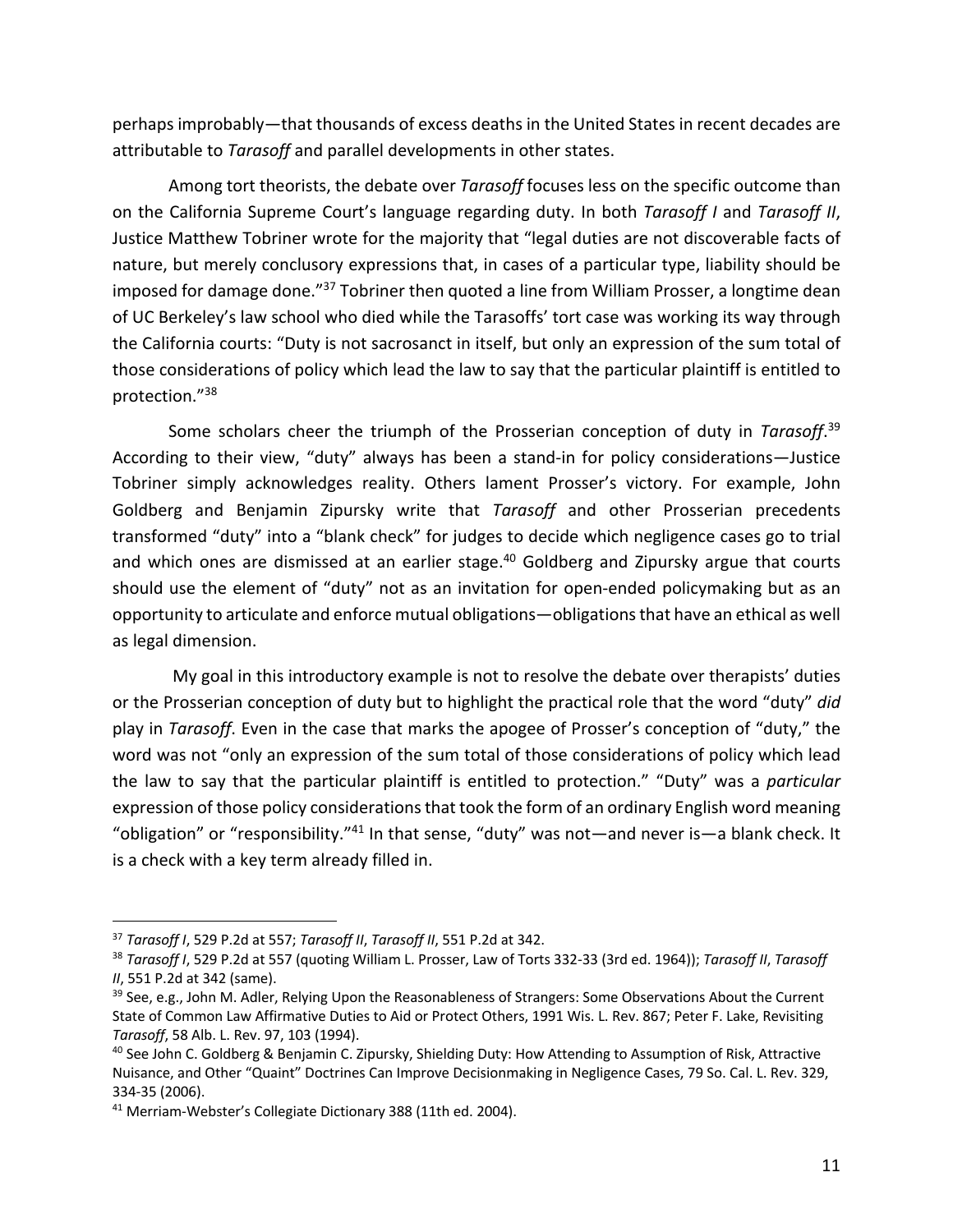perhaps improbably—that thousands of excess deaths in the United States in recent decades are attributable to *Tarasoff* and parallel developments in other states.

Among tort theorists, the debate over *Tarasoff* focuses less on the specific outcome than on the California Supreme Court's language regarding duty. In both *Tarasoff I* and *Tarasoff II*, Justice Matthew Tobriner wrote for the majority that "legal duties are not discoverable facts of nature, but merely conclusory expressions that, in cases of a particular type, liability should be imposed for damage done."[37] Tobriner then quoted a line from William Prosser, a longtime dean of UC Berkeley's law school who died while the Tarasoffs' tort case was working its way through the California courts: "Duty is not sacrosanct in itself, but only an expression of the sum total of those considerations of policy which lead the law to say that the particular plaintiff is entitled to protection."[38]

Some scholars cheer the triumph of the Prosserian conception of duty in *Tarasoff*.[39] According to their view, "duty" always has been a stand-in for policy considerations—Justice Tobriner simply acknowledges reality. Others lament Prosser's victory. For example, John Goldberg and Benjamin Zipursky write that *Tarasoff* and other Prosserian precedents transformed "duty" into a "blank check" for judges to decide which negligence cases go to trial and which ones are dismissed at an earlier stage.[40] Goldberg and Zipursky argue that courts should use the element of "duty" not as an invitation for open-ended policymaking but as an opportunity to articulate and enforce mutual obligations—obligations that have an ethical as well as legal dimension.

My goal in this introductory example is not to resolve the debate over therapists' duties or the Prosserian conception of duty but to highlight the practical role that the word "duty" *did* play in *Tarasoff*. Even in the case that marks the apogee of Prosser's conception of "duty," the word was not "only an expression of the sum total of those considerations of policy which lead the law to say that the particular plaintiff is entitled to protection." "Duty" was a *particular* expression of those policy considerations that took the form of an ordinary English word meaning "obligation" or "responsibility."[41] In that sense, "duty" was not—and never is—a blank check. It is a check with a key term already filled in.

---

[37] *Tarasoff I*, 529 P.2d at 557; *Tarasoff II*, *Tarasoff II*, 551 P.2d at 342.

[38] *Tarasoff I*, 529 P.2d at 557 (quoting William L. Prosser, Law of Torts 332-33 (3rd ed. 1964)); *Tarasoff II*, *Tarasoff II*, 551 P.2d at 342 (same).

[39] See, e.g., John M. Adler, Relying Upon the Reasonableness of Strangers: Some Observations About the Current State of Common Law Affirmative Duties to Aid or Protect Others, 1991 Wis. L. Rev. 867; Peter F. Lake, Revisiting *Tarasoff*, 58 Alb. L. Rev. 97, 103 (1994).

[40] See John C. Goldberg & Benjamin C. Zipursky, Shielding Duty: How Attending to Assumption of Risk, Attractive Nuisance, and Other "Quaint" Doctrines Can Improve Decisionmaking in Negligence Cases, 79 So. Cal. L. Rev. 329, 334-35 (2006).

[41] Merriam-Webster's Collegiate Dictionary 388 (11th ed. 2004).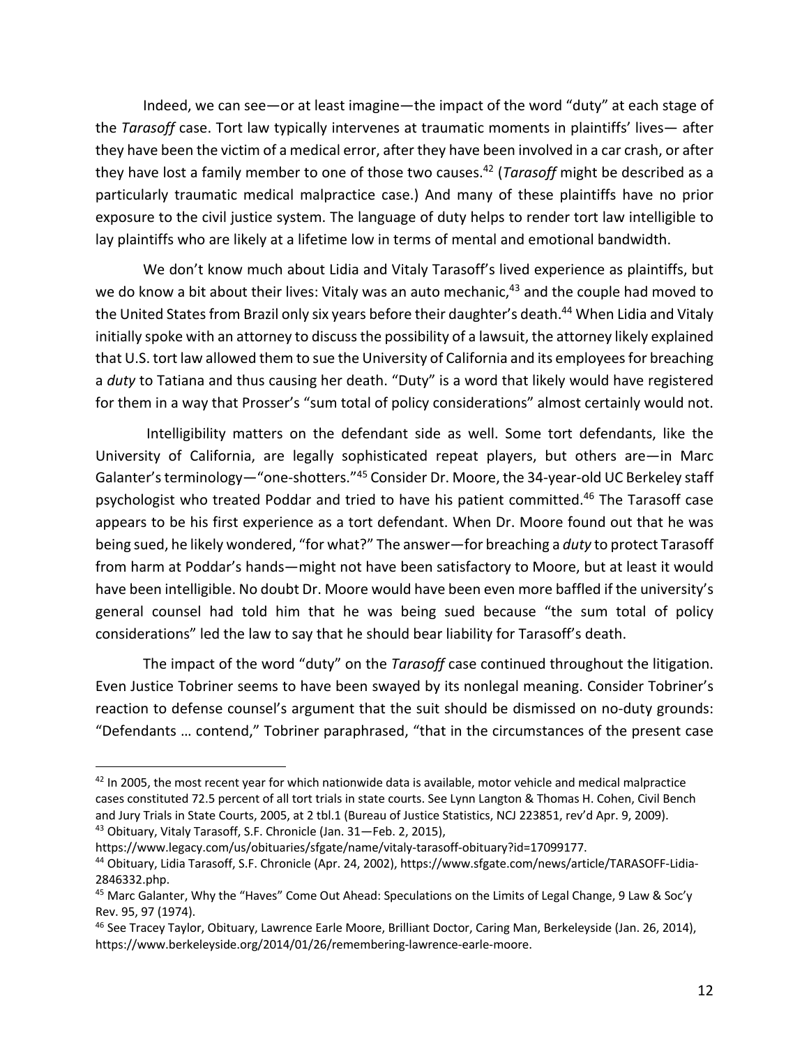Indeed, we can see—or at least imagine—the impact of the word "duty" at each stage of the *Tarasoff* case. Tort law typically intervenes at traumatic moments in plaintiffs' lives— after they have been the victim of a medical error, after they have been involved in a car crash, or after they have lost a family member to one of those two causes.[42] (*Tarasoff* might be described as a particularly traumatic medical malpractice case.) And many of these plaintiffs have no prior exposure to the civil justice system. The language of duty helps to render tort law intelligible to lay plaintiffs who are likely at a lifetime low in terms of mental and emotional bandwidth.

We don't know much about Lidia and Vitaly Tarasoff's lived experience as plaintiffs, but we do know a bit about their lives: Vitaly was an auto mechanic,[43] and the couple had moved to the United States from Brazil only six years before their daughter's death.[44] When Lidia and Vitaly initially spoke with an attorney to discuss the possibility of a lawsuit, the attorney likely explained that U.S. tort law allowed them to sue the University of California and its employees for breaching a *duty* to Tatiana and thus causing her death. "Duty" is a word that likely would have registered for them in a way that Prosser's "sum total of policy considerations" almost certainly would not.

Intelligibility matters on the defendant side as well. Some tort defendants, like the University of California, are legally sophisticated repeat players, but others are—in Marc Galanter's terminology—"one-shotters."[45] Consider Dr. Moore, the 34-year-old UC Berkeley staff psychologist who treated Poddar and tried to have his patient committed.[46] The Tarasoff case appears to be his first experience as a tort defendant. When Dr. Moore found out that he was being sued, he likely wondered, "for what?" The answer—for breaching a *duty* to protect Tarasoff from harm at Poddar's hands—might not have been satisfactory to Moore, but at least it would have been intelligible. No doubt Dr. Moore would have been even more baffled if the university's general counsel had told him that he was being sued because "the sum total of policy considerations" led the law to say that he should bear liability for Tarasoff's death.

The impact of the word "duty" on the *Tarasoff* case continued throughout the litigation. Even Justice Tobriner seems to have been swayed by its nonlegal meaning. Consider Tobriner's reaction to defense counsel's argument that the suit should be dismissed on no-duty grounds: "Defendants … contend," Tobriner paraphrased, "that in the circumstances of the present case

---

[42] In 2005, the most recent year for which nationwide data is available, motor vehicle and medical malpractice cases constituted 72.5 percent of all tort trials in state courts. See Lynn Langton & Thomas H. Cohen, Civil Bench and Jury Trials in State Courts, 2005, at 2 tbl.1 (Bureau of Justice Statistics, NCJ 223851, rev'd Apr. 9, 2009).

[43] Obituary, Vitaly Tarasoff, S.F. Chronicle (Jan. 31—Feb. 2, 2015), https://www.legacy.com/us/obituaries/sfgate/name/vitaly-tarasoff-obituary?id=17099177.

[44] Obituary, Lidia Tarasoff, S.F. Chronicle (Apr. 24, 2002), https://www.sfgate.com/news/article/TARASOFF-Lidia-2846332.php.

[45] Marc Galanter, Why the "Haves" Come Out Ahead: Speculations on the Limits of Legal Change, 9 Law & Soc'y Rev. 95, 97 (1974).

[46] See Tracey Taylor, Obituary, Lawrence Earle Moore, Brilliant Doctor, Caring Man, Berkeleyside (Jan. 26, 2014), https://www.berkeleyside.org/2014/01/26/remembering-lawrence-earle-moore.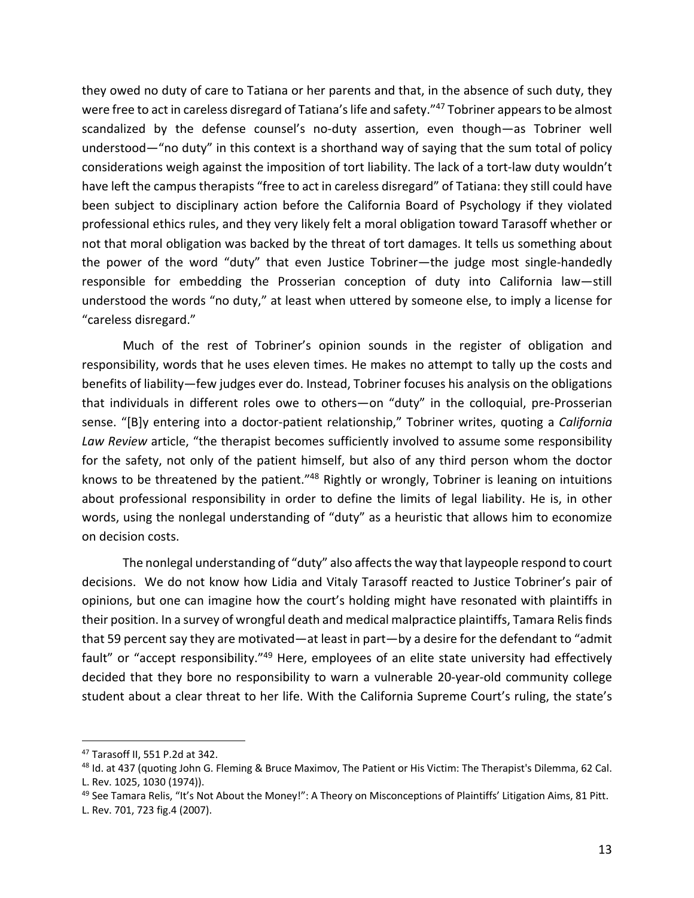they owed no duty of care to Tatiana or her parents and that, in the absence of such duty, they were free to act in careless disregard of Tatiana's life and safety."[47] Tobriner appears to be almost scandalized by the defense counsel's no-duty assertion, even though—as Tobriner well understood—"no duty" in this context is a shorthand way of saying that the sum total of policy considerations weigh against the imposition of tort liability. The lack of a tort-law duty wouldn't have left the campus therapists "free to act in careless disregard" of Tatiana: they still could have been subject to disciplinary action before the California Board of Psychology if they violated professional ethics rules, and they very likely felt a moral obligation toward Tarasoff whether or not that moral obligation was backed by the threat of tort damages. It tells us something about the power of the word "duty" that even Justice Tobriner—the judge most single-handedly responsible for embedding the Prosserian conception of duty into California law—still understood the words "no duty," at least when uttered by someone else, to imply a license for "careless disregard."

Much of the rest of Tobriner's opinion sounds in the register of obligation and responsibility, words that he uses eleven times. He makes no attempt to tally up the costs and benefits of liability—few judges ever do. Instead, Tobriner focuses his analysis on the obligations that individuals in different roles owe to others—on "duty" in the colloquial, pre-Prosserian sense. "[B]y entering into a doctor-patient relationship," Tobriner writes, quoting a *California Law Review* article, "the therapist becomes sufficiently involved to assume some responsibility for the safety, not only of the patient himself, but also of any third person whom the doctor knows to be threatened by the patient."[48] Rightly or wrongly, Tobriner is leaning on intuitions about professional responsibility in order to define the limits of legal liability. He is, in other words, using the nonlegal understanding of "duty" as a heuristic that allows him to economize on decision costs.

The nonlegal understanding of "duty" also affects the way that laypeople respond to court decisions. We do not know how Lidia and Vitaly Tarasoff reacted to Justice Tobriner's pair of opinions, but one can imagine how the court's holding might have resonated with plaintiffs in their position. In a survey of wrongful death and medical malpractice plaintiffs, Tamara Relis finds that 59 percent say they are motivated—at least in part—by a desire for the defendant to "admit fault" or "accept responsibility."[49] Here, employees of an elite state university had effectively decided that they bore no responsibility to warn a vulnerable 20-year-old community college student about a clear threat to her life. With the California Supreme Court's ruling, the state's

---

[47] Tarasoff II, 551 P.2d at 342.

[48] Id. at 437 (quoting John G. Fleming & Bruce Maximov, The Patient or His Victim: The Therapist's Dilemma, 62 Cal. L. Rev. 1025, 1030 (1974)).

[49] See Tamara Relis, "It's Not About the Money!": A Theory on Misconceptions of Plaintiffs' Litigation Aims, 81 Pitt. L. Rev. 701, 723 fig.4 (2007).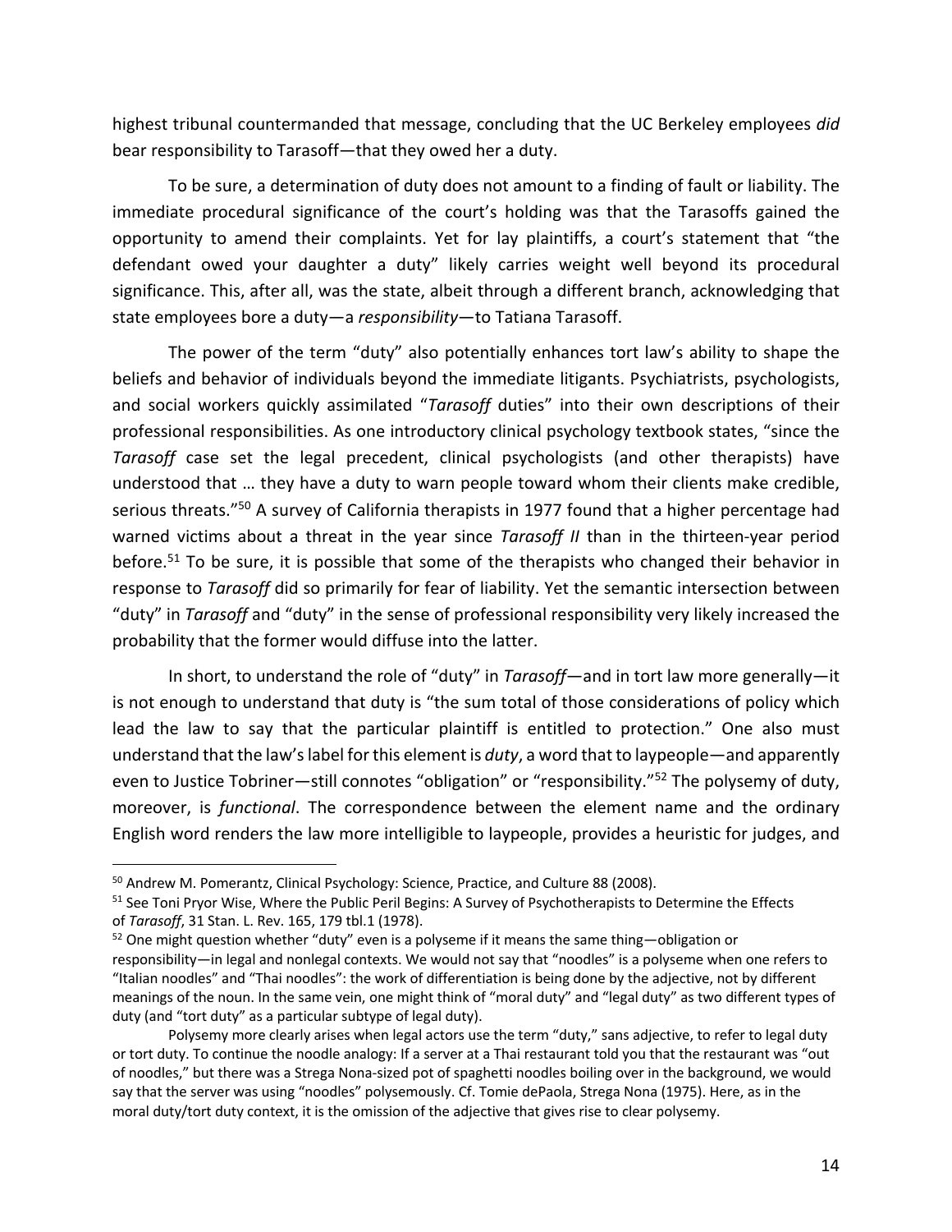highest tribunal countermanded that message, concluding that the UC Berkeley employees *did* bear responsibility to Tarasoff—that they owed her a duty.

To be sure, a determination of duty does not amount to a finding of fault or liability. The immediate procedural significance of the court's holding was that the Tarasoffs gained the opportunity to amend their complaints. Yet for lay plaintiffs, a court's statement that "the defendant owed your daughter a duty" likely carries weight well beyond its procedural significance. This, after all, was the state, albeit through a different branch, acknowledging that state employees bore a duty—a *responsibility*—to Tatiana Tarasoff.

The power of the term "duty" also potentially enhances tort law's ability to shape the beliefs and behavior of individuals beyond the immediate litigants. Psychiatrists, psychologists, and social workers quickly assimilated "*Tarasoff* duties" into their own descriptions of their professional responsibilities. As one introductory clinical psychology textbook states, "since the *Tarasoff* case set the legal precedent, clinical psychologists (and other therapists) have understood that … they have a duty to warn people toward whom their clients make credible, serious threats."[50] A survey of California therapists in 1977 found that a higher percentage had warned victims about a threat in the year since *Tarasoff II* than in the thirteen-year period before.[51] To be sure, it is possible that some of the therapists who changed their behavior in response to *Tarasoff* did so primarily for fear of liability. Yet the semantic intersection between "duty" in *Tarasoff* and "duty" in the sense of professional responsibility very likely increased the probability that the former would diffuse into the latter.

In short, to understand the role of "duty" in *Tarasoff*—and in tort law more generally—it is not enough to understand that duty is "the sum total of those considerations of policy which lead the law to say that the particular plaintiff is entitled to protection." One also must understand that the law's label for this element is *duty*, a word that to laypeople—and apparently even to Justice Tobriner—still connotes "obligation" or "responsibility."[52] The polysemy of duty, moreover, is *functional*. The correspondence between the element name and the ordinary English word renders the law more intelligible to laypeople, provides a heuristic for judges, and

---

[50] Andrew M. Pomerantz, Clinical Psychology: Science, Practice, and Culture 88 (2008).

[51] See Toni Pryor Wise, Where the Public Peril Begins: A Survey of Psychotherapists to Determine the Effects of *Tarasoff*, 31 Stan. L. Rev. 165, 179 tbl.1 (1978).

[52] One might question whether "duty" even is a polyseme if it means the same thing—obligation or responsibility—in legal and nonlegal contexts. We would not say that "noodles" is a polyseme when one refers to "Italian noodles" and "Thai noodles": the work of differentiation is being done by the adjective, not by different meanings of the noun. In the same vein, one might think of "moral duty" and "legal duty" as two different types of duty (and "tort duty" as a particular subtype of legal duty).

Polysemy more clearly arises when legal actors use the term "duty," sans adjective, to refer to legal duty or tort duty. To continue the noodle analogy: If a server at a Thai restaurant told you that the restaurant was "out of noodles," but there was a Strega Nona-sized pot of spaghetti noodles boiling over in the background, we would say that the server was using "noodles" polysemously. Cf. Tomie dePaola, Strega Nona (1975). Here, as in the moral duty/tort duty context, it is the omission of the adjective that gives rise to clear polysemy.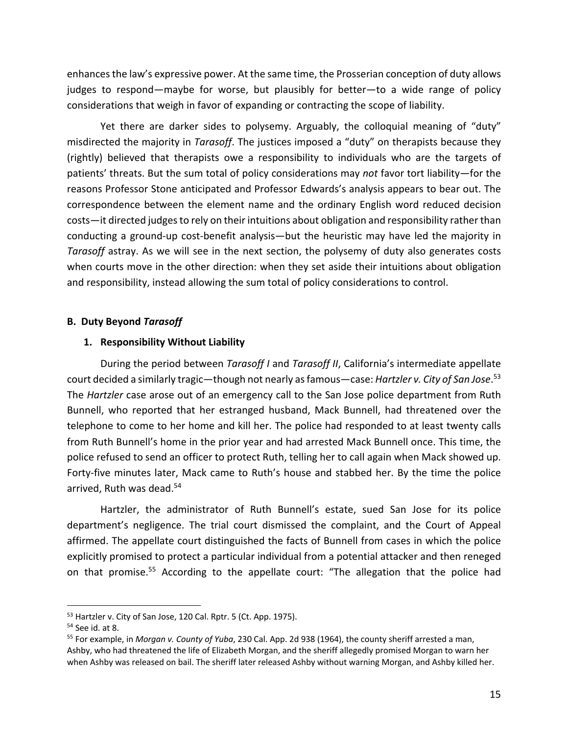enhances the law's expressive power. At the same time, the Prosserian conception of duty allows judges to respond—maybe for worse, but plausibly for better—to a wide range of policy considerations that weigh in favor of expanding or contracting the scope of liability.

Yet there are darker sides to polysemy. Arguably, the colloquial meaning of "duty" misdirected the majority in *Tarasoff*. The justices imposed a "duty" on therapists because they (rightly) believed that therapists owe a responsibility to individuals who are the targets of patients' threats. But the sum total of policy considerations may *not* favor tort liability—for the reasons Professor Stone anticipated and Professor Edwards's analysis appears to bear out. The correspondence between the element name and the ordinary English word reduced decision costs—it directed judges to rely on their intuitions about obligation and responsibility rather than conducting a ground-up cost-benefit analysis—but the heuristic may have led the majority in *Tarasoff* astray. As we will see in the next section, the polysemy of duty also generates costs when courts move in the other direction: when they set aside their intuitions about obligation and responsibility, instead allowing the sum total of policy considerations to control.

### B. Duty Beyond *Tarasoff*

#### 1. Responsibility Without Liability

During the period between *Tarasoff I* and *Tarasoff II*, California's intermediate appellate court decided a similarly tragic—though not nearly as famous—case: *Hartzler v. City of San Jose*.[53] The *Hartzler* case arose out of an emergency call to the San Jose police department from Ruth Bunnell, who reported that her estranged husband, Mack Bunnell, had threatened over the telephone to come to her home and kill her. The police had responded to at least twenty calls from Ruth Bunnell's home in the prior year and had arrested Mack Bunnell once. This time, the police refused to send an officer to protect Ruth, telling her to call again when Mack showed up. Forty-five minutes later, Mack came to Ruth's house and stabbed her. By the time the police arrived, Ruth was dead.[54]

Hartzler, the administrator of Ruth Bunnell's estate, sued San Jose for its police department's negligence. The trial court dismissed the complaint, and the Court of Appeal affirmed. The appellate court distinguished the facts of Bunnell from cases in which the police explicitly promised to protect a particular individual from a potential attacker and then reneged on that promise.[55] According to the appellate court: "The allegation that the police had

---

[53] Hartzler v. City of San Jose, 120 Cal. Rptr. 5 (Ct. App. 1975).

[54] See id. at 8.

[55] For example, in *Morgan v. County of Yuba*, 230 Cal. App. 2d 938 (1964), the county sheriff arrested a man, Ashby, who had threatened the life of Elizabeth Morgan, and the sheriff allegedly promised Morgan to warn her when Ashby was released on bail. The sheriff later released Ashby without warning Morgan, and Ashby killed her.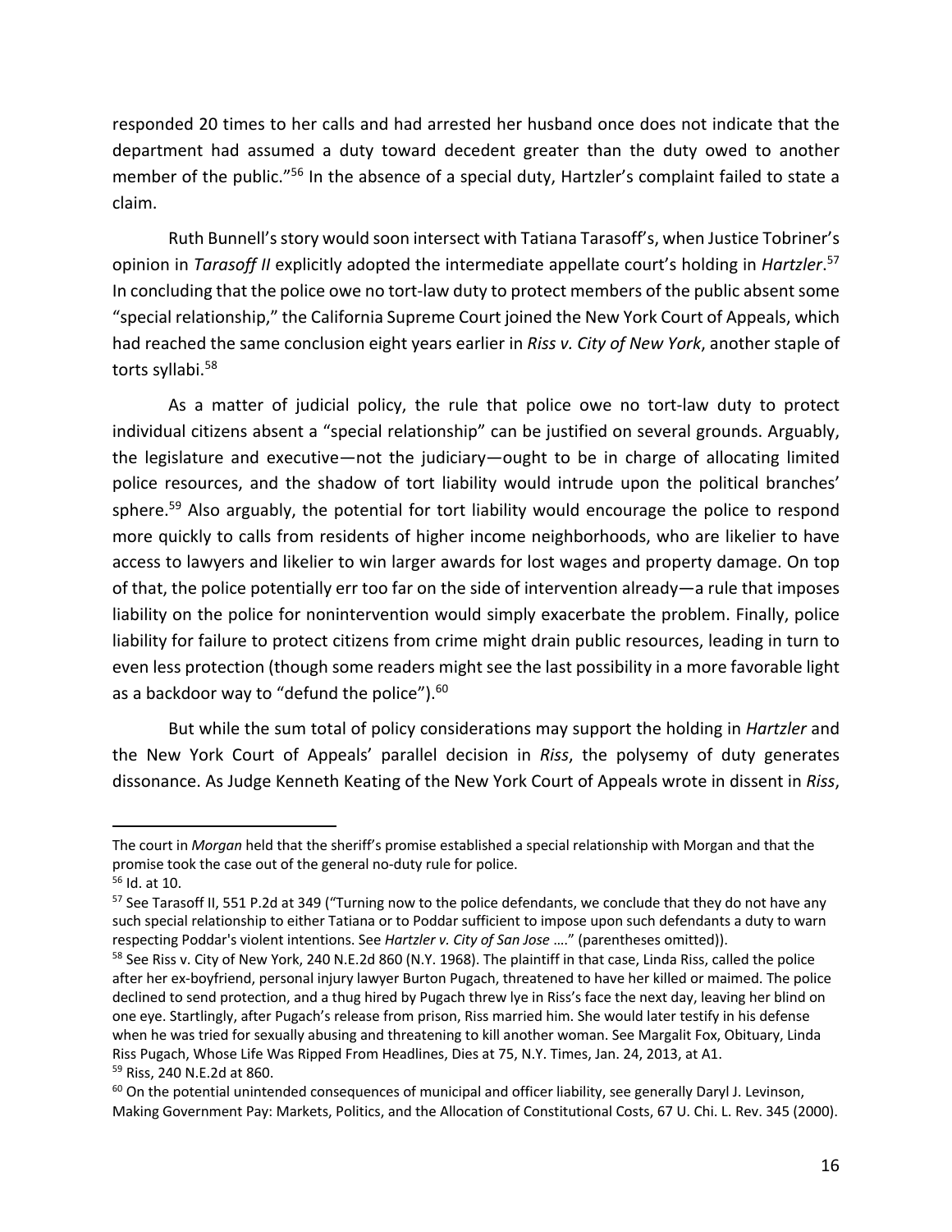responded 20 times to her calls and had arrested her husband once does not indicate that the department had assumed a duty toward decedent greater than the duty owed to another member of the public."[56] In the absence of a special duty, Hartzler's complaint failed to state a claim.

Ruth Bunnell's story would soon intersect with Tatiana Tarasoff's, when Justice Tobriner's opinion in *Tarasoff II* explicitly adopted the intermediate appellate court's holding in *Hartzler*.[57] In concluding that the police owe no tort-law duty to protect members of the public absent some "special relationship," the California Supreme Court joined the New York Court of Appeals, which had reached the same conclusion eight years earlier in *Riss v. City of New York*, another staple of torts syllabi.[58]

As a matter of judicial policy, the rule that police owe no tort-law duty to protect individual citizens absent a "special relationship" can be justified on several grounds. Arguably, the legislature and executive—not the judiciary—ought to be in charge of allocating limited police resources, and the shadow of tort liability would intrude upon the political branches' sphere.[59] Also arguably, the potential for tort liability would encourage the police to respond more quickly to calls from residents of higher income neighborhoods, who are likelier to have access to lawyers and likelier to win larger awards for lost wages and property damage. On top of that, the police potentially err too far on the side of intervention already—a rule that imposes liability on the police for nonintervention would simply exacerbate the problem. Finally, police liability for failure to protect citizens from crime might drain public resources, leading in turn to even less protection (though some readers might see the last possibility in a more favorable light as a backdoor way to "defund the police").[60]

But while the sum total of policy considerations may support the holding in *Hartzler* and the New York Court of Appeals' parallel decision in *Riss*, the polysemy of duty generates dissonance. As Judge Kenneth Keating of the New York Court of Appeals wrote in dissent in *Riss*,

---

The court in *Morgan* held that the sheriff's promise established a special relationship with Morgan and that the promise took the case out of the general no-duty rule for police.

[56] Id. at 10.

[57] See Tarasoff II, 551 P.2d at 349 ("Turning now to the police defendants, we conclude that they do not have any such special relationship to either Tatiana or to Poddar sufficient to impose upon such defendants a duty to warn respecting Poddar's violent intentions. See *Hartzler v. City of San Jose* …." (parentheses omitted)).

[58] See Riss v. City of New York, 240 N.E.2d 860 (N.Y. 1968). The plaintiff in that case, Linda Riss, called the police after her ex-boyfriend, personal injury lawyer Burton Pugach, threatened to have her killed or maimed. The police declined to send protection, and a thug hired by Pugach threw lye in Riss's face the next day, leaving her blind on one eye. Startlingly, after Pugach's release from prison, Riss married him. She would later testify in his defense when he was tried for sexually abusing and threatening to kill another woman. See Margalit Fox, Obituary, Linda Riss Pugach, Whose Life Was Ripped From Headlines, Dies at 75, N.Y. Times, Jan. 24, 2013, at A1.

[59] Riss, 240 N.E.2d at 860.

[60] On the potential unintended consequences of municipal and officer liability, see generally Daryl J. Levinson, Making Government Pay: Markets, Politics, and the Allocation of Constitutional Costs, 67 U. Chi. L. Rev. 345 (2000).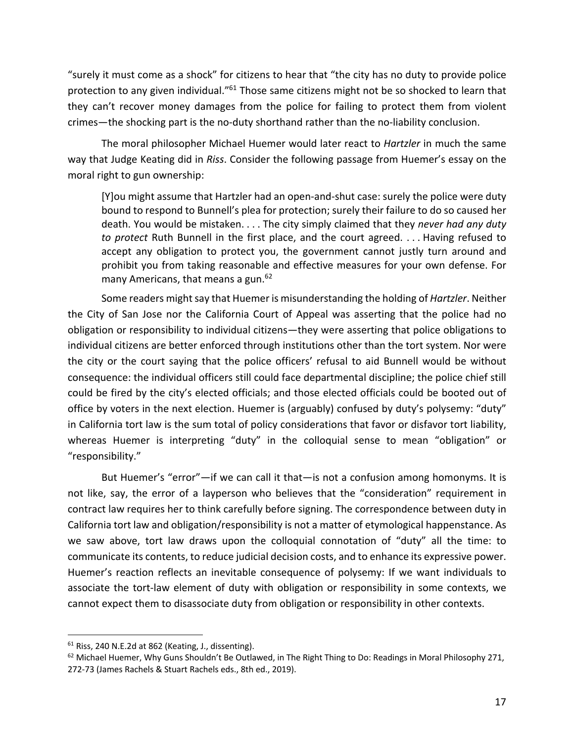"surely it must come as a shock" for citizens to hear that "the city has no duty to provide police protection to any given individual."[61] Those same citizens might not be so shocked to learn that they can't recover money damages from the police for failing to protect them from violent crimes—the shocking part is the no-duty shorthand rather than the no-liability conclusion.

The moral philosopher Michael Huemer would later react to *Hartzler* in much the same way that Judge Keating did in *Riss*. Consider the following passage from Huemer's essay on the moral right to gun ownership:

> [Y]ou might assume that Hartzler had an open-and-shut case: surely the police were duty bound to respond to Bunnell's plea for protection; surely their failure to do so caused her death. You would be mistaken. . . . The city simply claimed that they *never had any duty to protect* Ruth Bunnell in the first place, and the court agreed. . . . Having refused to accept any obligation to protect you, the government cannot justly turn around and prohibit you from taking reasonable and effective measures for your own defense. For many Americans, that means a gun.[62]

Some readers might say that Huemer is misunderstanding the holding of *Hartzler*. Neither the City of San Jose nor the California Court of Appeal was asserting that the police had no obligation or responsibility to individual citizens—they were asserting that police obligations to individual citizens are better enforced through institutions other than the tort system. Nor were the city or the court saying that the police officers' refusal to aid Bunnell would be without consequence: the individual officers still could face departmental discipline; the police chief still could be fired by the city's elected officials; and those elected officials could be booted out of office by voters in the next election. Huemer is (arguably) confused by duty's polysemy: "duty" in California tort law is the sum total of policy considerations that favor or disfavor tort liability, whereas Huemer is interpreting "duty" in the colloquial sense to mean "obligation" or "responsibility."

But Huemer's "error"—if we can call it that—is not a confusion among homonyms. It is not like, say, the error of a layperson who believes that the "consideration" requirement in contract law requires her to think carefully before signing. The correspondence between duty in California tort law and obligation/responsibility is not a matter of etymological happenstance. As we saw above, tort law draws upon the colloquial connotation of "duty" all the time: to communicate its contents, to reduce judicial decision costs, and to enhance its expressive power. Huemer's reaction reflects an inevitable consequence of polysemy: If we want individuals to associate the tort-law element of duty with obligation or responsibility in some contexts, we cannot expect them to disassociate duty from obligation or responsibility in other contexts.

---

[61] Riss, 240 N.E.2d at 862 (Keating, J., dissenting).

[62] Michael Huemer, Why Guns Shouldn't Be Outlawed, in The Right Thing to Do: Readings in Moral Philosophy 271, 272-73 (James Rachels & Stuart Rachels eds., 8th ed., 2019).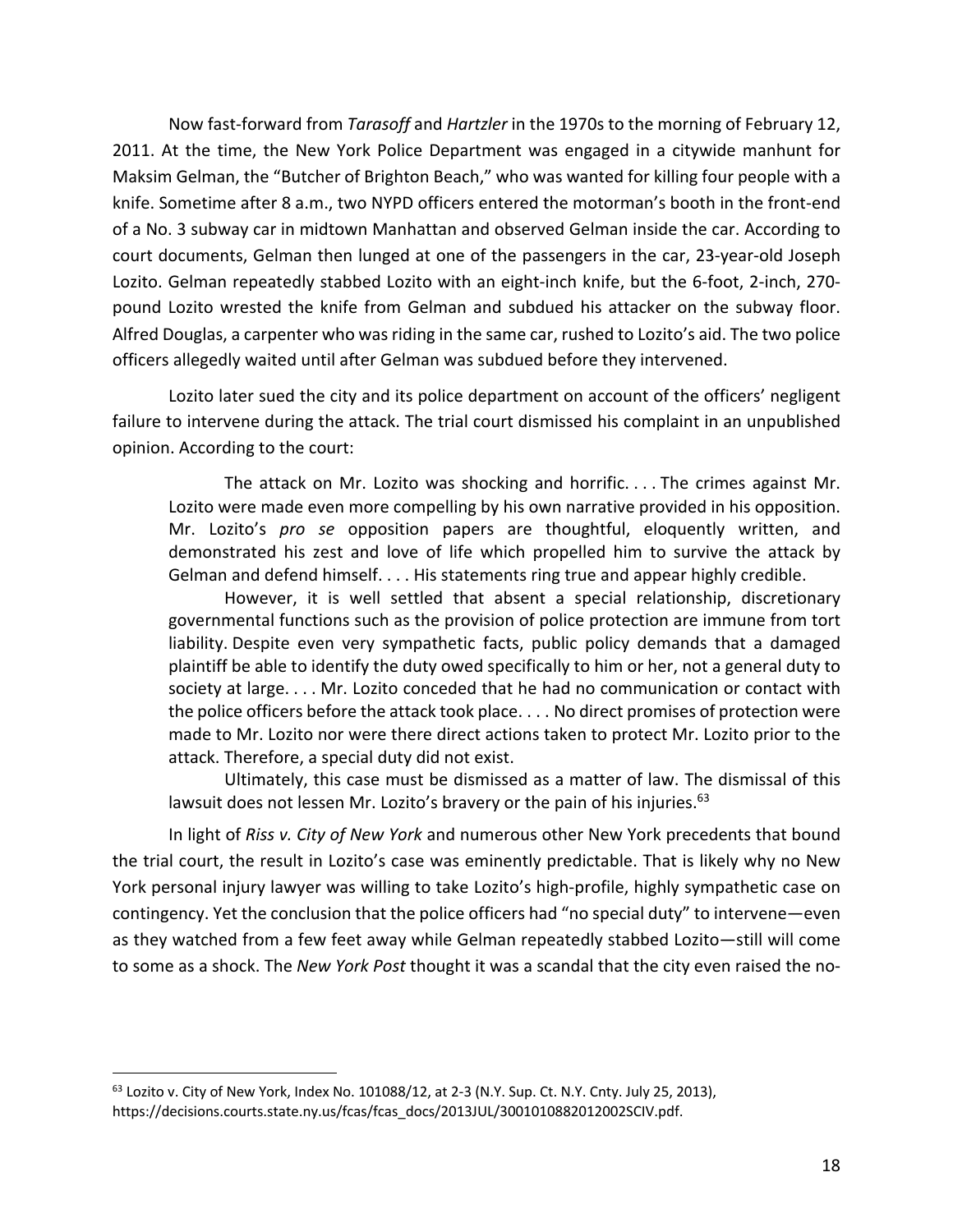Now fast-forward from *Tarasoff* and *Hartzler* in the 1970s to the morning of February 12, 2011. At the time, the New York Police Department was engaged in a citywide manhunt for Maksim Gelman, the "Butcher of Brighton Beach," who was wanted for killing four people with a knife. Sometime after 8 a.m., two NYPD officers entered the motorman's booth in the front-end of a No. 3 subway car in midtown Manhattan and observed Gelman inside the car. According to court documents, Gelman then lunged at one of the passengers in the car, 23-year-old Joseph Lozito. Gelman repeatedly stabbed Lozito with an eight-inch knife, but the 6-foot, 2-inch, 270-pound Lozito wrested the knife from Gelman and subdued his attacker on the subway floor. Alfred Douglas, a carpenter who was riding in the same car, rushed to Lozito's aid. The two police officers allegedly waited until after Gelman was subdued before they intervened.

Lozito later sued the city and its police department on account of the officers' negligent failure to intervene during the attack. The trial court dismissed his complaint in an unpublished opinion. According to the court:

> The attack on Mr. Lozito was shocking and horrific. . . . The crimes against Mr. Lozito were made even more compelling by his own narrative provided in his opposition. Mr. Lozito's *pro se* opposition papers are thoughtful, eloquently written, and demonstrated his zest and love of life which propelled him to survive the attack by Gelman and defend himself. . . . His statements ring true and appear highly credible.
>
> However, it is well settled that absent a special relationship, discretionary governmental functions such as the provision of police protection are immune from tort liability. Despite even very sympathetic facts, public policy demands that a damaged plaintiff be able to identify the duty owed specifically to him or her, not a general duty to society at large. . . . Mr. Lozito conceded that he had no communication or contact with the police officers before the attack took place. . . . No direct promises of protection were made to Mr. Lozito nor were there direct actions taken to protect Mr. Lozito prior to the attack. Therefore, a special duty did not exist.
>
> Ultimately, this case must be dismissed as a matter of law. The dismissal of this lawsuit does not lessen Mr. Lozito's bravery or the pain of his injuries.[63]

In light of *Riss v. City of New York* and numerous other New York precedents that bound the trial court, the result in Lozito's case was eminently predictable. That is likely why no New York personal injury lawyer was willing to take Lozito's high-profile, highly sympathetic case on contingency. Yet the conclusion that the police officers had "no special duty" to intervene—even as they watched from a few feet away while Gelman repeatedly stabbed Lozito—still will come to some as a shock. The *New York Post* thought it was a scandal that the city even raised the no-

---

[63] Lozito v. City of New York, Index No. 101088/12, at 2-3 (N.Y. Sup. Ct. N.Y. Cnty. July 25, 2013), https://decisions.courts.state.ny.us/fcas/fcas_docs/2013JUL/3001010882012002SCIV.pdf.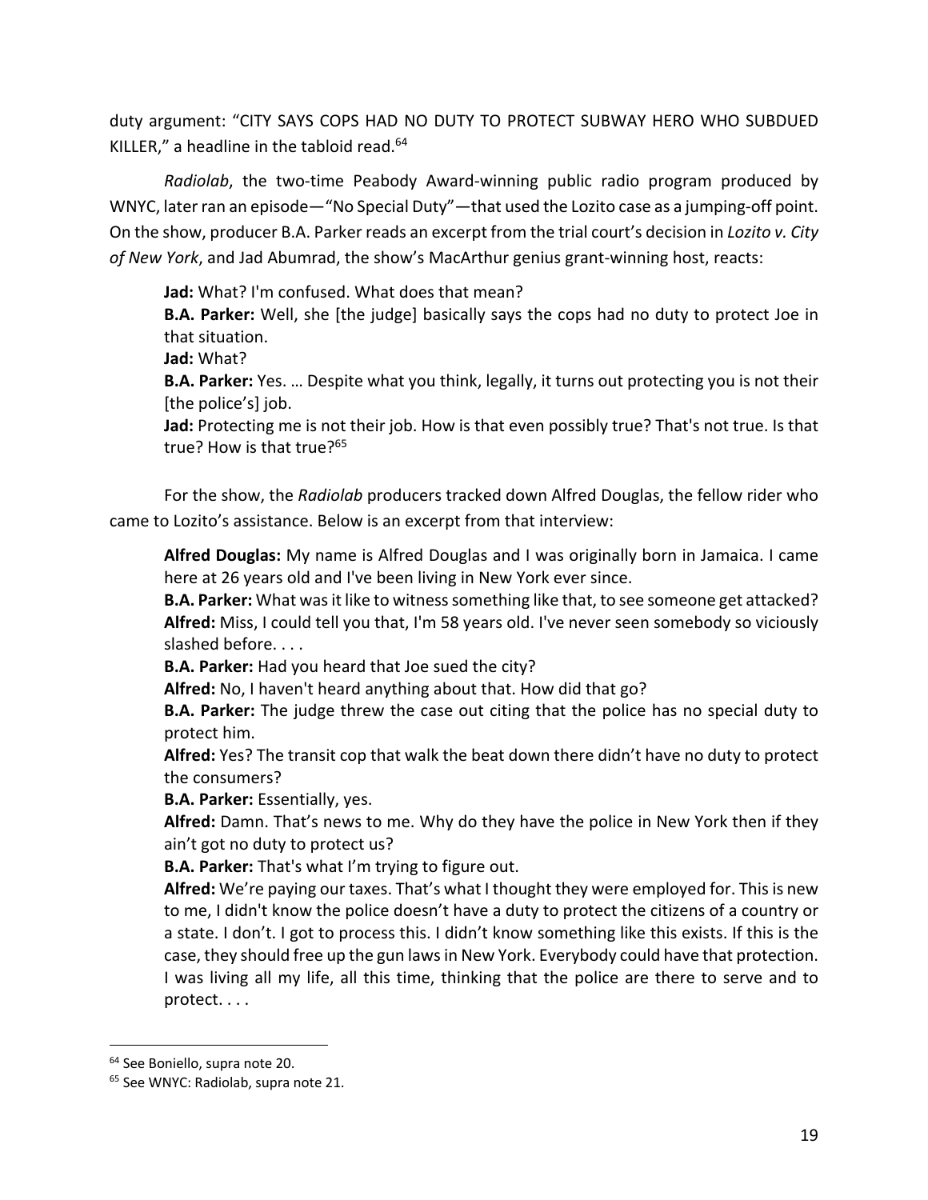duty argument: "CITY SAYS COPS HAD NO DUTY TO PROTECT SUBWAY HERO WHO SUBDUED KILLER," a headline in the tabloid read.[64]

*Radiolab*, the two-time Peabody Award-winning public radio program produced by WNYC, later ran an episode—"No Special Duty"—that used the Lozito case as a jumping-off point. On the show, producer B.A. Parker reads an excerpt from the trial court's decision in *Lozito v. City of New York*, and Jad Abumrad, the show's MacArthur genius grant-winning host, reacts:

> **Jad:** What? I'm confused. What does that mean?
> **B.A. Parker:** Well, she [the judge] basically says the cops had no duty to protect Joe in that situation.
> **Jad:** What?
> **B.A. Parker:** Yes. … Despite what you think, legally, it turns out protecting you is not their [the police's] job.
> **Jad:** Protecting me is not their job. How is that even possibly true? That's not true. Is that true? How is that true?[65]

For the show, the *Radiolab* producers tracked down Alfred Douglas, the fellow rider who came to Lozito's assistance. Below is an excerpt from that interview:

> **Alfred Douglas:** My name is Alfred Douglas and I was originally born in Jamaica. I came here at 26 years old and I've been living in New York ever since.
> **B.A. Parker:** What was it like to witness something like that, to see someone get attacked?
> **Alfred:** Miss, I could tell you that, I'm 58 years old. I've never seen somebody so viciously slashed before. . . .
> **B.A. Parker:** Had you heard that Joe sued the city?
> **Alfred:** No, I haven't heard anything about that. How did that go?
> **B.A. Parker:** The judge threw the case out citing that the police has no special duty to protect him.
> **Alfred:** Yes? The transit cop that walk the beat down there didn't have no duty to protect the consumers?
> **B.A. Parker:** Essentially, yes.
> **Alfred:** Damn. That's news to me. Why do they have the police in New York then if they ain't got no duty to protect us?
> **B.A. Parker:** That's what I'm trying to figure out.
> **Alfred:** We're paying our taxes. That's what I thought they were employed for. This is new to me, I didn't know the police doesn't have a duty to protect the citizens of a country or a state. I don't. I got to process this. I didn't know something like this exists. If this is the case, they should free up the gun laws in New York. Everybody could have that protection. I was living all my life, all this time, thinking that the police are there to serve and to protect. . . .

---

[64] See Boniello, supra note 20.

[65] See WNYC: Radiolab, supra note 21.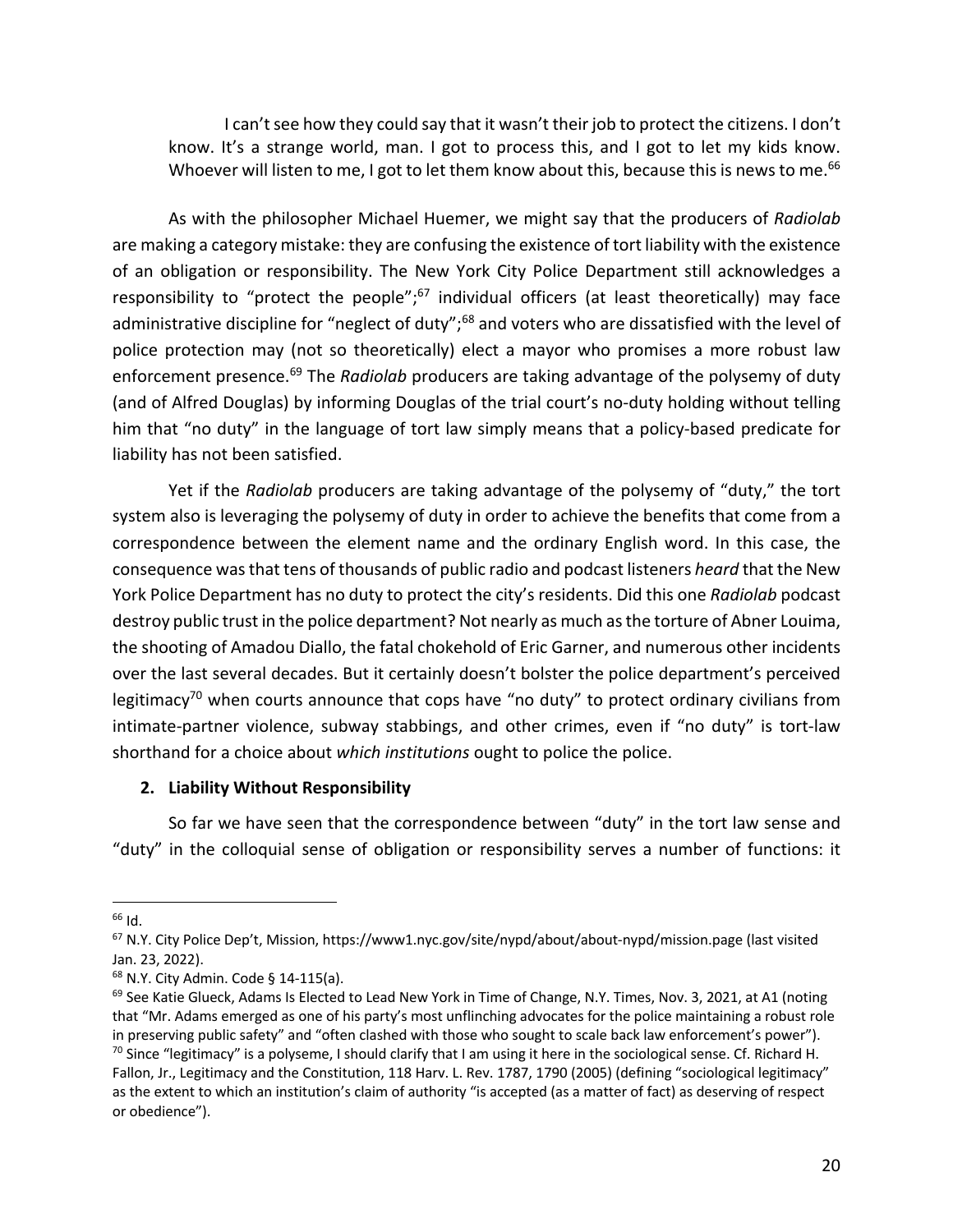> I can't see how they could say that it wasn't their job to protect the citizens. I don't know. It's a strange world, man. I got to process this, and I got to let my kids know. Whoever will listen to me, I got to let them know about this, because this is news to me.[66]

As with the philosopher Michael Huemer, we might say that the producers of *Radiolab* are making a category mistake: they are confusing the existence of tort liability with the existence of an obligation or responsibility. The New York City Police Department still acknowledges a responsibility to "protect the people";[67] individual officers (at least theoretically) may face administrative discipline for "neglect of duty";[68] and voters who are dissatisfied with the level of police protection may (not so theoretically) elect a mayor who promises a more robust law enforcement presence.[69] The *Radiolab* producers are taking advantage of the polysemy of duty (and of Alfred Douglas) by informing Douglas of the trial court's no-duty holding without telling him that "no duty" in the language of tort law simply means that a policy-based predicate for liability has not been satisfied.

Yet if the *Radiolab* producers are taking advantage of the polysemy of "duty," the tort system also is leveraging the polysemy of duty in order to achieve the benefits that come from a correspondence between the element name and the ordinary English word. In this case, the consequence was that tens of thousands of public radio and podcast listeners *heard* that the New York Police Department has no duty to protect the city's residents. Did this one *Radiolab* podcast destroy public trust in the police department? Not nearly as much as the torture of Abner Louima, the shooting of Amadou Diallo, the fatal chokehold of Eric Garner, and numerous other incidents over the last several decades. But it certainly doesn't bolster the police department's perceived legitimacy[70] when courts announce that cops have "no duty" to protect ordinary civilians from intimate-partner violence, subway stabbings, and other crimes, even if "no duty" is tort-law shorthand for a choice about *which institutions* ought to police the police.

### 2. Liability Without Responsibility

So far we have seen that the correspondence between "duty" in the tort law sense and "duty" in the colloquial sense of obligation or responsibility serves a number of functions: it

---

[66] Id.

[67] N.Y. City Police Dep't, Mission, https://www1.nyc.gov/site/nypd/about/about-nypd/mission.page (last visited Jan. 23, 2022).

[68] N.Y. City Admin. Code § 14-115(a).

[69] See Katie Glueck, Adams Is Elected to Lead New York in Time of Change, N.Y. Times, Nov. 3, 2021, at A1 (noting that "Mr. Adams emerged as one of his party's most unflinching advocates for the police maintaining a robust role in preserving public safety" and "often clashed with those who sought to scale back law enforcement's power").

[70] Since "legitimacy" is a polyseme, I should clarify that I am using it here in the sociological sense. Cf. Richard H. Fallon, Jr., Legitimacy and the Constitution, 118 Harv. L. Rev. 1787, 1790 (2005) (defining "sociological legitimacy" as the extent to which an institution's claim of authority "is accepted (as a matter of fact) as deserving of respect or obedience").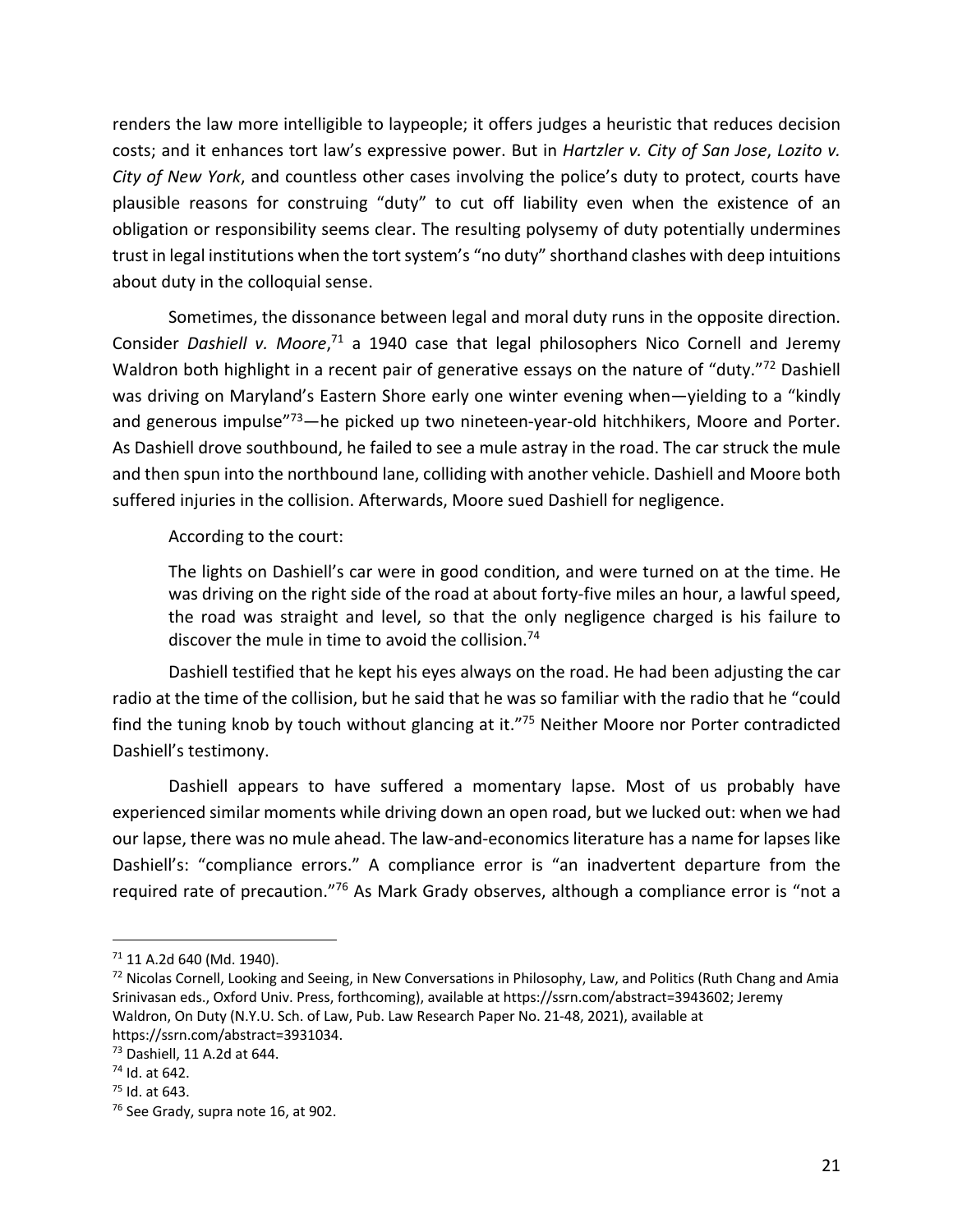renders the law more intelligible to laypeople; it offers judges a heuristic that reduces decision costs; and it enhances tort law's expressive power. But in *Hartzler v. City of San Jose*, *Lozito v. City of New York*, and countless other cases involving the police's duty to protect, courts have plausible reasons for construing "duty" to cut off liability even when the existence of an obligation or responsibility seems clear. The resulting polysemy of duty potentially undermines trust in legal institutions when the tort system's "no duty" shorthand clashes with deep intuitions about duty in the colloquial sense.

Sometimes, the dissonance between legal and moral duty runs in the opposite direction. Consider *Dashiell v. Moore*,[71] a 1940 case that legal philosophers Nico Cornell and Jeremy Waldron both highlight in a recent pair of generative essays on the nature of "duty."[72] Dashiell was driving on Maryland's Eastern Shore early one winter evening when—yielding to a "kindly and generous impulse"[73]—he picked up two nineteen-year-old hitchhikers, Moore and Porter. As Dashiell drove southbound, he failed to see a mule astray in the road. The car struck the mule and then spun into the northbound lane, colliding with another vehicle. Dashiell and Moore both suffered injuries in the collision. Afterwards, Moore sued Dashiell for negligence.

According to the court:

> The lights on Dashiell's car were in good condition, and were turned on at the time. He was driving on the right side of the road at about forty-five miles an hour, a lawful speed, the road was straight and level, so that the only negligence charged is his failure to discover the mule in time to avoid the collision.[74]

Dashiell testified that he kept his eyes always on the road. He had been adjusting the car radio at the time of the collision, but he said that he was so familiar with the radio that he "could find the tuning knob by touch without glancing at it."[75] Neither Moore nor Porter contradicted Dashiell's testimony.

Dashiell appears to have suffered a momentary lapse. Most of us probably have experienced similar moments while driving down an open road, but we lucked out: when we had our lapse, there was no mule ahead. The law-and-economics literature has a name for lapses like Dashiell's: "compliance errors." A compliance error is "an inadvertent departure from the required rate of precaution."[76] As Mark Grady observes, although a compliance error is "not a

---

[71] 11 A.2d 640 (Md. 1940).

[72] Nicolas Cornell, Looking and Seeing, in New Conversations in Philosophy, Law, and Politics (Ruth Chang and Amia Srinivasan eds., Oxford Univ. Press, forthcoming), available at https://ssrn.com/abstract=3943602; Jeremy Waldron, On Duty (N.Y.U. Sch. of Law, Pub. Law Research Paper No. 21-48, 2021), available at https://ssrn.com/abstract=3931034.

[73] Dashiell, 11 A.2d at 644.

[74] Id. at 642.

[75] Id. at 643.

[76] See Grady, supra note 16, at 902.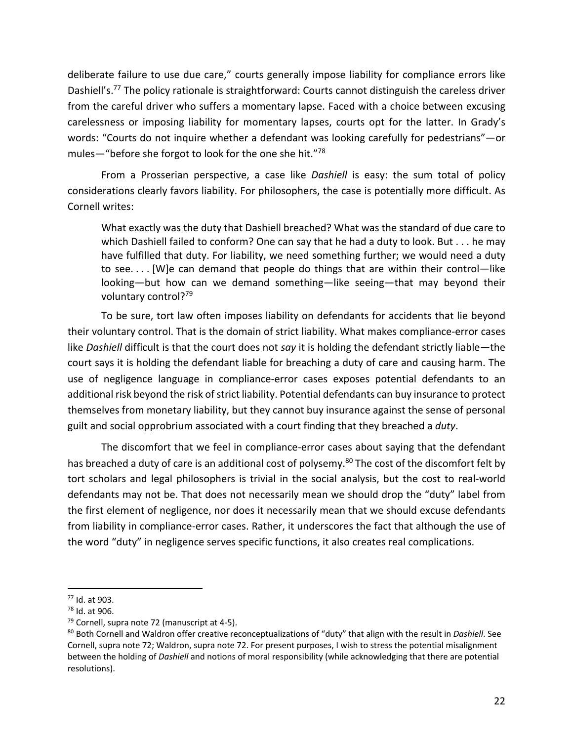deliberate failure to use due care," courts generally impose liability for compliance errors like Dashiell's.[77] The policy rationale is straightforward: Courts cannot distinguish the careless driver from the careful driver who suffers a momentary lapse. Faced with a choice between excusing carelessness or imposing liability for momentary lapses, courts opt for the latter. In Grady's words: "Courts do not inquire whether a defendant was looking carefully for pedestrians"—or mules—"before she forgot to look for the one she hit."[78]

From a Prosserian perspective, a case like *Dashiell* is easy: the sum total of policy considerations clearly favors liability. For philosophers, the case is potentially more difficult. As Cornell writes:

> What exactly was the duty that Dashiell breached? What was the standard of due care to which Dashiell failed to conform? One can say that he had a duty to look. But . . . he may have fulfilled that duty. For liability, we need something further; we would need a duty to see. . . . [W]e can demand that people do things that are within their control—like looking—but how can we demand something—like seeing—that may beyond their voluntary control?[79]

To be sure, tort law often imposes liability on defendants for accidents that lie beyond their voluntary control. That is the domain of strict liability. What makes compliance-error cases like *Dashiell* difficult is that the court does not *say* it is holding the defendant strictly liable—the court says it is holding the defendant liable for breaching a duty of care and causing harm. The use of negligence language in compliance-error cases exposes potential defendants to an additional risk beyond the risk of strict liability. Potential defendants can buy insurance to protect themselves from monetary liability, but they cannot buy insurance against the sense of personal guilt and social opprobrium associated with a court finding that they breached a *duty*.

The discomfort that we feel in compliance-error cases about saying that the defendant has breached a duty of care is an additional cost of polysemy.[80] The cost of the discomfort felt by tort scholars and legal philosophers is trivial in the social analysis, but the cost to real-world defendants may not be. That does not necessarily mean we should drop the "duty" label from the first element of negligence, nor does it necessarily mean that we should excuse defendants from liability in compliance-error cases. Rather, it underscores the fact that although the use of the word "duty" in negligence serves specific functions, it also creates real complications.

---

[77] Id. at 903.

[78] Id. at 906.

[79] Cornell, supra note 72 (manuscript at 4-5).

[80] Both Cornell and Waldron offer creative reconceptualizations of "duty" that align with the result in *Dashiell*. See Cornell, supra note 72; Waldron, supra note 72. For present purposes, I wish to stress the potential misalignment between the holding of *Dashiell* and notions of moral responsibility (while acknowledging that there are potential resolutions).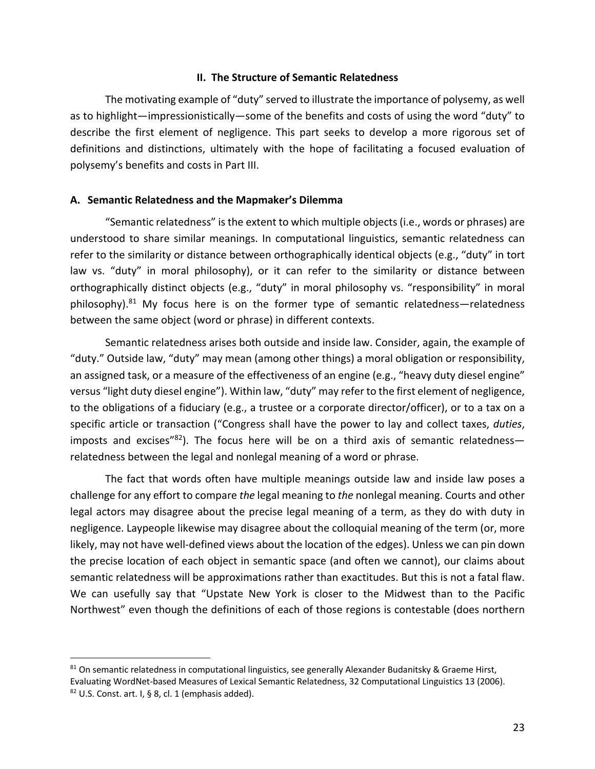## II. The Structure of Semantic Relatedness

The motivating example of "duty" served to illustrate the importance of polysemy, as well as to highlight—impressionistically—some of the benefits and costs of using the word "duty" to describe the first element of negligence. This part seeks to develop a more rigorous set of definitions and distinctions, ultimately with the hope of facilitating a focused evaluation of polysemy's benefits and costs in Part III.

### A. Semantic Relatedness and the Mapmaker's Dilemma

"Semantic relatedness" is the extent to which multiple objects (i.e., words or phrases) are understood to share similar meanings. In computational linguistics, semantic relatedness can refer to the similarity or distance between orthographically identical objects (e.g., "duty" in tort law vs. "duty" in moral philosophy), or it can refer to the similarity or distance between orthographically distinct objects (e.g., "duty" in moral philosophy vs. "responsibility" in moral philosophy).[81] My focus here is on the former type of semantic relatedness—relatedness between the same object (word or phrase) in different contexts.

Semantic relatedness arises both outside and inside law. Consider, again, the example of "duty." Outside law, "duty" may mean (among other things) a moral obligation or responsibility, an assigned task, or a measure of the effectiveness of an engine (e.g., "heavy duty diesel engine" versus "light duty diesel engine"). Within law, "duty" may refer to the first element of negligence, to the obligations of a fiduciary (e.g., a trustee or a corporate director/officer), or to a tax on a specific article or transaction ("Congress shall have the power to lay and collect taxes, *duties*, imposts and excises"[82]). The focus here will be on a third axis of semantic relatedness—relatedness between the legal and nonlegal meaning of a word or phrase.

The fact that words often have multiple meanings outside law and inside law poses a challenge for any effort to compare *the* legal meaning to *the* nonlegal meaning. Courts and other legal actors may disagree about the precise legal meaning of a term, as they do with duty in negligence. Laypeople likewise may disagree about the colloquial meaning of the term (or, more likely, may not have well-defined views about the location of the edges). Unless we can pin down the precise location of each object in semantic space (and often we cannot), our claims about semantic relatedness will be approximations rather than exactitudes. But this is not a fatal flaw. We can usefully say that "Upstate New York is closer to the Midwest than to the Pacific Northwest" even though the definitions of each of those regions is contestable (does northern

---

[81] On semantic relatedness in computational linguistics, see generally Alexander Budanitsky & Graeme Hirst, Evaluating WordNet-based Measures of Lexical Semantic Relatedness, 32 Computational Linguistics 13 (2006).

[82] U.S. Const. art. I, § 8, cl. 1 (emphasis added).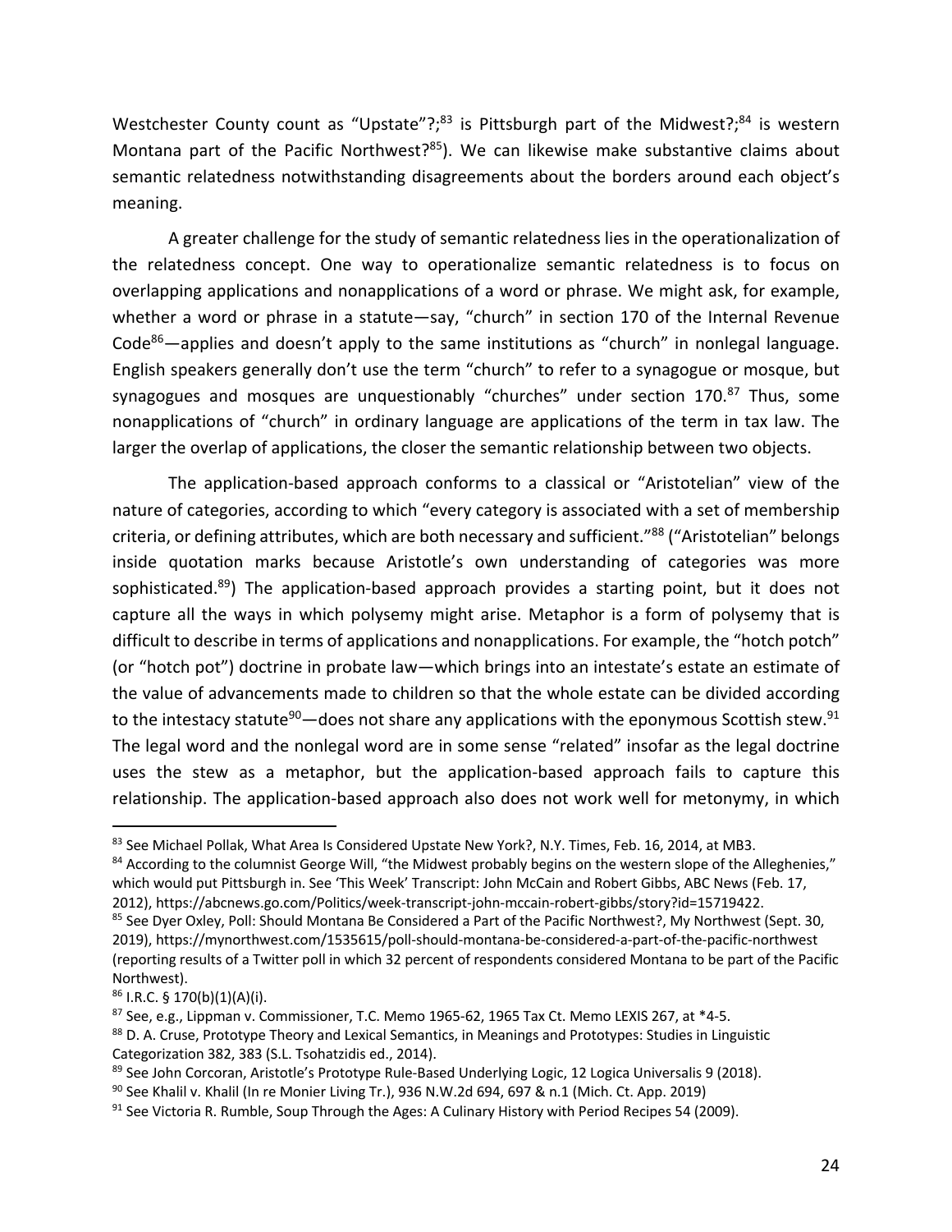Westchester County count as "Upstate"?;[83] is Pittsburgh part of the Midwest?;[84] is western Montana part of the Pacific Northwest?[85]). We can likewise make substantive claims about semantic relatedness notwithstanding disagreements about the borders around each object's meaning.

A greater challenge for the study of semantic relatedness lies in the operationalization of the relatedness concept. One way to operationalize semantic relatedness is to focus on overlapping applications and nonapplications of a word or phrase. We might ask, for example, whether a word or phrase in a statute—say, "church" in section 170 of the Internal Revenue Code[86]—applies and doesn't apply to the same institutions as "church" in nonlegal language. English speakers generally don't use the term "church" to refer to a synagogue or mosque, but synagogues and mosques are unquestionably "churches" under section 170.[87] Thus, some nonapplications of "church" in ordinary language are applications of the term in tax law. The larger the overlap of applications, the closer the semantic relationship between two objects.

The application-based approach conforms to a classical or "Aristotelian" view of the nature of categories, according to which "every category is associated with a set of membership criteria, or defining attributes, which are both necessary and sufficient."[88] ("Aristotelian" belongs inside quotation marks because Aristotle's own understanding of categories was more sophisticated.[89]) The application-based approach provides a starting point, but it does not capture all the ways in which polysemy might arise. Metaphor is a form of polysemy that is difficult to describe in terms of applications and nonapplications. For example, the "hotch potch" (or "hotch pot") doctrine in probate law—which brings into an intestate's estate an estimate of the value of advancements made to children so that the whole estate can be divided according to the intestacy statute[90]—does not share any applications with the eponymous Scottish stew.[91] The legal word and the nonlegal word are in some sense "related" insofar as the legal doctrine uses the stew as a metaphor, but the application-based approach fails to capture this relationship. The application-based approach also does not work well for metonymy, in which

---

[83] See Michael Pollak, What Area Is Considered Upstate New York?, N.Y. Times, Feb. 16, 2014, at MB3.

[84] According to the columnist George Will, "the Midwest probably begins on the western slope of the Alleghenies," which would put Pittsburgh in. See 'This Week' Transcript: John McCain and Robert Gibbs, ABC News (Feb. 17, 2012), https://abcnews.go.com/Politics/week-transcript-john-mccain-robert-gibbs/story?id=15719422.

[85] See Dyer Oxley, Poll: Should Montana Be Considered a Part of the Pacific Northwest?, My Northwest (Sept. 30, 2019), https://mynorthwest.com/1535615/poll-should-montana-be-considered-a-part-of-the-pacific-northwest (reporting results of a Twitter poll in which 32 percent of respondents considered Montana to be part of the Pacific Northwest).

[86] I.R.C. § 170(b)(1)(A)(i).

[87] See, e.g., Lippman v. Commissioner, T.C. Memo 1965-62, 1965 Tax Ct. Memo LEXIS 267, at *4-5.

[88] D. A. Cruse, Prototype Theory and Lexical Semantics, in Meanings and Prototypes: Studies in Linguistic Categorization 382, 383 (S.L. Tsohatzidis ed., 2014).

[89] See John Corcoran, Aristotle's Prototype Rule-Based Underlying Logic, 12 Logica Universalis 9 (2018).

[90] See Khalil v. Khalil (In re Monier Living Tr.), 936 N.W.2d 694, 697 & n.1 (Mich. Ct. App. 2019)

[91] See Victoria R. Rumble, Soup Through the Ages: A Culinary History with Period Recipes 54 (2009).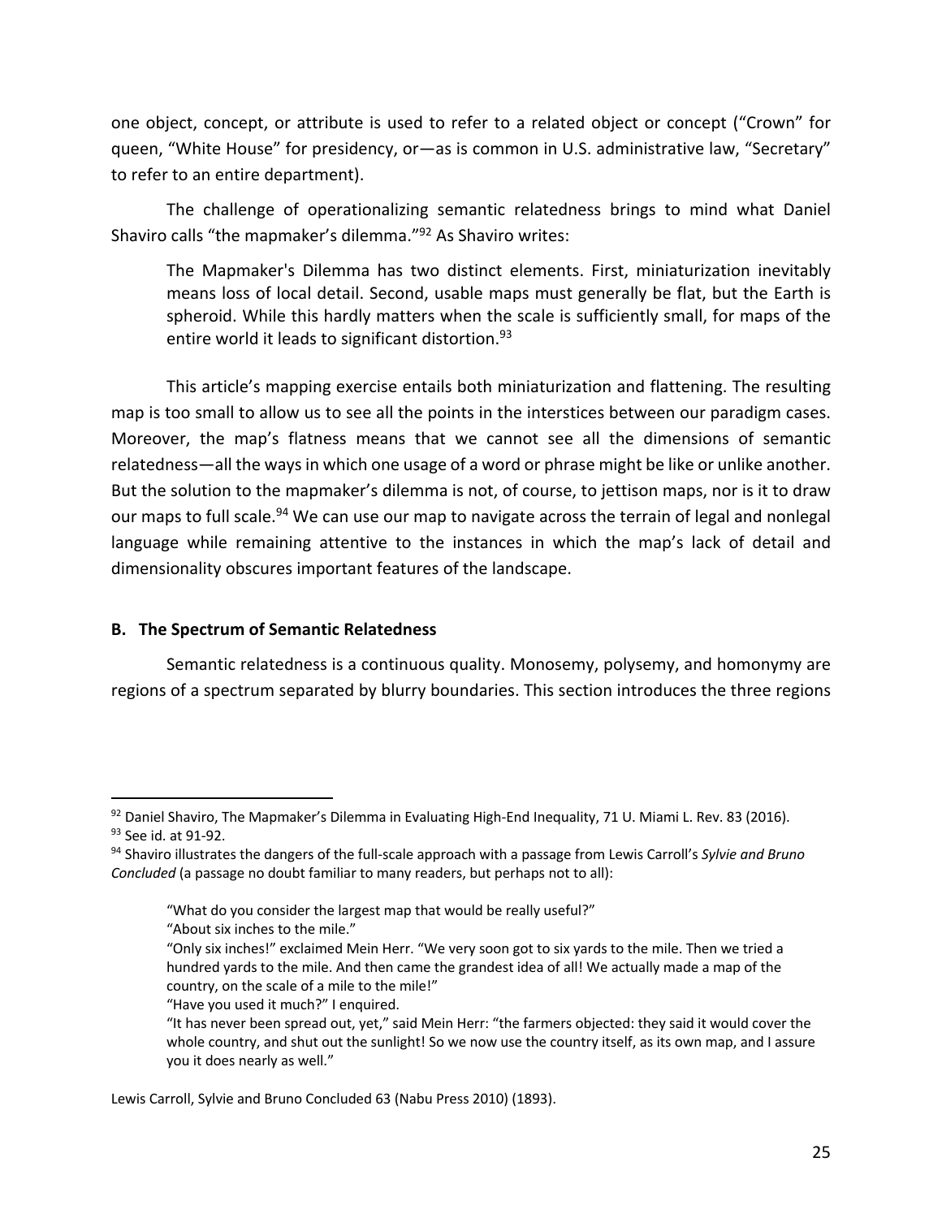one object, concept, or attribute is used to refer to a related object or concept ("Crown" for queen, "White House" for presidency, or—as is common in U.S. administrative law, "Secretary" to refer to an entire department).

The challenge of operationalizing semantic relatedness brings to mind what Daniel Shaviro calls "the mapmaker's dilemma."[92] As Shaviro writes:

> The Mapmaker's Dilemma has two distinct elements. First, miniaturization inevitably means loss of local detail. Second, usable maps must generally be flat, but the Earth is spheroid. While this hardly matters when the scale is sufficiently small, for maps of the entire world it leads to significant distortion.[93]

This article's mapping exercise entails both miniaturization and flattening. The resulting map is too small to allow us to see all the points in the interstices between our paradigm cases. Moreover, the map's flatness means that we cannot see all the dimensions of semantic relatedness—all the ways in which one usage of a word or phrase might be like or unlike another. But the solution to the mapmaker's dilemma is not, of course, to jettison maps, nor is it to draw our maps to full scale.[94] We can use our map to navigate across the terrain of legal and nonlegal language while remaining attentive to the instances in which the map's lack of detail and dimensionality obscures important features of the landscape.

### B. The Spectrum of Semantic Relatedness

Semantic relatedness is a continuous quality. Monosemy, polysemy, and homonymy are regions of a spectrum separated by blurry boundaries. This section introduces the three regions

---

[92] Daniel Shaviro, The Mapmaker's Dilemma in Evaluating High-End Inequality, 71 U. Miami L. Rev. 83 (2016).

[93] See id. at 91-92.

[94] Shaviro illustrates the dangers of the full-scale approach with a passage from Lewis Carroll's *Sylvie and Bruno Concluded* (a passage no doubt familiar to many readers, but perhaps not to all):

> "What do you consider the largest map that would be really useful?"
> "About six inches to the mile."
> "Only six inches!" exclaimed Mein Herr. "We very soon got to six yards to the mile. Then we tried a hundred yards to the mile. And then came the grandest idea of all! We actually made a map of the country, on the scale of a mile to the mile!"
> "Have you used it much?" I enquired.
> "It has never been spread out, yet," said Mein Herr: "the farmers objected: they said it would cover the whole country, and shut out the sunlight! So we now use the country itself, as its own map, and I assure you it does nearly as well."

Lewis Carroll, Sylvie and Bruno Concluded 63 (Nabu Press 2010) (1893).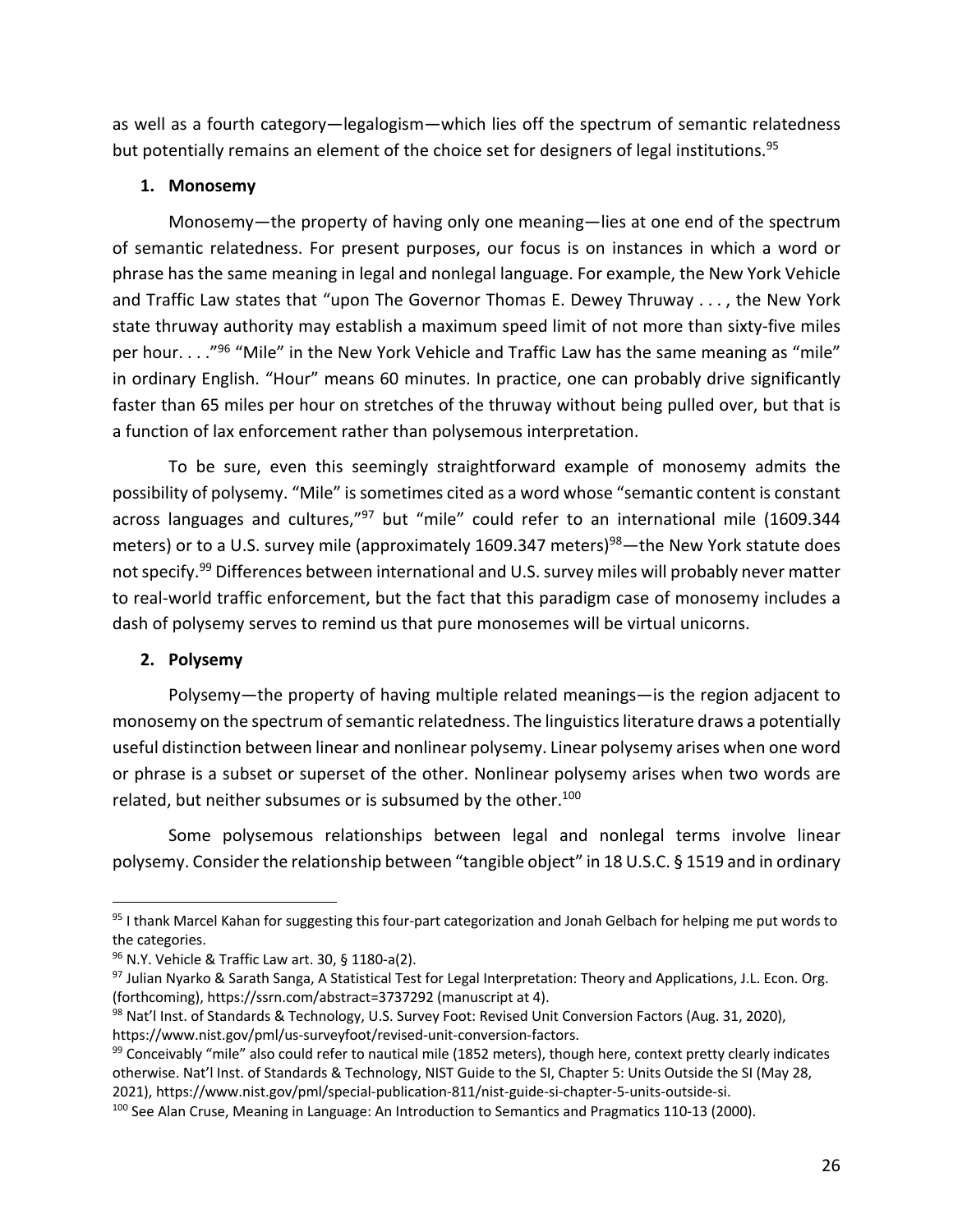as well as a fourth category—legalogism—which lies off the spectrum of semantic relatedness but potentially remains an element of the choice set for designers of legal institutions.[95]

### 1. Monosemy

Monosemy—the property of having only one meaning—lies at one end of the spectrum of semantic relatedness. For present purposes, our focus is on instances in which a word or phrase has the same meaning in legal and nonlegal language. For example, the New York Vehicle and Traffic Law states that "upon The Governor Thomas E. Dewey Thruway . . . , the New York state thruway authority may establish a maximum speed limit of not more than sixty-five miles per hour. . . ."[96] "Mile" in the New York Vehicle and Traffic Law has the same meaning as "mile" in ordinary English. "Hour" means 60 minutes. In practice, one can probably drive significantly faster than 65 miles per hour on stretches of the thruway without being pulled over, but that is a function of lax enforcement rather than polysemous interpretation.

To be sure, even this seemingly straightforward example of monosemy admits the possibility of polysemy. "Mile" is sometimes cited as a word whose "semantic content is constant across languages and cultures,"[97] but "mile" could refer to an international mile (1609.344 meters) or to a U.S. survey mile (approximately 1609.347 meters)[98]—the New York statute does not specify.[99] Differences between international and U.S. survey miles will probably never matter to real-world traffic enforcement, but the fact that this paradigm case of monosemy includes a dash of polysemy serves to remind us that pure monosemes will be virtual unicorns.

### 2. Polysemy

Polysemy—the property of having multiple related meanings—is the region adjacent to monosemy on the spectrum of semantic relatedness. The linguistics literature draws a potentially useful distinction between linear and nonlinear polysemy. Linear polysemy arises when one word or phrase is a subset or superset of the other. Nonlinear polysemy arises when two words are related, but neither subsumes or is subsumed by the other.[100]

Some polysemous relationships between legal and nonlegal terms involve linear polysemy. Consider the relationship between "tangible object" in 18 U.S.C. § 1519 and in ordinary

---

[95] I thank Marcel Kahan for suggesting this four-part categorization and Jonah Gelbach for helping me put words to the categories.

[96] N.Y. Vehicle & Traffic Law art. 30, § 1180-a(2).

[97] Julian Nyarko & Sarath Sanga, A Statistical Test for Legal Interpretation: Theory and Applications, J.L. Econ. Org. (forthcoming), https://ssrn.com/abstract=3737292 (manuscript at 4).

[98] Nat'l Inst. of Standards & Technology, U.S. Survey Foot: Revised Unit Conversion Factors (Aug. 31, 2020), https://www.nist.gov/pml/us-surveyfoot/revised-unit-conversion-factors.

[99] Conceivably "mile" also could refer to nautical mile (1852 meters), though here, context pretty clearly indicates otherwise. Nat'l Inst. of Standards & Technology, NIST Guide to the SI, Chapter 5: Units Outside the SI (May 28, 2021), https://www.nist.gov/pml/special-publication-811/nist-guide-si-chapter-5-units-outside-si.

[100] See Alan Cruse, Meaning in Language: An Introduction to Semantics and Pragmatics 110-13 (2000).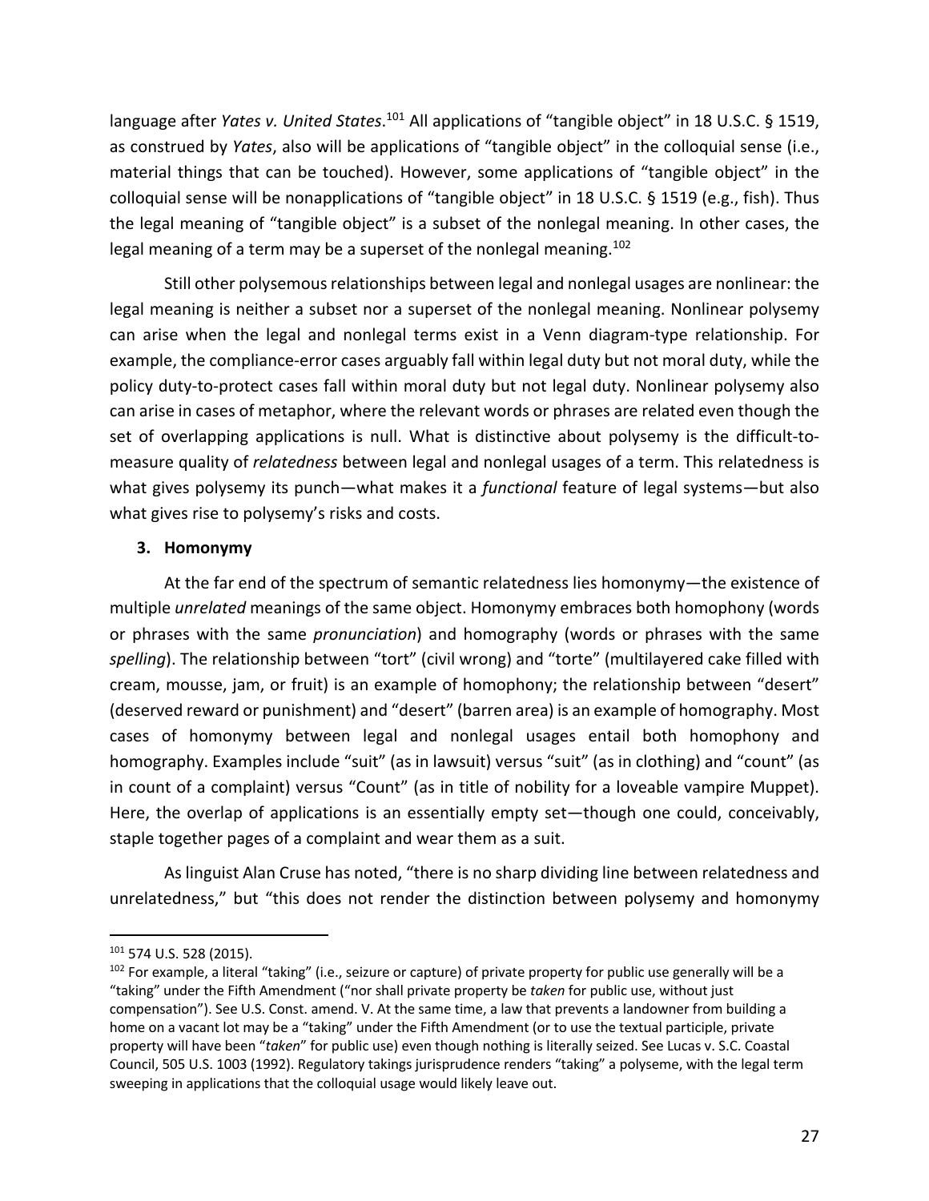language after *Yates v. United States*.[101] All applications of "tangible object" in 18 U.S.C. § 1519, as construed by *Yates*, also will be applications of "tangible object" in the colloquial sense (i.e., material things that can be touched). However, some applications of "tangible object" in the colloquial sense will be nonapplications of "tangible object" in 18 U.S.C. § 1519 (e.g., fish). Thus the legal meaning of "tangible object" is a subset of the nonlegal meaning. In other cases, the legal meaning of a term may be a superset of the nonlegal meaning.[102]

Still other polysemous relationships between legal and nonlegal usages are nonlinear: the legal meaning is neither a subset nor a superset of the nonlegal meaning. Nonlinear polysemy can arise when the legal and nonlegal terms exist in a Venn diagram-type relationship. For example, the compliance-error cases arguably fall within legal duty but not moral duty, while the policy duty-to-protect cases fall within moral duty but not legal duty. Nonlinear polysemy also can arise in cases of metaphor, where the relevant words or phrases are related even though the set of overlapping applications is null. What is distinctive about polysemy is the difficult-to-measure quality of *relatedness* between legal and nonlegal usages of a term. This relatedness is what gives polysemy its punch—what makes it a *functional* feature of legal systems—but also what gives rise to polysemy's risks and costs.

### 3. Homonymy

At the far end of the spectrum of semantic relatedness lies homonymy—the existence of multiple *unrelated* meanings of the same object. Homonymy embraces both homophony (words or phrases with the same *pronunciation*) and homography (words or phrases with the same *spelling*). The relationship between "tort" (civil wrong) and "torte" (multilayered cake filled with cream, mousse, jam, or fruit) is an example of homophony; the relationship between "desert" (deserved reward or punishment) and "desert" (barren area) is an example of homography. Most cases of homonymy between legal and nonlegal usages entail both homophony and homography. Examples include "suit" (as in lawsuit) versus "suit" (as in clothing) and "count" (as in count of a complaint) versus "Count" (as in title of nobility for a loveable vampire Muppet). Here, the overlap of applications is an essentially empty set—though one could, conceivably, staple together pages of a complaint and wear them as a suit.

As linguist Alan Cruse has noted, "there is no sharp dividing line between relatedness and unrelatedness," but "this does not render the distinction between polysemy and homonymy

---

[101] 574 U.S. 528 (2015).

[102] For example, a literal "taking" (i.e., seizure or capture) of private property for public use generally will be a "taking" under the Fifth Amendment ("nor shall private property be *taken* for public use, without just compensation"). See U.S. Const. amend. V. At the same time, a law that prevents a landowner from building a home on a vacant lot may be a "taking" under the Fifth Amendment (or to use the textual participle, private property will have been "*taken*" for public use) even though nothing is literally seized. See Lucas v. S.C. Coastal Council, 505 U.S. 1003 (1992). Regulatory takings jurisprudence renders "taking" a polyseme, with the legal term sweeping in applications that the colloquial usage would likely leave out.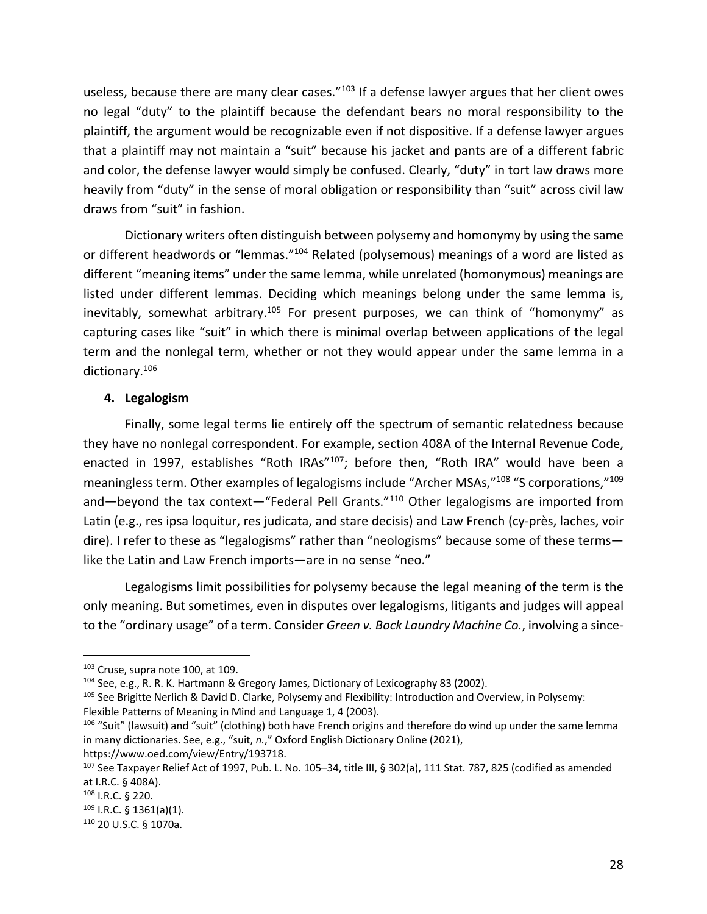useless, because there are many clear cases."[103] If a defense lawyer argues that her client owes no legal "duty" to the plaintiff because the defendant bears no moral responsibility to the plaintiff, the argument would be recognizable even if not dispositive. If a defense lawyer argues that a plaintiff may not maintain a "suit" because his jacket and pants are of a different fabric and color, the defense lawyer would simply be confused. Clearly, "duty" in tort law draws more heavily from "duty" in the sense of moral obligation or responsibility than "suit" across civil law draws from "suit" in fashion.

Dictionary writers often distinguish between polysemy and homonymy by using the same or different headwords or "lemmas."[104] Related (polysemous) meanings of a word are listed as different "meaning items" under the same lemma, while unrelated (homonymous) meanings are listed under different lemmas. Deciding which meanings belong under the same lemma is, inevitably, somewhat arbitrary.[105] For present purposes, we can think of "homonymy" as capturing cases like "suit" in which there is minimal overlap between applications of the legal term and the nonlegal term, whether or not they would appear under the same lemma in a dictionary.[106]

#### 4. Legalogism

Finally, some legal terms lie entirely off the spectrum of semantic relatedness because they have no nonlegal correspondent. For example, section 408A of the Internal Revenue Code, enacted in 1997, establishes "Roth IRAs"[107]; before then, "Roth IRA" would have been a meaningless term. Other examples of legalogisms include "Archer MSAs,"[108] "S corporations,"[109] and—beyond the tax context—"Federal Pell Grants."[110] Other legalogisms are imported from Latin (e.g., res ipsa loquitur, res judicata, and stare decisis) and Law French (cy-près, laches, voir dire). I refer to these as "legalogisms" rather than "neologisms" because some of these terms—like the Latin and Law French imports—are in no sense "neo."

Legalogisms limit possibilities for polysemy because the legal meaning of the term is the only meaning. But sometimes, even in disputes over legalogisms, litigants and judges will appeal to the "ordinary usage" of a term. Consider *Green v. Bock Laundry Machine Co.*, involving a since-

---

[103] Cruse, supra note 100, at 109.

[104] See, e.g., R. R. K. Hartmann & Gregory James, Dictionary of Lexicography 83 (2002).

[105] See Brigitte Nerlich & David D. Clarke, Polysemy and Flexibility: Introduction and Overview, in Polysemy: Flexible Patterns of Meaning in Mind and Language 1, 4 (2003).

[106] "Suit" (lawsuit) and "suit" (clothing) both have French origins and therefore do wind up under the same lemma in many dictionaries. See, e.g., "suit, *n.*," Oxford English Dictionary Online (2021), https://www.oed.com/view/Entry/193718.

[107] See Taxpayer Relief Act of 1997, Pub. L. No. 105–34, title III, § 302(a), 111 Stat. 787, 825 (codified as amended at I.R.C. § 408A).

[108] I.R.C. § 220.

[109] I.R.C. § 1361(a)(1).

[110] 20 U.S.C. § 1070a.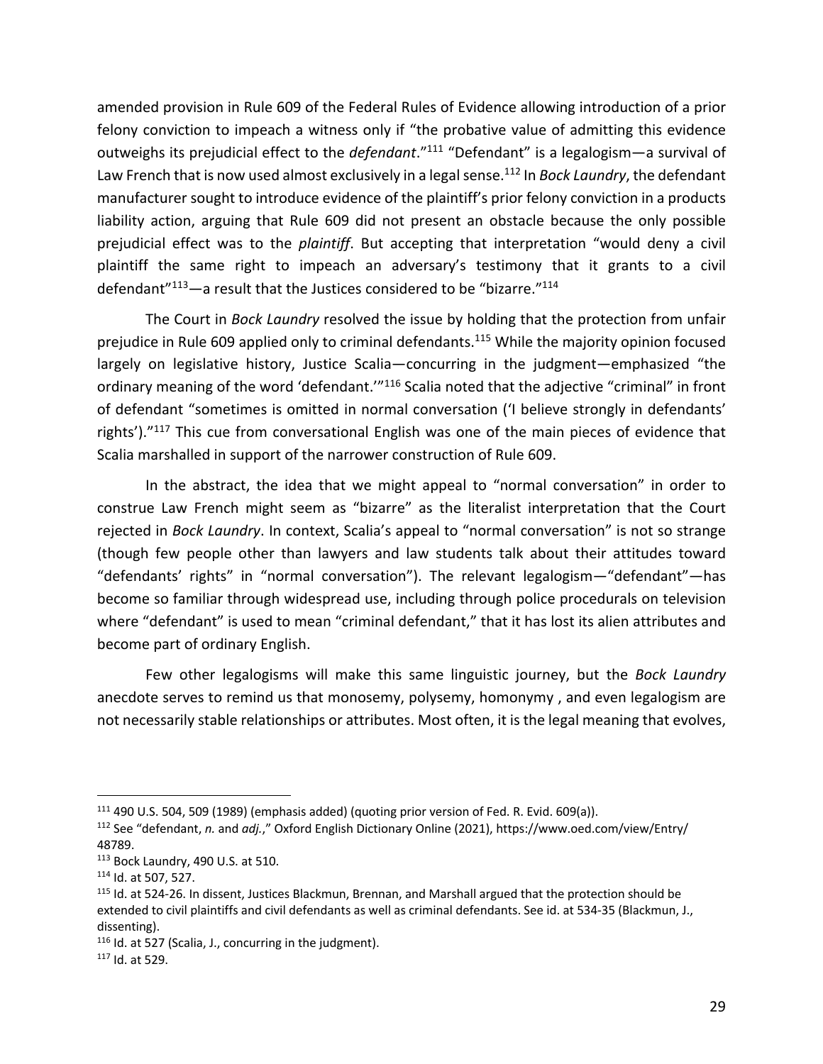amended provision in Rule 609 of the Federal Rules of Evidence allowing introduction of a prior felony conviction to impeach a witness only if "the probative value of admitting this evidence outweighs its prejudicial effect to the *defendant*."[111] "Defendant" is a legalogism—a survival of Law French that is now used almost exclusively in a legal sense.[112] In *Bock Laundry*, the defendant manufacturer sought to introduce evidence of the plaintiff's prior felony conviction in a products liability action, arguing that Rule 609 did not present an obstacle because the only possible prejudicial effect was to the *plaintiff*. But accepting that interpretation "would deny a civil plaintiff the same right to impeach an adversary's testimony that it grants to a civil defendant"[113]—a result that the Justices considered to be "bizarre."[114]

The Court in *Bock Laundry* resolved the issue by holding that the protection from unfair prejudice in Rule 609 applied only to criminal defendants.[115] While the majority opinion focused largely on legislative history, Justice Scalia—concurring in the judgment—emphasized "the ordinary meaning of the word 'defendant.'"[116] Scalia noted that the adjective "criminal" in front of defendant "sometimes is omitted in normal conversation ('I believe strongly in defendants' rights')."[117] This cue from conversational English was one of the main pieces of evidence that Scalia marshalled in support of the narrower construction of Rule 609.

In the abstract, the idea that we might appeal to "normal conversation" in order to construe Law French might seem as "bizarre" as the literalist interpretation that the Court rejected in *Bock Laundry*. In context, Scalia's appeal to "normal conversation" is not so strange (though few people other than lawyers and law students talk about their attitudes toward "defendants' rights" in "normal conversation"). The relevant legalogism—"defendant"—has become so familiar through widespread use, including through police procedurals on television where "defendant" is used to mean "criminal defendant," that it has lost its alien attributes and become part of ordinary English.

Few other legalogisms will make this same linguistic journey, but the *Bock Laundry* anecdote serves to remind us that monosemy, polysemy, homonymy , and even legalogism are not necessarily stable relationships or attributes. Most often, it is the legal meaning that evolves,

---

[111] 490 U.S. 504, 509 (1989) (emphasis added) (quoting prior version of Fed. R. Evid. 609(a)).

[112] See "defendant, *n.* and *adj.*," Oxford English Dictionary Online (2021), https://www.oed.com/view/Entry/48789.

[113] Bock Laundry, 490 U.S. at 510.

[114] Id. at 507, 527.

[115] Id. at 524-26. In dissent, Justices Blackmun, Brennan, and Marshall argued that the protection should be extended to civil plaintiffs and civil defendants as well as criminal defendants. See id. at 534-35 (Blackmun, J., dissenting).

[116] Id. at 527 (Scalia, J., concurring in the judgment).

[117] Id. at 529.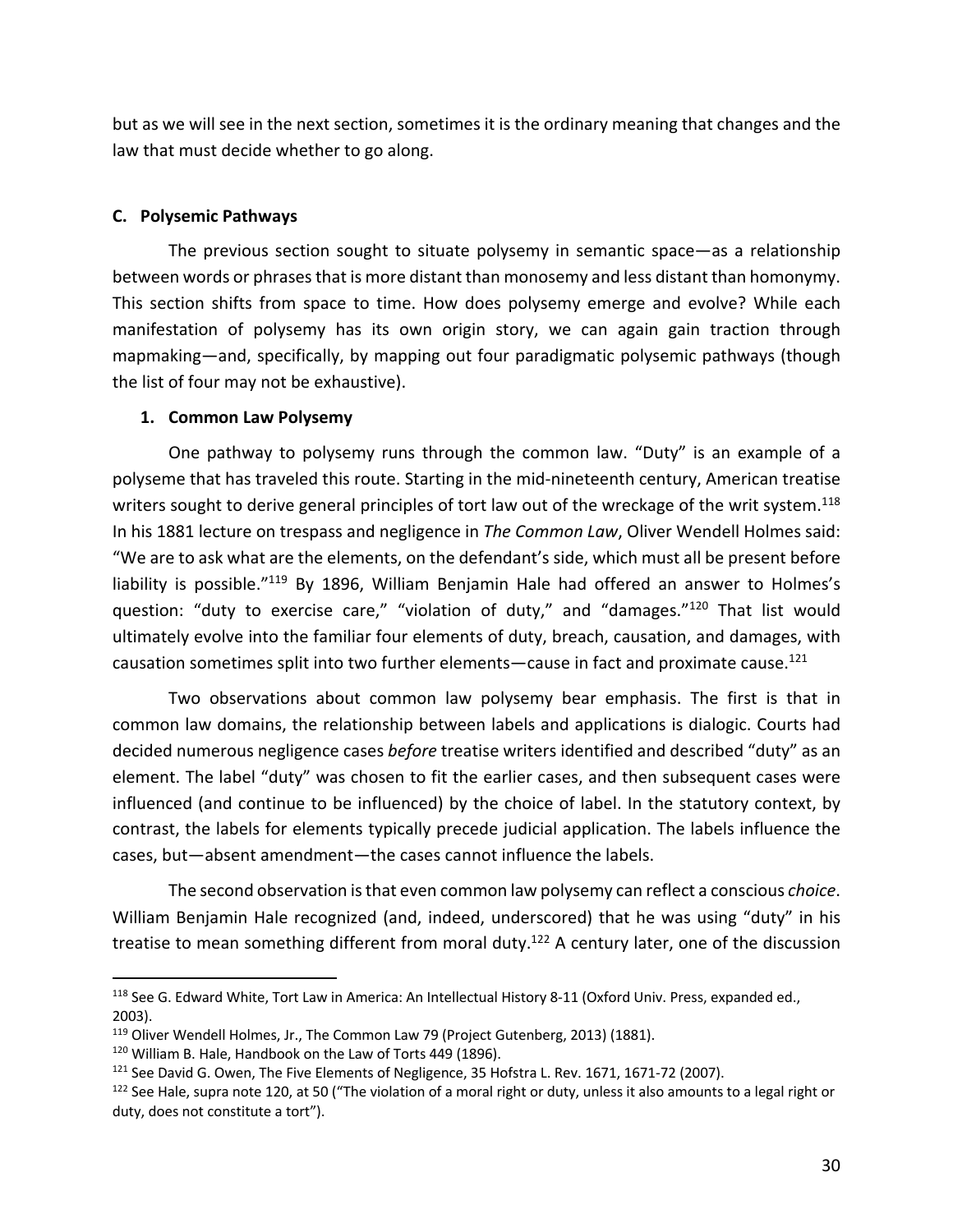but as we will see in the next section, sometimes it is the ordinary meaning that changes and the law that must decide whether to go along.

### C. Polysemic Pathways

The previous section sought to situate polysemy in semantic space—as a relationship between words or phrases that is more distant than monosemy and less distant than homonymy. This section shifts from space to time. How does polysemy emerge and evolve? While each manifestation of polysemy has its own origin story, we can again gain traction through mapmaking—and, specifically, by mapping out four paradigmatic polysemic pathways (though the list of four may not be exhaustive).

#### 1. Common Law Polysemy

One pathway to polysemy runs through the common law. "Duty" is an example of a polyseme that has traveled this route. Starting in the mid-nineteenth century, American treatise writers sought to derive general principles of tort law out of the wreckage of the writ system.[118] In his 1881 lecture on trespass and negligence in *The Common Law*, Oliver Wendell Holmes said: "We are to ask what are the elements, on the defendant's side, which must all be present before liability is possible."[119] By 1896, William Benjamin Hale had offered an answer to Holmes's question: "duty to exercise care," "violation of duty," and "damages."[120] That list would ultimately evolve into the familiar four elements of duty, breach, causation, and damages, with causation sometimes split into two further elements—cause in fact and proximate cause.[121]

Two observations about common law polysemy bear emphasis. The first is that in common law domains, the relationship between labels and applications is dialogic. Courts had decided numerous negligence cases *before* treatise writers identified and described "duty" as an element. The label "duty" was chosen to fit the earlier cases, and then subsequent cases were influenced (and continue to be influenced) by the choice of label. In the statutory context, by contrast, the labels for elements typically precede judicial application. The labels influence the cases, but—absent amendment—the cases cannot influence the labels.

The second observation is that even common law polysemy can reflect a conscious *choice*. William Benjamin Hale recognized (and, indeed, underscored) that he was using "duty" in his treatise to mean something different from moral duty.[122] A century later, one of the discussion

---

[118] See G. Edward White, Tort Law in America: An Intellectual History 8-11 (Oxford Univ. Press, expanded ed., 2003).

[119] Oliver Wendell Holmes, Jr., The Common Law 79 (Project Gutenberg, 2013) (1881).

[120] William B. Hale, Handbook on the Law of Torts 449 (1896).

[121] See David G. Owen, The Five Elements of Negligence, 35 Hofstra L. Rev. 1671, 1671-72 (2007).

[122] See Hale, supra note 120, at 50 ("The violation of a moral right or duty, unless it also amounts to a legal right or duty, does not constitute a tort").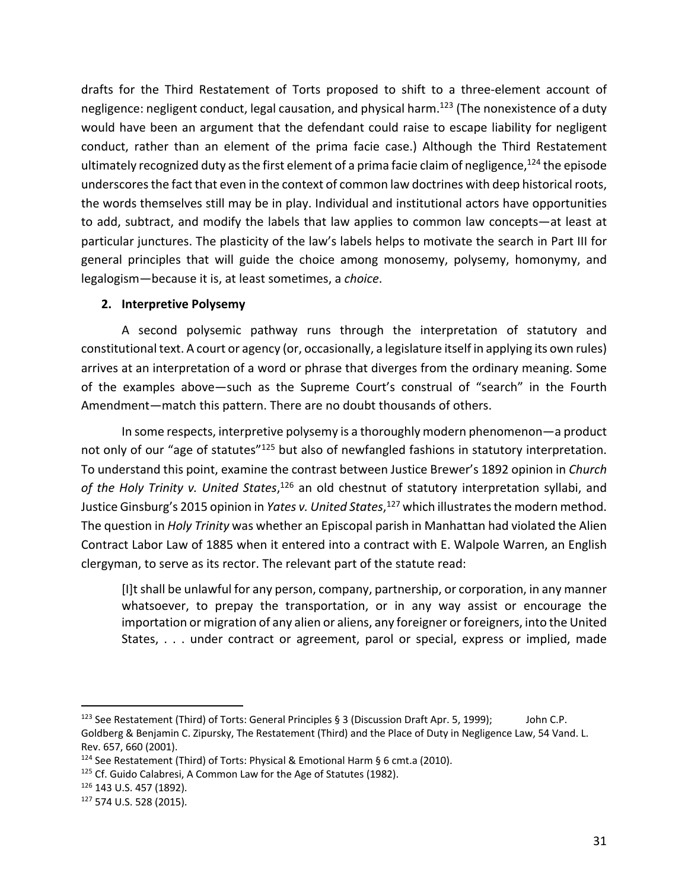drafts for the Third Restatement of Torts proposed to shift to a three-element account of negligence: negligent conduct, legal causation, and physical harm.[123] (The nonexistence of a duty would have been an argument that the defendant could raise to escape liability for negligent conduct, rather than an element of the prima facie case.) Although the Third Restatement ultimately recognized duty as the first element of a prima facie claim of negligence,[124] the episode underscores the fact that even in the context of common law doctrines with deep historical roots, the words themselves still may be in play. Individual and institutional actors have opportunities to add, subtract, and modify the labels that law applies to common law concepts—at least at particular junctures. The plasticity of the law's labels helps to motivate the search in Part III for general principles that will guide the choice among monosemy, polysemy, homonymy, and legalogism—because it is, at least sometimes, a *choice*.

### 2. Interpretive Polysemy

A second polysemic pathway runs through the interpretation of statutory and constitutional text. A court or agency (or, occasionally, a legislature itself in applying its own rules) arrives at an interpretation of a word or phrase that diverges from the ordinary meaning. Some of the examples above—such as the Supreme Court's construal of "search" in the Fourth Amendment—match this pattern. There are no doubt thousands of others.

In some respects, interpretive polysemy is a thoroughly modern phenomenon—a product not only of our "age of statutes"[125] but also of newfangled fashions in statutory interpretation. To understand this point, examine the contrast between Justice Brewer's 1892 opinion in *Church of the Holy Trinity v. United States*,[126] an old chestnut of statutory interpretation syllabi, and Justice Ginsburg's 2015 opinion in *Yates v. United States*,[127] which illustrates the modern method. The question in *Holy Trinity* was whether an Episcopal parish in Manhattan had violated the Alien Contract Labor Law of 1885 when it entered into a contract with E. Walpole Warren, an English clergyman, to serve as its rector. The relevant part of the statute read:

> [I]t shall be unlawful for any person, company, partnership, or corporation, in any manner whatsoever, to prepay the transportation, or in any way assist or encourage the importation or migration of any alien or aliens, any foreigner or foreigners, into the United States, . . . under contract or agreement, parol or special, express or implied, made

---

[123] See Restatement (Third) of Torts: General Principles § 3 (Discussion Draft Apr. 5, 1999); John C.P. Goldberg & Benjamin C. Zipursky, The Restatement (Third) and the Place of Duty in Negligence Law, 54 Vand. L. Rev. 657, 660 (2001).

[124] See Restatement (Third) of Torts: Physical & Emotional Harm § 6 cmt.a (2010).

[125] Cf. Guido Calabresi, A Common Law for the Age of Statutes (1982).

[126] 143 U.S. 457 (1892).

[127] 574 U.S. 528 (2015).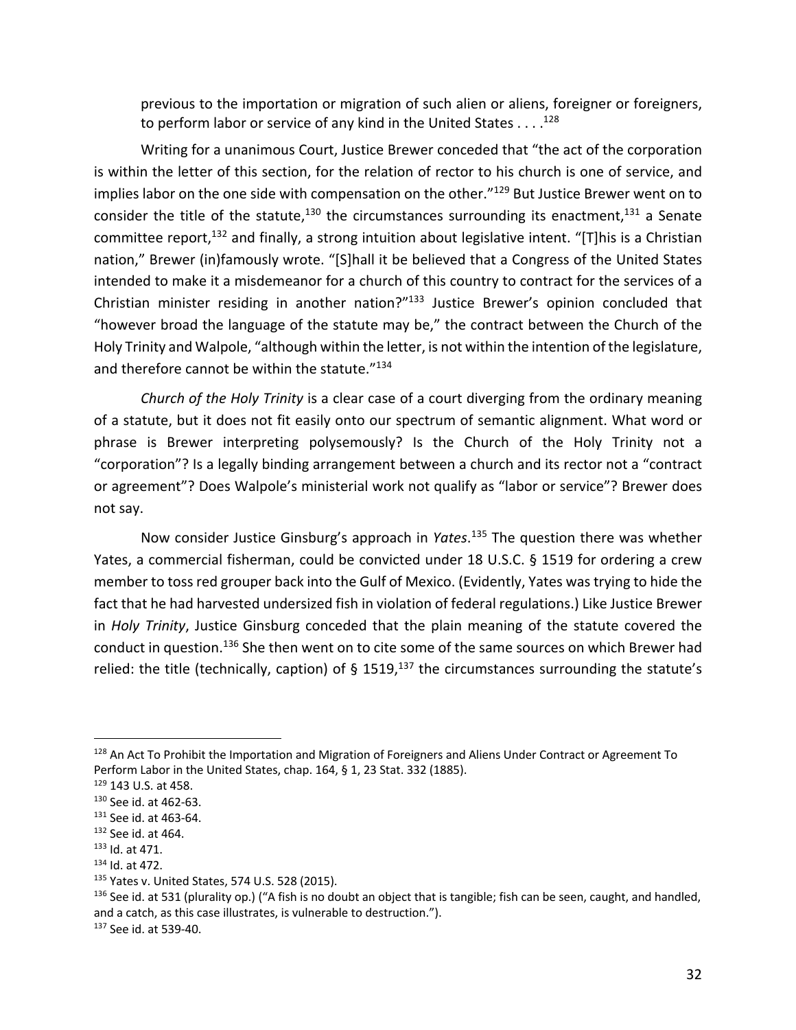> previous to the importation or migration of such alien or aliens, foreigner or foreigners, to perform labor or service of any kind in the United States . . . .[128]

Writing for a unanimous Court, Justice Brewer conceded that "the act of the corporation is within the letter of this section, for the relation of rector to his church is one of service, and implies labor on the one side with compensation on the other."[129] But Justice Brewer went on to consider the title of the statute,[130] the circumstances surrounding its enactment,[131] a Senate committee report,[132] and finally, a strong intuition about legislative intent. "[T]his is a Christian nation," Brewer (in)famously wrote. "[S]hall it be believed that a Congress of the United States intended to make it a misdemeanor for a church of this country to contract for the services of a Christian minister residing in another nation?"[133] Justice Brewer's opinion concluded that "however broad the language of the statute may be," the contract between the Church of the Holy Trinity and Walpole, "although within the letter, is not within the intention of the legislature, and therefore cannot be within the statute."[134]

*Church of the Holy Trinity* is a clear case of a court diverging from the ordinary meaning of a statute, but it does not fit easily onto our spectrum of semantic alignment. What word or phrase is Brewer interpreting polysemously? Is the Church of the Holy Trinity not a "corporation"? Is a legally binding arrangement between a church and its rector not a "contract or agreement"? Does Walpole's ministerial work not qualify as "labor or service"? Brewer does not say.

Now consider Justice Ginsburg's approach in *Yates*.[135] The question there was whether Yates, a commercial fisherman, could be convicted under 18 U.S.C. § 1519 for ordering a crew member to toss red grouper back into the Gulf of Mexico. (Evidently, Yates was trying to hide the fact that he had harvested undersized fish in violation of federal regulations.) Like Justice Brewer in *Holy Trinity*, Justice Ginsburg conceded that the plain meaning of the statute covered the conduct in question.[136] She then went on to cite some of the same sources on which Brewer had relied: the title (technically, caption) of § 1519,[137] the circumstances surrounding the statute's

---

[128] An Act To Prohibit the Importation and Migration of Foreigners and Aliens Under Contract or Agreement To Perform Labor in the United States, chap. 164, § 1, 23 Stat. 332 (1885).

[129] 143 U.S. at 458.

[130] See id. at 462-63.

[131] See id. at 463-64.

[132] See id. at 464.

[133] Id. at 471.

[134] Id. at 472.

[135] Yates v. United States, 574 U.S. 528 (2015).

[136] See id. at 531 (plurality op.) ("A fish is no doubt an object that is tangible; fish can be seen, caught, and handled, and a catch, as this case illustrates, is vulnerable to destruction.").

[137] See id. at 539-40.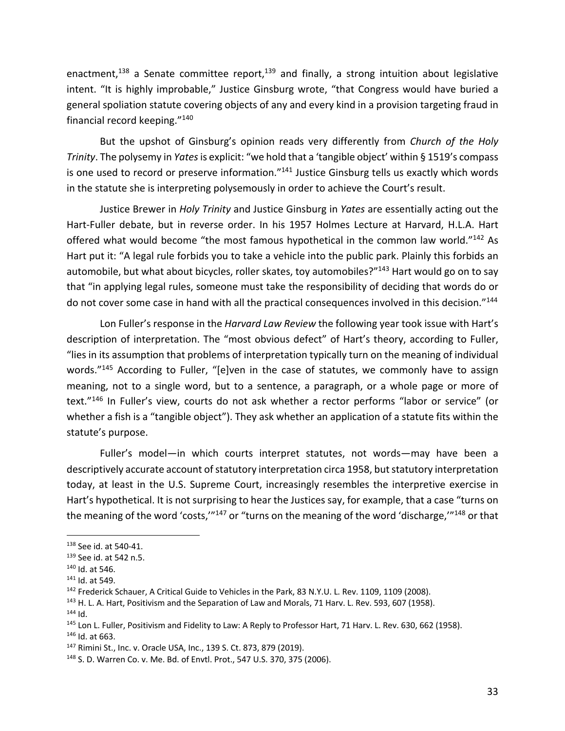enactment,[138] a Senate committee report,[139] and finally, a strong intuition about legislative intent. "It is highly improbable," Justice Ginsburg wrote, "that Congress would have buried a general spoliation statute covering objects of any and every kind in a provision targeting fraud in financial record keeping."[140]

But the upshot of Ginsburg's opinion reads very differently from *Church of the Holy Trinity*. The polysemy in *Yates* is explicit: "we hold that a 'tangible object' within § 1519's compass is one used to record or preserve information."[141] Justice Ginsburg tells us exactly which words in the statute she is interpreting polysemously in order to achieve the Court's result.

Justice Brewer in *Holy Trinity* and Justice Ginsburg in *Yates* are essentially acting out the Hart-Fuller debate, but in reverse order. In his 1957 Holmes Lecture at Harvard, H.L.A. Hart offered what would become "the most famous hypothetical in the common law world."[142] As Hart put it: "A legal rule forbids you to take a vehicle into the public park. Plainly this forbids an automobile, but what about bicycles, roller skates, toy automobiles?"[143] Hart would go on to say that "in applying legal rules, someone must take the responsibility of deciding that words do or do not cover some case in hand with all the practical consequences involved in this decision."[144]

Lon Fuller's response in the *Harvard Law Review* the following year took issue with Hart's description of interpretation. The "most obvious defect" of Hart's theory, according to Fuller, "lies in its assumption that problems of interpretation typically turn on the meaning of individual words."[145] According to Fuller, "[e]ven in the case of statutes, we commonly have to assign meaning, not to a single word, but to a sentence, a paragraph, or a whole page or more of text."[146] In Fuller's view, courts do not ask whether a rector performs "labor or service" (or whether a fish is a "tangible object"). They ask whether an application of a statute fits within the statute's purpose.

Fuller's model—in which courts interpret statutes, not words—may have been a descriptively accurate account of statutory interpretation circa 1958, but statutory interpretation today, at least in the U.S. Supreme Court, increasingly resembles the interpretive exercise in Hart's hypothetical. It is not surprising to hear the Justices say, for example, that a case "turns on the meaning of the word 'costs,'"[147] or "turns on the meaning of the word 'discharge,'"[148] or that

---

[138] See id. at 540-41.

[139] See id. at 542 n.5.

[140] Id. at 546.

[141] Id. at 549.

[142] Frederick Schauer, A Critical Guide to Vehicles in the Park, 83 N.Y.U. L. Rev. 1109, 1109 (2008).

[143] H. L. A. Hart, Positivism and the Separation of Law and Morals, 71 Harv. L. Rev. 593, 607 (1958).

[144] Id.

[145] Lon L. Fuller, Positivism and Fidelity to Law: A Reply to Professor Hart, 71 Harv. L. Rev. 630, 662 (1958).

[146] Id. at 663.

[147] Rimini St., Inc. v. Oracle USA, Inc., 139 S. Ct. 873, 879 (2019).

[148] S. D. Warren Co. v. Me. Bd. of Envtl. Prot., 547 U.S. 370, 375 (2006).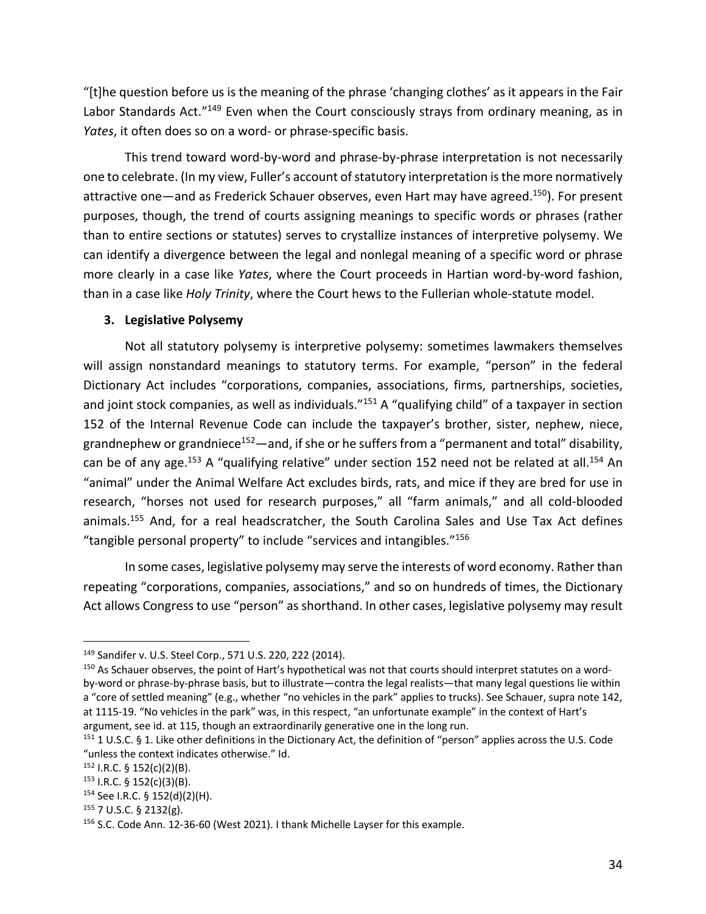"[t]he question before us is the meaning of the phrase 'changing clothes' as it appears in the Fair Labor Standards Act."[149] Even when the Court consciously strays from ordinary meaning, as in *Yates*, it often does so on a word- or phrase-specific basis.

This trend toward word-by-word and phrase-by-phrase interpretation is not necessarily one to celebrate. (In my view, Fuller's account of statutory interpretation is the more normatively attractive one—and as Frederick Schauer observes, even Hart may have agreed.[150]). For present purposes, though, the trend of courts assigning meanings to specific words or phrases (rather than to entire sections or statutes) serves to crystallize instances of interpretive polysemy. We can identify a divergence between the legal and nonlegal meaning of a specific word or phrase more clearly in a case like *Yates*, where the Court proceeds in Hartian word-by-word fashion, than in a case like *Holy Trinity*, where the Court hews to the Fullerian whole-statute model.

### 3. Legislative Polysemy

Not all statutory polysemy is interpretive polysemy: sometimes lawmakers themselves will assign nonstandard meanings to statutory terms. For example, "person" in the federal Dictionary Act includes "corporations, companies, associations, firms, partnerships, societies, and joint stock companies, as well as individuals."[151] A "qualifying child" of a taxpayer in section 152 of the Internal Revenue Code can include the taxpayer's brother, sister, nephew, niece, grandnephew or grandniece[152]—and, if she or he suffers from a "permanent and total" disability, can be of any age.[153] A "qualifying relative" under section 152 need not be related at all.[154] An "animal" under the Animal Welfare Act excludes birds, rats, and mice if they are bred for use in research, "horses not used for research purposes," all "farm animals," and all cold-blooded animals.[155] And, for a real headscratcher, the South Carolina Sales and Use Tax Act defines "tangible personal property" to include "services and intangibles."[156]

In some cases, legislative polysemy may serve the interests of word economy. Rather than repeating "corporations, companies, associations," and so on hundreds of times, the Dictionary Act allows Congress to use "person" as shorthand. In other cases, legislative polysemy may result

---

[149] Sandifer v. U.S. Steel Corp., 571 U.S. 220, 222 (2014).

[150] As Schauer observes, the point of Hart's hypothetical was not that courts should interpret statutes on a word-by-word or phrase-by-phrase basis, but to illustrate—contra the legal realists—that many legal questions lie within a "core of settled meaning" (e.g., whether "no vehicles in the park" applies to trucks). See Schauer, supra note 142, at 1115-19. "No vehicles in the park" was, in this respect, "an unfortunate example" in the context of Hart's argument, see id. at 115, though an extraordinarily generative one in the long run.

[151] 1 U.S.C. § 1. Like other definitions in the Dictionary Act, the definition of "person" applies across the U.S. Code "unless the context indicates otherwise." Id.

[152] I.R.C. § 152(c)(2)(B).

[153] I.R.C. § 152(c)(3)(B).

[154] See I.R.C. § 152(d)(2)(H).

[155] 7 U.S.C. § 2132(g).

[156] S.C. Code Ann. 12-36-60 (West 2021). I thank Michelle Layser for this example.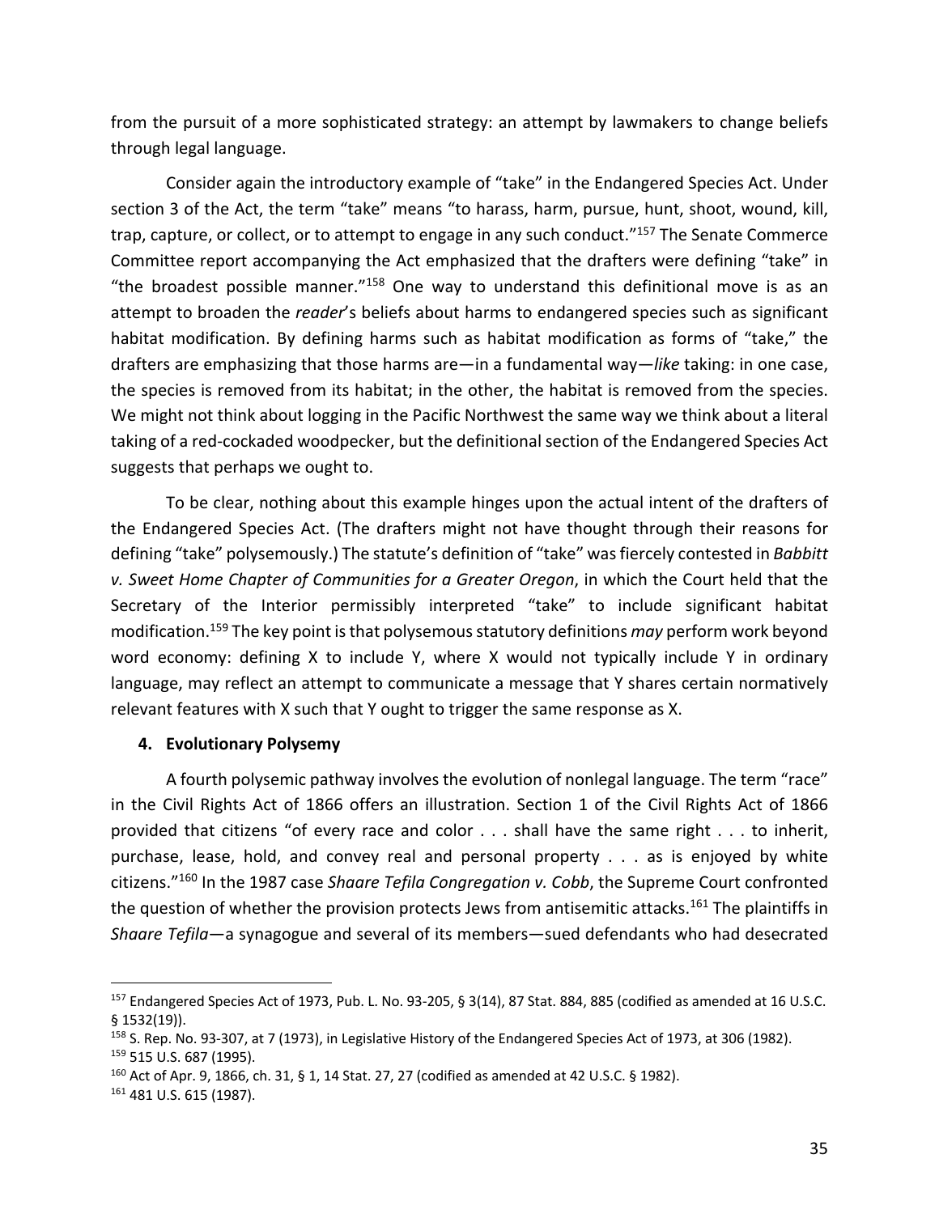from the pursuit of a more sophisticated strategy: an attempt by lawmakers to change beliefs through legal language.

Consider again the introductory example of "take" in the Endangered Species Act. Under section 3 of the Act, the term "take" means "to harass, harm, pursue, hunt, shoot, wound, kill, trap, capture, or collect, or to attempt to engage in any such conduct."[157] The Senate Commerce Committee report accompanying the Act emphasized that the drafters were defining "take" in "the broadest possible manner."[158] One way to understand this definitional move is as an attempt to broaden the *reader*'s beliefs about harms to endangered species such as significant habitat modification. By defining harms such as habitat modification as forms of "take," the drafters are emphasizing that those harms are—in a fundamental way—*like* taking: in one case, the species is removed from its habitat; in the other, the habitat is removed from the species. We might not think about logging in the Pacific Northwest the same way we think about a literal taking of a red-cockaded woodpecker, but the definitional section of the Endangered Species Act suggests that perhaps we ought to.

To be clear, nothing about this example hinges upon the actual intent of the drafters of the Endangered Species Act. (The drafters might not have thought through their reasons for defining "take" polysemously.) The statute's definition of "take" was fiercely contested in *Babbitt v. Sweet Home Chapter of Communities for a Greater Oregon*, in which the Court held that the Secretary of the Interior permissibly interpreted "take" to include significant habitat modification.[159] The key point is that polysemous statutory definitions *may* perform work beyond word economy: defining X to include Y, where X would not typically include Y in ordinary language, may reflect an attempt to communicate a message that Y shares certain normatively relevant features with X such that Y ought to trigger the same response as X.

#### 4. Evolutionary Polysemy

A fourth polysemic pathway involves the evolution of nonlegal language. The term "race" in the Civil Rights Act of 1866 offers an illustration. Section 1 of the Civil Rights Act of 1866 provided that citizens "of every race and color . . . shall have the same right . . . to inherit, purchase, lease, hold, and convey real and personal property . . . as is enjoyed by white citizens."[160] In the 1987 case *Shaare Tefila Congregation v. Cobb*, the Supreme Court confronted the question of whether the provision protects Jews from antisemitic attacks.[161] The plaintiffs in *Shaare Tefila*—a synagogue and several of its members—sued defendants who had desecrated

---

[157] Endangered Species Act of 1973, Pub. L. No. 93-205, § 3(14), 87 Stat. 884, 885 (codified as amended at 16 U.S.C. § 1532(19)).

[158] S. Rep. No. 93-307, at 7 (1973), in Legislative History of the Endangered Species Act of 1973, at 306 (1982).

[159] 515 U.S. 687 (1995).

[160] Act of Apr. 9, 1866, ch. 31, § 1, 14 Stat. 27, 27 (codified as amended at 42 U.S.C. § 1982).

[161] 481 U.S. 615 (1987).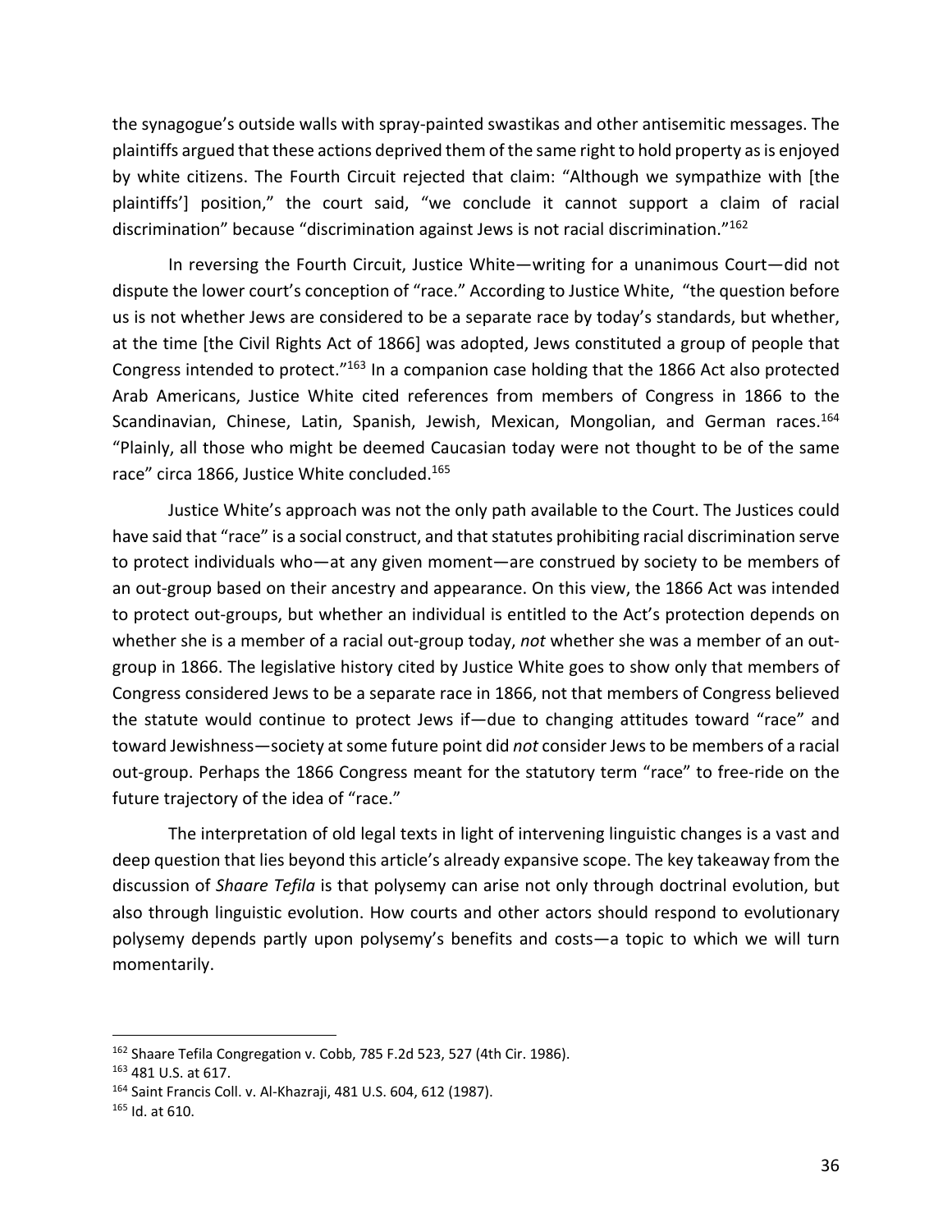the synagogue's outside walls with spray-painted swastikas and other antisemitic messages. The plaintiffs argued that these actions deprived them of the same right to hold property as is enjoyed by white citizens. The Fourth Circuit rejected that claim: "Although we sympathize with [the plaintiffs'] position," the court said, "we conclude it cannot support a claim of racial discrimination" because "discrimination against Jews is not racial discrimination."[162]

In reversing the Fourth Circuit, Justice White—writing for a unanimous Court—did not dispute the lower court's conception of "race." According to Justice White, "the question before us is not whether Jews are considered to be a separate race by today's standards, but whether, at the time [the Civil Rights Act of 1866] was adopted, Jews constituted a group of people that Congress intended to protect."[163] In a companion case holding that the 1866 Act also protected Arab Americans, Justice White cited references from members of Congress in 1866 to the Scandinavian, Chinese, Latin, Spanish, Jewish, Mexican, Mongolian, and German races.[164] "Plainly, all those who might be deemed Caucasian today were not thought to be of the same race" circa 1866, Justice White concluded.[165]

Justice White's approach was not the only path available to the Court. The Justices could have said that "race" is a social construct, and that statutes prohibiting racial discrimination serve to protect individuals who—at any given moment—are construed by society to be members of an out-group based on their ancestry and appearance. On this view, the 1866 Act was intended to protect out-groups, but whether an individual is entitled to the Act's protection depends on whether she is a member of a racial out-group today, *not* whether she was a member of an out-group in 1866. The legislative history cited by Justice White goes to show only that members of Congress considered Jews to be a separate race in 1866, not that members of Congress believed the statute would continue to protect Jews if—due to changing attitudes toward "race" and toward Jewishness—society at some future point did *not* consider Jews to be members of a racial out-group. Perhaps the 1866 Congress meant for the statutory term "race" to free-ride on the future trajectory of the idea of "race."

The interpretation of old legal texts in light of intervening linguistic changes is a vast and deep question that lies beyond this article's already expansive scope. The key takeaway from the discussion of *Shaare Tefila* is that polysemy can arise not only through doctrinal evolution, but also through linguistic evolution. How courts and other actors should respond to evolutionary polysemy depends partly upon polysemy's benefits and costs—a topic to which we will turn momentarily.

---

[162] Shaare Tefila Congregation v. Cobb, 785 F.2d 523, 527 (4th Cir. 1986).

[163] 481 U.S. at 617.

[164] Saint Francis Coll. v. Al-Khazraji, 481 U.S. 604, 612 (1987).

[165] Id. at 610.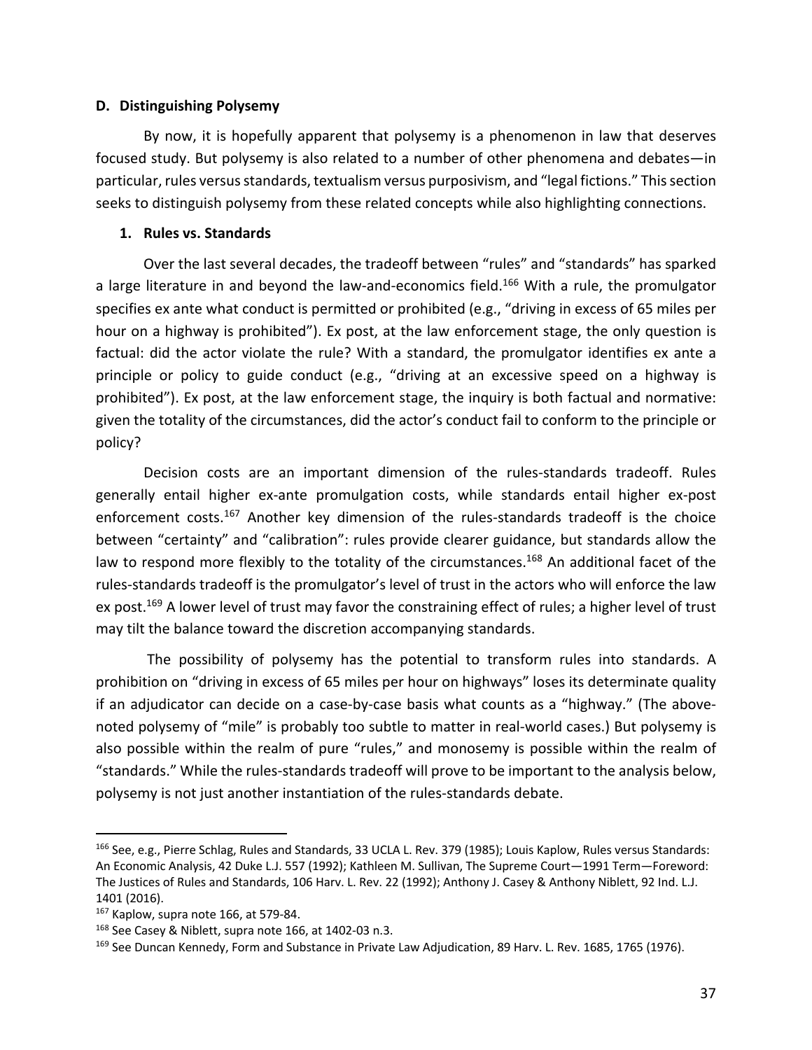### D. Distinguishing Polysemy

By now, it is hopefully apparent that polysemy is a phenomenon in law that deserves focused study. But polysemy is also related to a number of other phenomena and debates—in particular, rules versus standards, textualism versus purposivism, and "legal fictions." This section seeks to distinguish polysemy from these related concepts while also highlighting connections.

#### 1. Rules vs. Standards

Over the last several decades, the tradeoff between "rules" and "standards" has sparked a large literature in and beyond the law-and-economics field.[166] With a rule, the promulgator specifies ex ante what conduct is permitted or prohibited (e.g., "driving in excess of 65 miles per hour on a highway is prohibited"). Ex post, at the law enforcement stage, the only question is factual: did the actor violate the rule? With a standard, the promulgator identifies ex ante a principle or policy to guide conduct (e.g., "driving at an excessive speed on a highway is prohibited"). Ex post, at the law enforcement stage, the inquiry is both factual and normative: given the totality of the circumstances, did the actor's conduct fail to conform to the principle or policy?

Decision costs are an important dimension of the rules-standards tradeoff. Rules generally entail higher ex-ante promulgation costs, while standards entail higher ex-post enforcement costs.[167] Another key dimension of the rules-standards tradeoff is the choice between "certainty" and "calibration": rules provide clearer guidance, but standards allow the law to respond more flexibly to the totality of the circumstances.[168] An additional facet of the rules-standards tradeoff is the promulgator's level of trust in the actors who will enforce the law ex post.[169] A lower level of trust may favor the constraining effect of rules; a higher level of trust may tilt the balance toward the discretion accompanying standards.

The possibility of polysemy has the potential to transform rules into standards. A prohibition on "driving in excess of 65 miles per hour on highways" loses its determinate quality if an adjudicator can decide on a case-by-case basis what counts as a "highway." (The above-noted polysemy of "mile" is probably too subtle to matter in real-world cases.) But polysemy is also possible within the realm of pure "rules," and monosemy is possible within the realm of "standards." While the rules-standards tradeoff will prove to be important to the analysis below, polysemy is not just another instantiation of the rules-standards debate.

---

[166] See, e.g., Pierre Schlag, Rules and Standards, 33 UCLA L. Rev. 379 (1985); Louis Kaplow, Rules versus Standards: An Economic Analysis, 42 Duke L.J. 557 (1992); Kathleen M. Sullivan, The Supreme Court—1991 Term—Foreword: The Justices of Rules and Standards, 106 Harv. L. Rev. 22 (1992); Anthony J. Casey & Anthony Niblett, 92 Ind. L.J. 1401 (2016).

[167] Kaplow, supra note 166, at 579-84.

[168] See Casey & Niblett, supra note 166, at 1402-03 n.3.

[169] See Duncan Kennedy, Form and Substance in Private Law Adjudication, 89 Harv. L. Rev. 1685, 1765 (1976).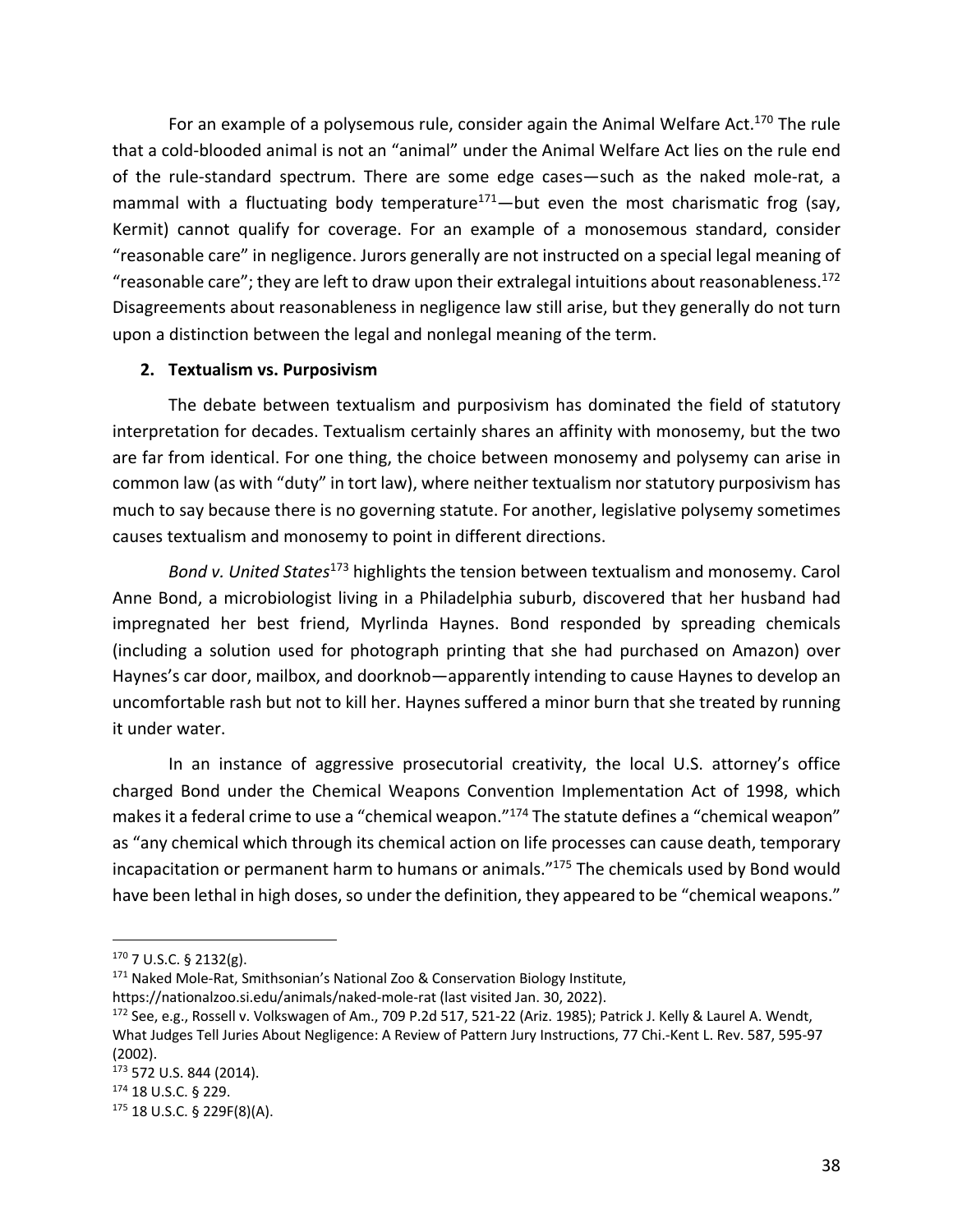For an example of a polysemous rule, consider again the Animal Welfare Act.[170] The rule that a cold-blooded animal is not an "animal" under the Animal Welfare Act lies on the rule end of the rule-standard spectrum. There are some edge cases—such as the naked mole-rat, a mammal with a fluctuating body temperature[171]—but even the most charismatic frog (say, Kermit) cannot qualify for coverage. For an example of a monosemous standard, consider "reasonable care" in negligence. Jurors generally are not instructed on a special legal meaning of "reasonable care"; they are left to draw upon their extralegal intuitions about reasonableness.[172] Disagreements about reasonableness in negligence law still arise, but they generally do not turn upon a distinction between the legal and nonlegal meaning of the term.

### 2. Textualism vs. Purposivism

The debate between textualism and purposivism has dominated the field of statutory interpretation for decades. Textualism certainly shares an affinity with monosemy, but the two are far from identical. For one thing, the choice between monosemy and polysemy can arise in common law (as with "duty" in tort law), where neither textualism nor statutory purposivism has much to say because there is no governing statute. For another, legislative polysemy sometimes causes textualism and monosemy to point in different directions.

*Bond v. United States*[173] highlights the tension between textualism and monosemy. Carol Anne Bond, a microbiologist living in a Philadelphia suburb, discovered that her husband had impregnated her best friend, Myrlinda Haynes. Bond responded by spreading chemicals (including a solution used for photograph printing that she had purchased on Amazon) over Haynes's car door, mailbox, and doorknob—apparently intending to cause Haynes to develop an uncomfortable rash but not to kill her. Haynes suffered a minor burn that she treated by running it under water.

In an instance of aggressive prosecutorial creativity, the local U.S. attorney's office charged Bond under the Chemical Weapons Convention Implementation Act of 1998, which makes it a federal crime to use a "chemical weapon."[174] The statute defines a "chemical weapon" as "any chemical which through its chemical action on life processes can cause death, temporary incapacitation or permanent harm to humans or animals."[175] The chemicals used by Bond would have been lethal in high doses, so under the definition, they appeared to be "chemical weapons."

---

[170] 7 U.S.C. § 2132(g).

[171] Naked Mole-Rat, Smithsonian's National Zoo & Conservation Biology Institute, https://nationalzoo.si.edu/animals/naked-mole-rat (last visited Jan. 30, 2022).

[172] See, e.g., Rossell v. Volkswagen of Am., 709 P.2d 517, 521-22 (Ariz. 1985); Patrick J. Kelly & Laurel A. Wendt, What Judges Tell Juries About Negligence: A Review of Pattern Jury Instructions, 77 Chi.-Kent L. Rev. 587, 595-97 (2002).

[173] 572 U.S. 844 (2014).

[174] 18 U.S.C. § 229.

[175] 18 U.S.C. § 229F(8)(A).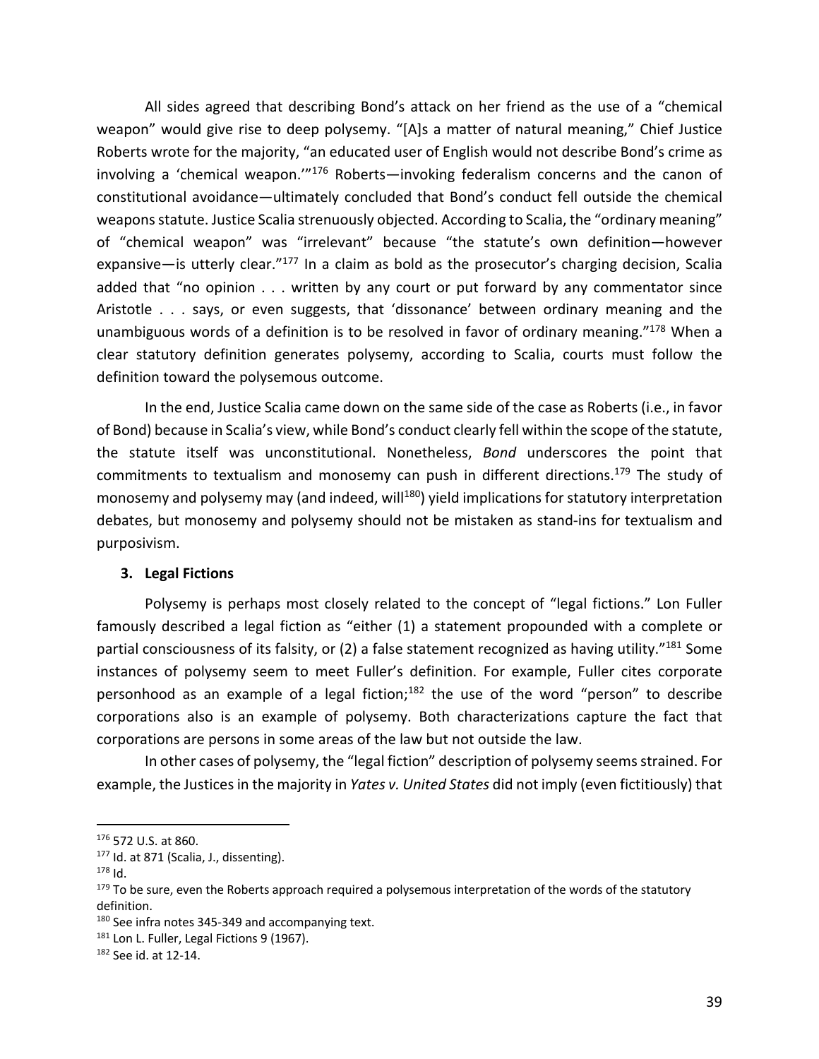All sides agreed that describing Bond's attack on her friend as the use of a "chemical weapon" would give rise to deep polysemy. "[A]s a matter of natural meaning," Chief Justice Roberts wrote for the majority, "an educated user of English would not describe Bond's crime as involving a 'chemical weapon.'"[176] Roberts—invoking federalism concerns and the canon of constitutional avoidance—ultimately concluded that Bond's conduct fell outside the chemical weapons statute. Justice Scalia strenuously objected. According to Scalia, the "ordinary meaning" of "chemical weapon" was "irrelevant" because "the statute's own definition—however expansive—is utterly clear."[177] In a claim as bold as the prosecutor's charging decision, Scalia added that "no opinion . . . written by any court or put forward by any commentator since Aristotle . . . says, or even suggests, that 'dissonance' between ordinary meaning and the unambiguous words of a definition is to be resolved in favor of ordinary meaning."[178] When a clear statutory definition generates polysemy, according to Scalia, courts must follow the definition toward the polysemous outcome.

In the end, Justice Scalia came down on the same side of the case as Roberts (i.e., in favor of Bond) because in Scalia's view, while Bond's conduct clearly fell within the scope of the statute, the statute itself was unconstitutional. Nonetheless, *Bond* underscores the point that commitments to textualism and monosemy can push in different directions.[179] The study of monosemy and polysemy may (and indeed, will[180]) yield implications for statutory interpretation debates, but monosemy and polysemy should not be mistaken as stand-ins for textualism and purposivism.

### 3. Legal Fictions

Polysemy is perhaps most closely related to the concept of "legal fictions." Lon Fuller famously described a legal fiction as "either (1) a statement propounded with a complete or partial consciousness of its falsity, or (2) a false statement recognized as having utility."[181] Some instances of polysemy seem to meet Fuller's definition. For example, Fuller cites corporate personhood as an example of a legal fiction;[182] the use of the word "person" to describe corporations also is an example of polysemy. Both characterizations capture the fact that corporations are persons in some areas of the law but not outside the law.

In other cases of polysemy, the "legal fiction" description of polysemy seems strained. For example, the Justices in the majority in *Yates v. United States* did not imply (even fictitiously) that

---

[176] 572 U.S. at 860.

[177] Id. at 871 (Scalia, J., dissenting).

[178] Id.

[179] To be sure, even the Roberts approach required a polysemous interpretation of the words of the statutory definition.

[180] See infra notes 345-349 and accompanying text.

[181] Lon L. Fuller, Legal Fictions 9 (1967).

[182] See id. at 12-14.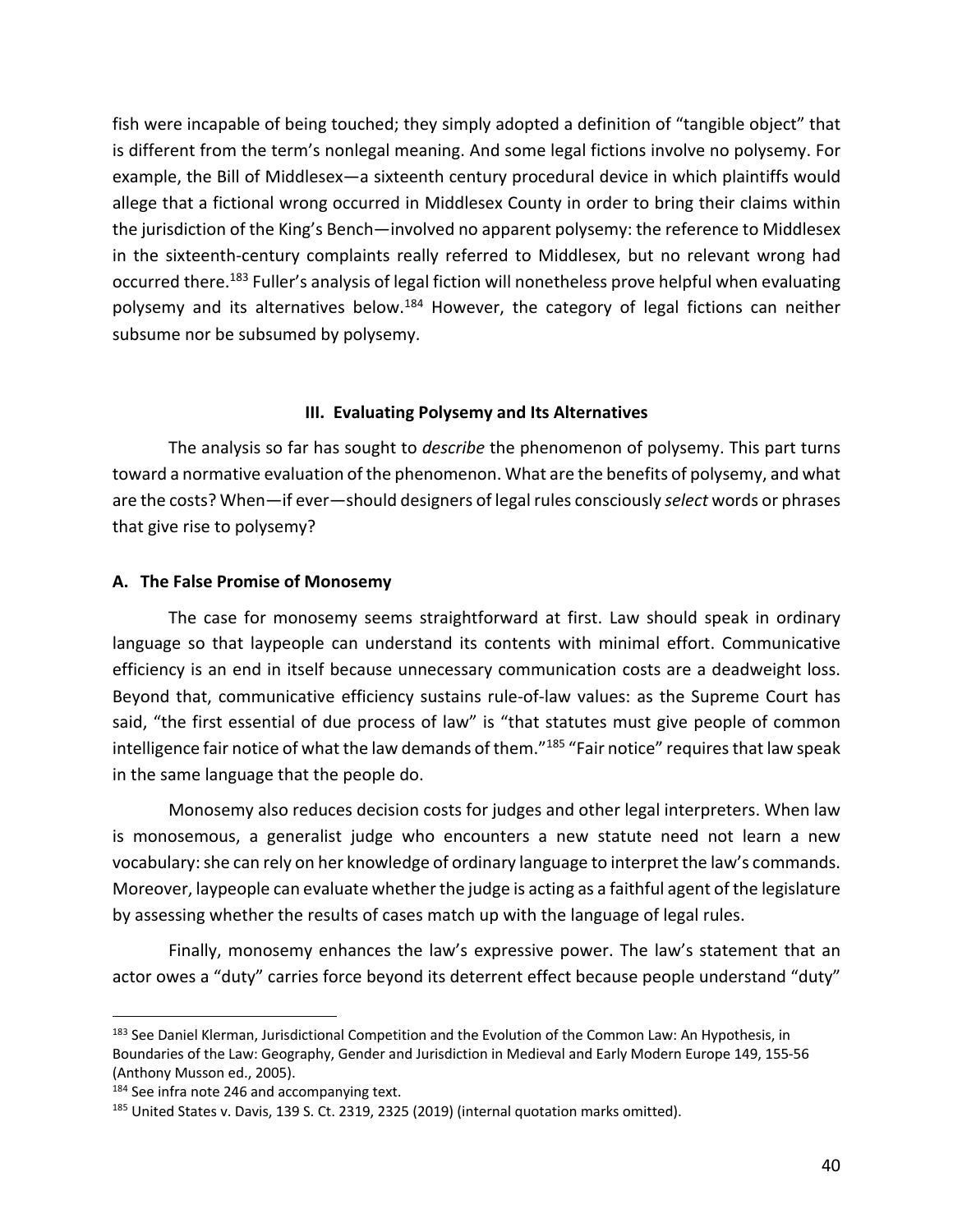fish were incapable of being touched; they simply adopted a definition of "tangible object" that is different from the term's nonlegal meaning. And some legal fictions involve no polysemy. For example, the Bill of Middlesex—a sixteenth century procedural device in which plaintiffs would allege that a fictional wrong occurred in Middlesex County in order to bring their claims within the jurisdiction of the King's Bench—involved no apparent polysemy: the reference to Middlesex in the sixteenth-century complaints really referred to Middlesex, but no relevant wrong had occurred there.[183] Fuller's analysis of legal fiction will nonetheless prove helpful when evaluating polysemy and its alternatives below.[184] However, the category of legal fictions can neither subsume nor be subsumed by polysemy.

## III. Evaluating Polysemy and Its Alternatives

The analysis so far has sought to *describe* the phenomenon of polysemy. This part turns toward a normative evaluation of the phenomenon. What are the benefits of polysemy, and what are the costs? When—if ever—should designers of legal rules consciously *select* words or phrases that give rise to polysemy?

### A. The False Promise of Monosemy

The case for monosemy seems straightforward at first. Law should speak in ordinary language so that laypeople can understand its contents with minimal effort. Communicative efficiency is an end in itself because unnecessary communication costs are a deadweight loss. Beyond that, communicative efficiency sustains rule-of-law values: as the Supreme Court has said, "the first essential of due process of law" is "that statutes must give people of common intelligence fair notice of what the law demands of them."[185] "Fair notice" requires that law speak in the same language that the people do.

Monosemy also reduces decision costs for judges and other legal interpreters. When law is monosemous, a generalist judge who encounters a new statute need not learn a new vocabulary: she can rely on her knowledge of ordinary language to interpret the law's commands. Moreover, laypeople can evaluate whether the judge is acting as a faithful agent of the legislature by assessing whether the results of cases match up with the language of legal rules.

Finally, monosemy enhances the law's expressive power. The law's statement that an actor owes a "duty" carries force beyond its deterrent effect because people understand "duty"

---

[183] See Daniel Klerman, Jurisdictional Competition and the Evolution of the Common Law: An Hypothesis, in Boundaries of the Law: Geography, Gender and Jurisdiction in Medieval and Early Modern Europe 149, 155-56 (Anthony Musson ed., 2005).

[184] See infra note 246 and accompanying text.

[185] United States v. Davis, 139 S. Ct. 2319, 2325 (2019) (internal quotation marks omitted).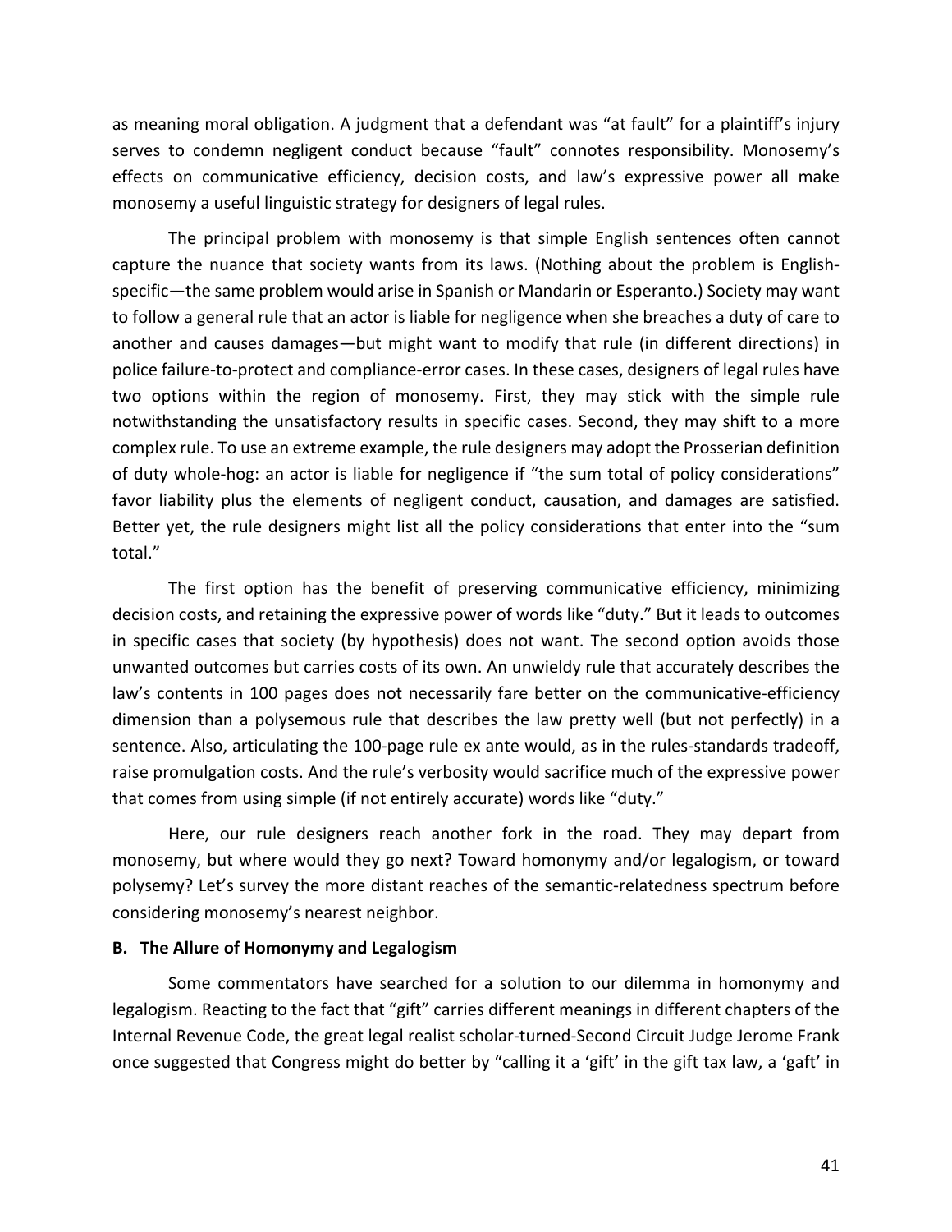as meaning moral obligation. A judgment that a defendant was "at fault" for a plaintiff's injury serves to condemn negligent conduct because "fault" connotes responsibility. Monosemy's effects on communicative efficiency, decision costs, and law's expressive power all make monosemy a useful linguistic strategy for designers of legal rules.

The principal problem with monosemy is that simple English sentences often cannot capture the nuance that society wants from its laws. (Nothing about the problem is English-specific—the same problem would arise in Spanish or Mandarin or Esperanto.) Society may want to follow a general rule that an actor is liable for negligence when she breaches a duty of care to another and causes damages—but might want to modify that rule (in different directions) in police failure-to-protect and compliance-error cases. In these cases, designers of legal rules have two options within the region of monosemy. First, they may stick with the simple rule notwithstanding the unsatisfactory results in specific cases. Second, they may shift to a more complex rule. To use an extreme example, the rule designers may adopt the Prosserian definition of duty whole-hog: an actor is liable for negligence if "the sum total of policy considerations" favor liability plus the elements of negligent conduct, causation, and damages are satisfied. Better yet, the rule designers might list all the policy considerations that enter into the "sum total."

The first option has the benefit of preserving communicative efficiency, minimizing decision costs, and retaining the expressive power of words like "duty." But it leads to outcomes in specific cases that society (by hypothesis) does not want. The second option avoids those unwanted outcomes but carries costs of its own. An unwieldy rule that accurately describes the law's contents in 100 pages does not necessarily fare better on the communicative-efficiency dimension than a polysemous rule that describes the law pretty well (but not perfectly) in a sentence. Also, articulating the 100-page rule ex ante would, as in the rules-standards tradeoff, raise promulgation costs. And the rule's verbosity would sacrifice much of the expressive power that comes from using simple (if not entirely accurate) words like "duty."

Here, our rule designers reach another fork in the road. They may depart from monosemy, but where would they go next? Toward homonymy and/or legalogism, or toward polysemy? Let's survey the more distant reaches of the semantic-relatedness spectrum before considering monosemy's nearest neighbor.

### B. The Allure of Homonymy and Legalogism

Some commentators have searched for a solution to our dilemma in homonymy and legalogism. Reacting to the fact that "gift" carries different meanings in different chapters of the Internal Revenue Code, the great legal realist scholar-turned-Second Circuit Judge Jerome Frank once suggested that Congress might do better by "calling it a 'gift' in the gift tax law, a 'gaft' in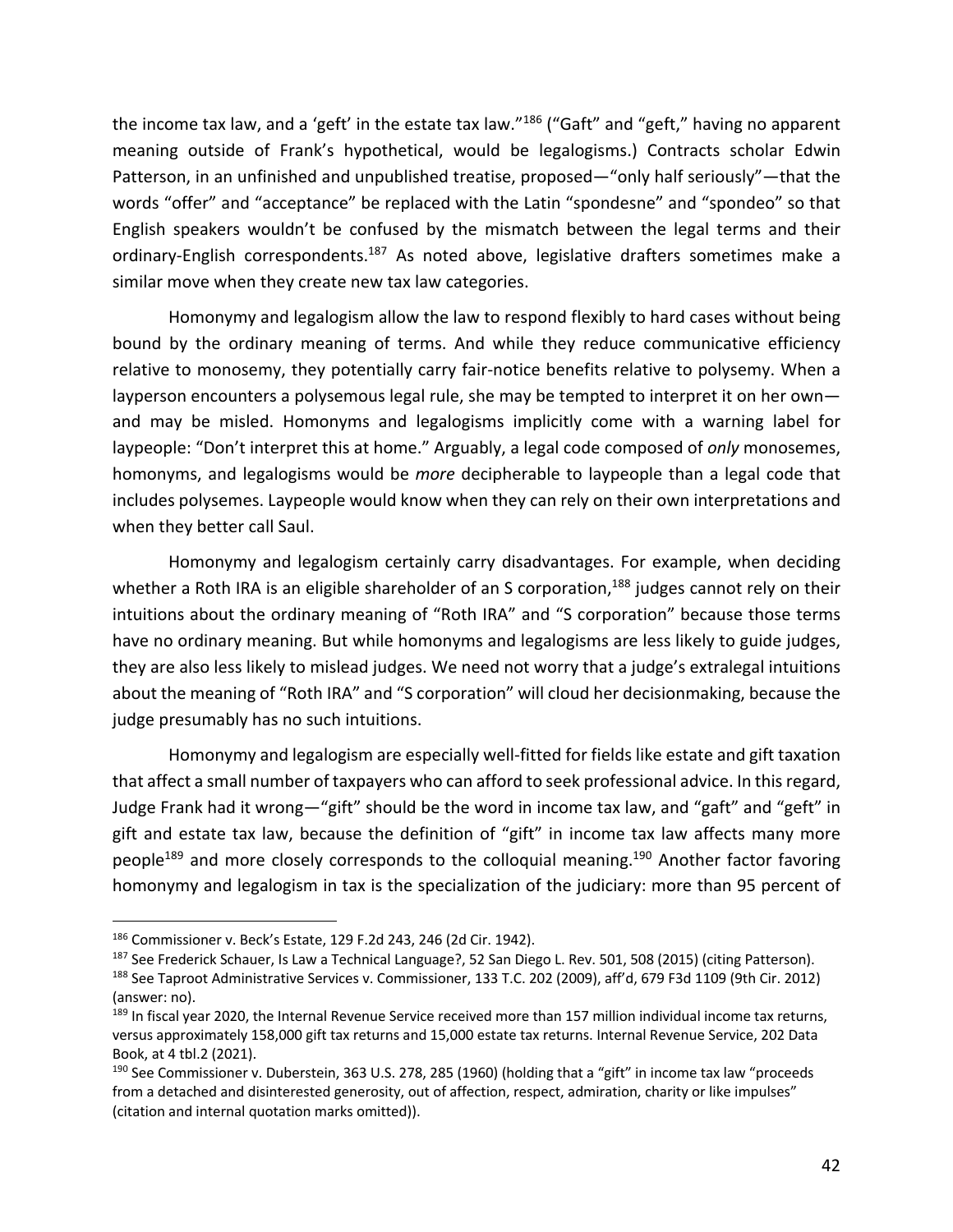the income tax law, and a 'geft' in the estate tax law."[186] ("Gaft" and "geft," having no apparent meaning outside of Frank's hypothetical, would be legalogisms.) Contracts scholar Edwin Patterson, in an unfinished and unpublished treatise, proposed—"only half seriously"—that the words "offer" and "acceptance" be replaced with the Latin "spondesne" and "spondeo" so that English speakers wouldn't be confused by the mismatch between the legal terms and their ordinary-English correspondents.[187] As noted above, legislative drafters sometimes make a similar move when they create new tax law categories.

Homonymy and legalogism allow the law to respond flexibly to hard cases without being bound by the ordinary meaning of terms. And while they reduce communicative efficiency relative to monosemy, they potentially carry fair-notice benefits relative to polysemy. When a layperson encounters a polysemous legal rule, she may be tempted to interpret it on her own—and may be misled. Homonyms and legalogisms implicitly come with a warning label for laypeople: "Don't interpret this at home." Arguably, a legal code composed of *only* monosemes, homonyms, and legalogisms would be *more* decipherable to laypeople than a legal code that includes polysemes. Laypeople would know when they can rely on their own interpretations and when they better call Saul.

Homonymy and legalogism certainly carry disadvantages. For example, when deciding whether a Roth IRA is an eligible shareholder of an S corporation,[188] judges cannot rely on their intuitions about the ordinary meaning of "Roth IRA" and "S corporation" because those terms have no ordinary meaning. But while homonyms and legalogisms are less likely to guide judges, they are also less likely to mislead judges. We need not worry that a judge's extralegal intuitions about the meaning of "Roth IRA" and "S corporation" will cloud her decisionmaking, because the judge presumably has no such intuitions.

Homonymy and legalogism are especially well-fitted for fields like estate and gift taxation that affect a small number of taxpayers who can afford to seek professional advice. In this regard, Judge Frank had it wrong—"gift" should be the word in income tax law, and "gaft" and "geft" in gift and estate tax law, because the definition of "gift" in income tax law affects many more people[189] and more closely corresponds to the colloquial meaning.[190] Another factor favoring homonymy and legalogism in tax is the specialization of the judiciary: more than 95 percent of

---

[186] Commissioner v. Beck's Estate, 129 F.2d 243, 246 (2d Cir. 1942).

[187] See Frederick Schauer, Is Law a Technical Language?, 52 San Diego L. Rev. 501, 508 (2015) (citing Patterson).

[188] See Taproot Administrative Services v. Commissioner, 133 T.C. 202 (2009), aff'd, 679 F3d 1109 (9th Cir. 2012) (answer: no).

[189] In fiscal year 2020, the Internal Revenue Service received more than 157 million individual income tax returns, versus approximately 158,000 gift tax returns and 15,000 estate tax returns. Internal Revenue Service, 202 Data Book, at 4 tbl.2 (2021).

[190] See Commissioner v. Duberstein, 363 U.S. 278, 285 (1960) (holding that a "gift" in income tax law "proceeds from a detached and disinterested generosity, out of affection, respect, admiration, charity or like impulses" (citation and internal quotation marks omitted)).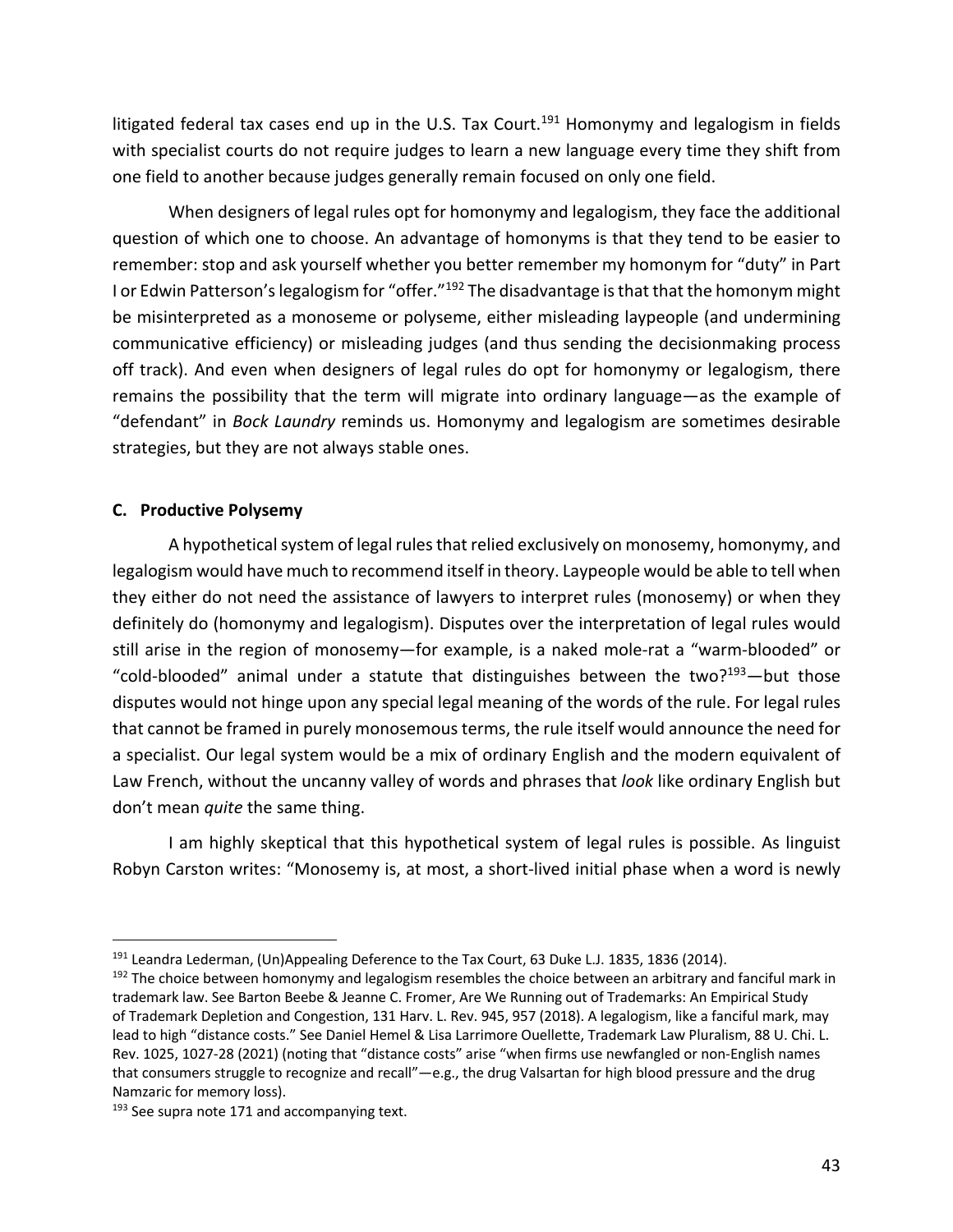litigated federal tax cases end up in the U.S. Tax Court.[191] Homonymy and legalogism in fields with specialist courts do not require judges to learn a new language every time they shift from one field to another because judges generally remain focused on only one field.

When designers of legal rules opt for homonymy and legalogism, they face the additional question of which one to choose. An advantage of homonyms is that they tend to be easier to remember: stop and ask yourself whether you better remember my homonym for "duty" in Part I or Edwin Patterson's legalogism for "offer."[192] The disadvantage is that that the homonym might be misinterpreted as a monoseme or polyseme, either misleading laypeople (and undermining communicative efficiency) or misleading judges (and thus sending the decisionmaking process off track). And even when designers of legal rules do opt for homonymy or legalogism, there remains the possibility that the term will migrate into ordinary language—as the example of "defendant" in *Bock Laundry* reminds us. Homonymy and legalogism are sometimes desirable strategies, but they are not always stable ones.

### C. Productive Polysemy

A hypothetical system of legal rules that relied exclusively on monosemy, homonymy, and legalogism would have much to recommend itself in theory. Laypeople would be able to tell when they either do not need the assistance of lawyers to interpret rules (monosemy) or when they definitely do (homonymy and legalogism). Disputes over the interpretation of legal rules would still arise in the region of monosemy—for example, is a naked mole-rat a "warm-blooded" or "cold-blooded" animal under a statute that distinguishes between the two?[193]—but those disputes would not hinge upon any special legal meaning of the words of the rule. For legal rules that cannot be framed in purely monosemous terms, the rule itself would announce the need for a specialist. Our legal system would be a mix of ordinary English and the modern equivalent of Law French, without the uncanny valley of words and phrases that *look* like ordinary English but don't mean *quite* the same thing.

I am highly skeptical that this hypothetical system of legal rules is possible. As linguist Robyn Carston writes: "Monosemy is, at most, a short-lived initial phase when a word is newly

---

[191] Leandra Lederman, (Un)Appealing Deference to the Tax Court, 63 Duke L.J. 1835, 1836 (2014).

[192] The choice between homonymy and legalogism resembles the choice between an arbitrary and fanciful mark in trademark law. See Barton Beebe & Jeanne C. Fromer, Are We Running out of Trademarks: An Empirical Study of Trademark Depletion and Congestion, 131 Harv. L. Rev. 945, 957 (2018). A legalogism, like a fanciful mark, may lead to high "distance costs." See Daniel Hemel & Lisa Larrimore Ouellette, Trademark Law Pluralism, 88 U. Chi. L. Rev. 1025, 1027-28 (2021) (noting that "distance costs" arise "when firms use newfangled or non-English names that consumers struggle to recognize and recall"—e.g., the drug Valsartan for high blood pressure and the drug Namzaric for memory loss).

[193] See supra note 171 and accompanying text.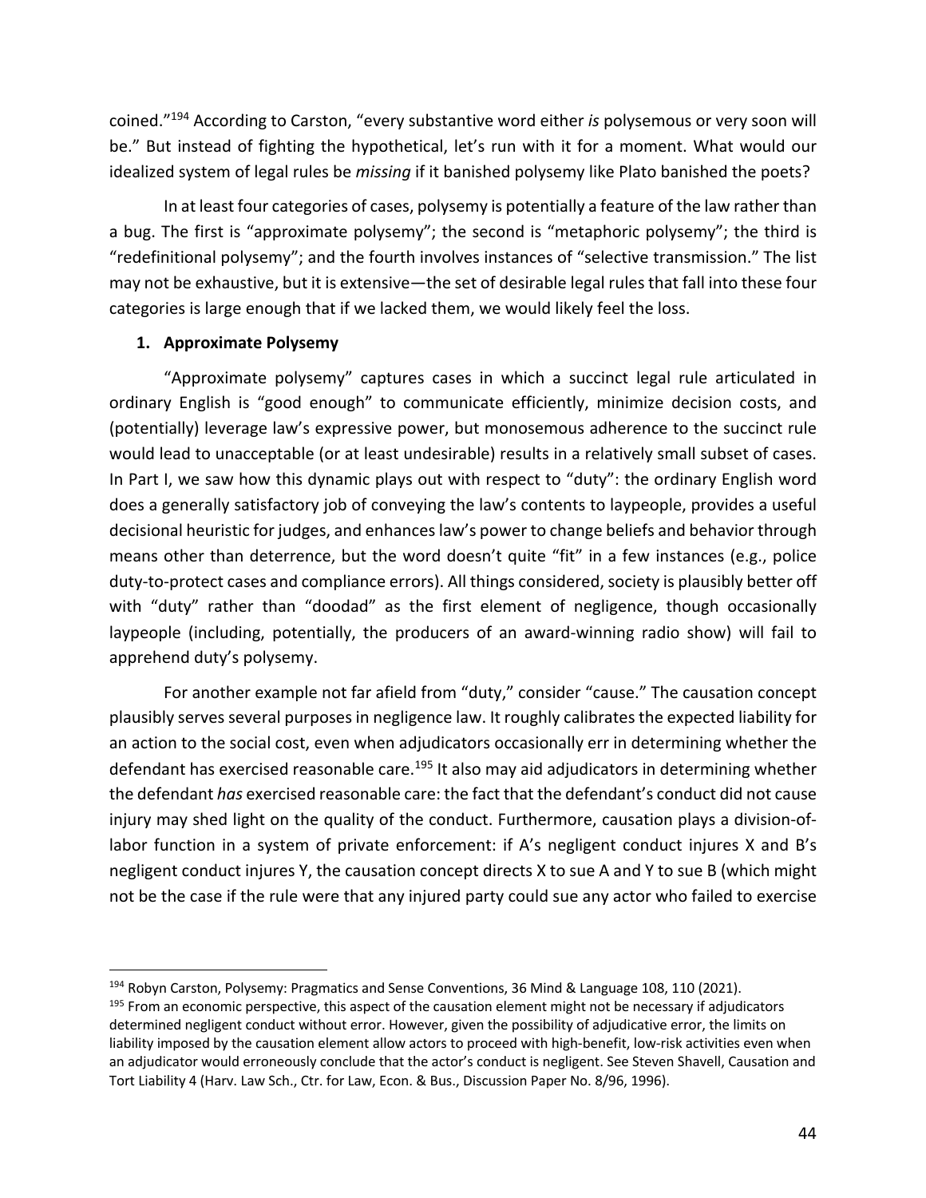coined."[194] According to Carston, "every substantive word either *is* polysemous or very soon will be." But instead of fighting the hypothetical, let's run with it for a moment. What would our idealized system of legal rules be *missing* if it banished polysemy like Plato banished the poets?

In at least four categories of cases, polysemy is potentially a feature of the law rather than a bug. The first is "approximate polysemy"; the second is "metaphoric polysemy"; the third is "redefinitional polysemy"; and the fourth involves instances of "selective transmission." The list may not be exhaustive, but it is extensive—the set of desirable legal rules that fall into these four categories is large enough that if we lacked them, we would likely feel the loss.

### 1. Approximate Polysemy

"Approximate polysemy" captures cases in which a succinct legal rule articulated in ordinary English is "good enough" to communicate efficiently, minimize decision costs, and (potentially) leverage law's expressive power, but monosemous adherence to the succinct rule would lead to unacceptable (or at least undesirable) results in a relatively small subset of cases. In Part I, we saw how this dynamic plays out with respect to "duty": the ordinary English word does a generally satisfactory job of conveying the law's contents to laypeople, provides a useful decisional heuristic for judges, and enhances law's power to change beliefs and behavior through means other than deterrence, but the word doesn't quite "fit" in a few instances (e.g., police duty-to-protect cases and compliance errors). All things considered, society is plausibly better off with "duty" rather than "doodad" as the first element of negligence, though occasionally laypeople (including, potentially, the producers of an award-winning radio show) will fail to apprehend duty's polysemy.

For another example not far afield from "duty," consider "cause." The causation concept plausibly serves several purposes in negligence law. It roughly calibrates the expected liability for an action to the social cost, even when adjudicators occasionally err in determining whether the defendant has exercised reasonable care.[195] It also may aid adjudicators in determining whether the defendant *has* exercised reasonable care: the fact that the defendant's conduct did not cause injury may shed light on the quality of the conduct. Furthermore, causation plays a division-of-labor function in a system of private enforcement: if A's negligent conduct injures X and B's negligent conduct injures Y, the causation concept directs X to sue A and Y to sue B (which might not be the case if the rule were that any injured party could sue any actor who failed to exercise

---

[194] Robyn Carston, Polysemy: Pragmatics and Sense Conventions, 36 Mind & Language 108, 110 (2021).

[195] From an economic perspective, this aspect of the causation element might not be necessary if adjudicators determined negligent conduct without error. However, given the possibility of adjudicative error, the limits on liability imposed by the causation element allow actors to proceed with high-benefit, low-risk activities even when an adjudicator would erroneously conclude that the actor's conduct is negligent. See Steven Shavell, Causation and Tort Liability 4 (Harv. Law Sch., Ctr. for Law, Econ. & Bus., Discussion Paper No. 8/96, 1996).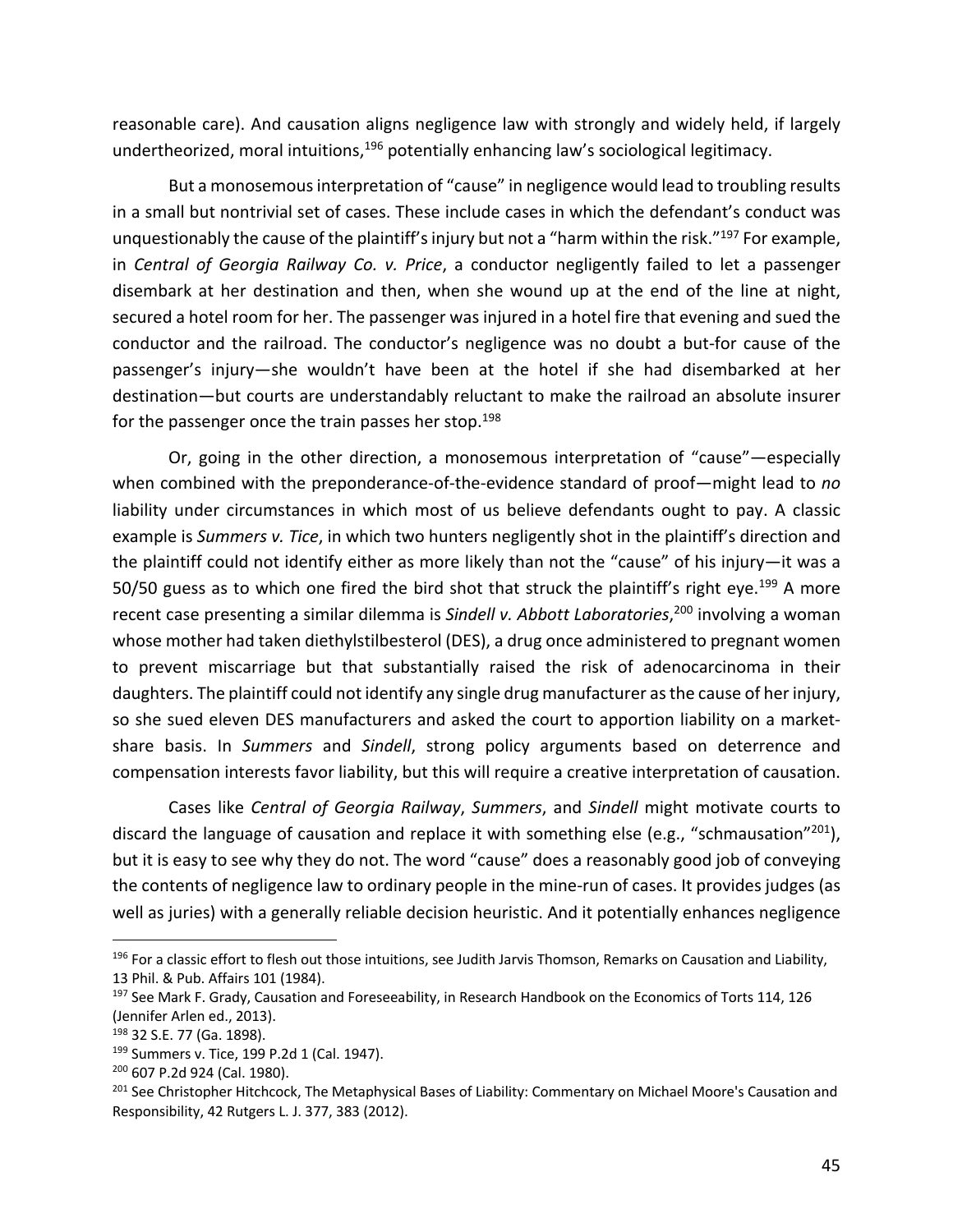reasonable care). And causation aligns negligence law with strongly and widely held, if largely undertheorized, moral intuitions,[196] potentially enhancing law's sociological legitimacy.

But a monosemous interpretation of "cause" in negligence would lead to troubling results in a small but nontrivial set of cases. These include cases in which the defendant's conduct was unquestionably the cause of the plaintiff's injury but not a "harm within the risk."[197] For example, in *Central of Georgia Railway Co. v. Price*, a conductor negligently failed to let a passenger disembark at her destination and then, when she wound up at the end of the line at night, secured a hotel room for her. The passenger was injured in a hotel fire that evening and sued the conductor and the railroad. The conductor's negligence was no doubt a but-for cause of the passenger's injury—she wouldn't have been at the hotel if she had disembarked at her destination—but courts are understandably reluctant to make the railroad an absolute insurer for the passenger once the train passes her stop.[198]

Or, going in the other direction, a monosemous interpretation of "cause"—especially when combined with the preponderance-of-the-evidence standard of proof—might lead to *no* liability under circumstances in which most of us believe defendants ought to pay. A classic example is *Summers v. Tice*, in which two hunters negligently shot in the plaintiff's direction and the plaintiff could not identify either as more likely than not the "cause" of his injury—it was a 50/50 guess as to which one fired the bird shot that struck the plaintiff's right eye.[199] A more recent case presenting a similar dilemma is *Sindell v. Abbott Laboratories*,[200] involving a woman whose mother had taken diethylstilbesterol (DES), a drug once administered to pregnant women to prevent miscarriage but that substantially raised the risk of adenocarcinoma in their daughters. The plaintiff could not identify any single drug manufacturer as the cause of her injury, so she sued eleven DES manufacturers and asked the court to apportion liability on a market-share basis. In *Summers* and *Sindell*, strong policy arguments based on deterrence and compensation interests favor liability, but this will require a creative interpretation of causation.

Cases like *Central of Georgia Railway*, *Summers*, and *Sindell* might motivate courts to discard the language of causation and replace it with something else (e.g., "schmausation"[201]), but it is easy to see why they do not. The word "cause" does a reasonably good job of conveying the contents of negligence law to ordinary people in the mine-run of cases. It provides judges (as well as juries) with a generally reliable decision heuristic. And it potentially enhances negligence

---

[196] For a classic effort to flesh out those intuitions, see Judith Jarvis Thomson, Remarks on Causation and Liability, 13 Phil. & Pub. Affairs 101 (1984).

[197] See Mark F. Grady, Causation and Foreseeability, in Research Handbook on the Economics of Torts 114, 126 (Jennifer Arlen ed., 2013).

[198] 32 S.E. 77 (Ga. 1898).

[199] Summers v. Tice, 199 P.2d 1 (Cal. 1947).

[200] 607 P.2d 924 (Cal. 1980).

[201] See Christopher Hitchcock, The Metaphysical Bases of Liability: Commentary on Michael Moore's Causation and Responsibility, 42 Rutgers L. J. 377, 383 (2012).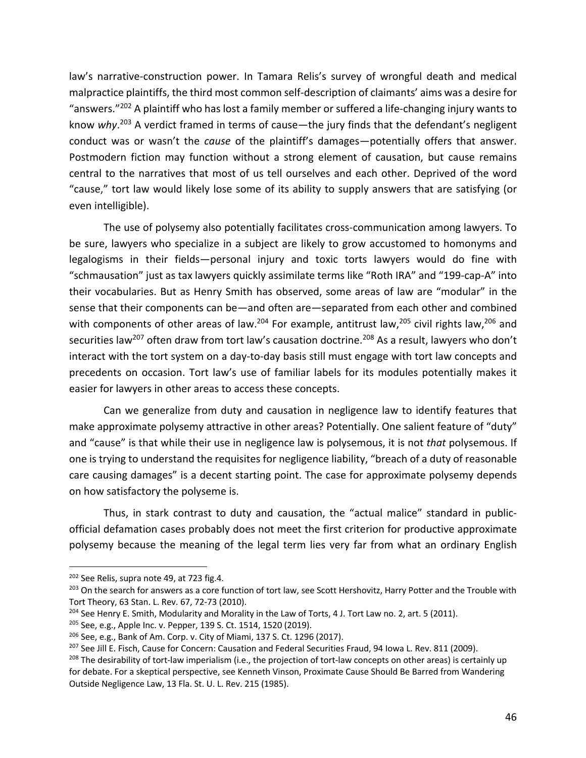law's narrative-construction power. In Tamara Relis's survey of wrongful death and medical malpractice plaintiffs, the third most common self-description of claimants' aims was a desire for "answers."[202] A plaintiff who has lost a family member or suffered a life-changing injury wants to know *why*.[203] A verdict framed in terms of cause—the jury finds that the defendant's negligent conduct was or wasn't the *cause* of the plaintiff's damages—potentially offers that answer. Postmodern fiction may function without a strong element of causation, but cause remains central to the narratives that most of us tell ourselves and each other. Deprived of the word "cause," tort law would likely lose some of its ability to supply answers that are satisfying (or even intelligible).

The use of polysemy also potentially facilitates cross-communication among lawyers. To be sure, lawyers who specialize in a subject are likely to grow accustomed to homonyms and legalogisms in their fields—personal injury and toxic torts lawyers would do fine with "schmausation" just as tax lawyers quickly assimilate terms like "Roth IRA" and "199-cap-A" into their vocabularies. But as Henry Smith has observed, some areas of law are "modular" in the sense that their components can be—and often are—separated from each other and combined with components of other areas of law.[204] For example, antitrust law,[205] civil rights law,[206] and securities law[207] often draw from tort law's causation doctrine.[208] As a result, lawyers who don't interact with the tort system on a day-to-day basis still must engage with tort law concepts and precedents on occasion. Tort law's use of familiar labels for its modules potentially makes it easier for lawyers in other areas to access these concepts.

Can we generalize from duty and causation in negligence law to identify features that make approximate polysemy attractive in other areas? Potentially. One salient feature of "duty" and "cause" is that while their use in negligence law is polysemous, it is not *that* polysemous. If one is trying to understand the requisites for negligence liability, "breach of a duty of reasonable care causing damages" is a decent starting point. The case for approximate polysemy depends on how satisfactory the polyseme is.

Thus, in stark contrast to duty and causation, the "actual malice" standard in public-official defamation cases probably does not meet the first criterion for productive approximate polysemy because the meaning of the legal term lies very far from what an ordinary English

---

[202] See Relis, supra note 49, at 723 fig.4.

[203] On the search for answers as a core function of tort law, see Scott Hershovitz, Harry Potter and the Trouble with Tort Theory, 63 Stan. L. Rev. 67, 72-73 (2010).

[204] See Henry E. Smith, Modularity and Morality in the Law of Torts, 4 J. Tort Law no. 2, art. 5 (2011).

[205] See, e.g., Apple Inc. v. Pepper, 139 S. Ct. 1514, 1520 (2019).

[206] See, e.g., Bank of Am. Corp. v. City of Miami, 137 S. Ct. 1296 (2017).

[207] See Jill E. Fisch, Cause for Concern: Causation and Federal Securities Fraud, 94 Iowa L. Rev. 811 (2009).

[208] The desirability of tort-law imperialism (i.e., the projection of tort-law concepts on other areas) is certainly up for debate. For a skeptical perspective, see Kenneth Vinson, Proximate Cause Should Be Barred from Wandering Outside Negligence Law, 13 Fla. St. U. L. Rev. 215 (1985).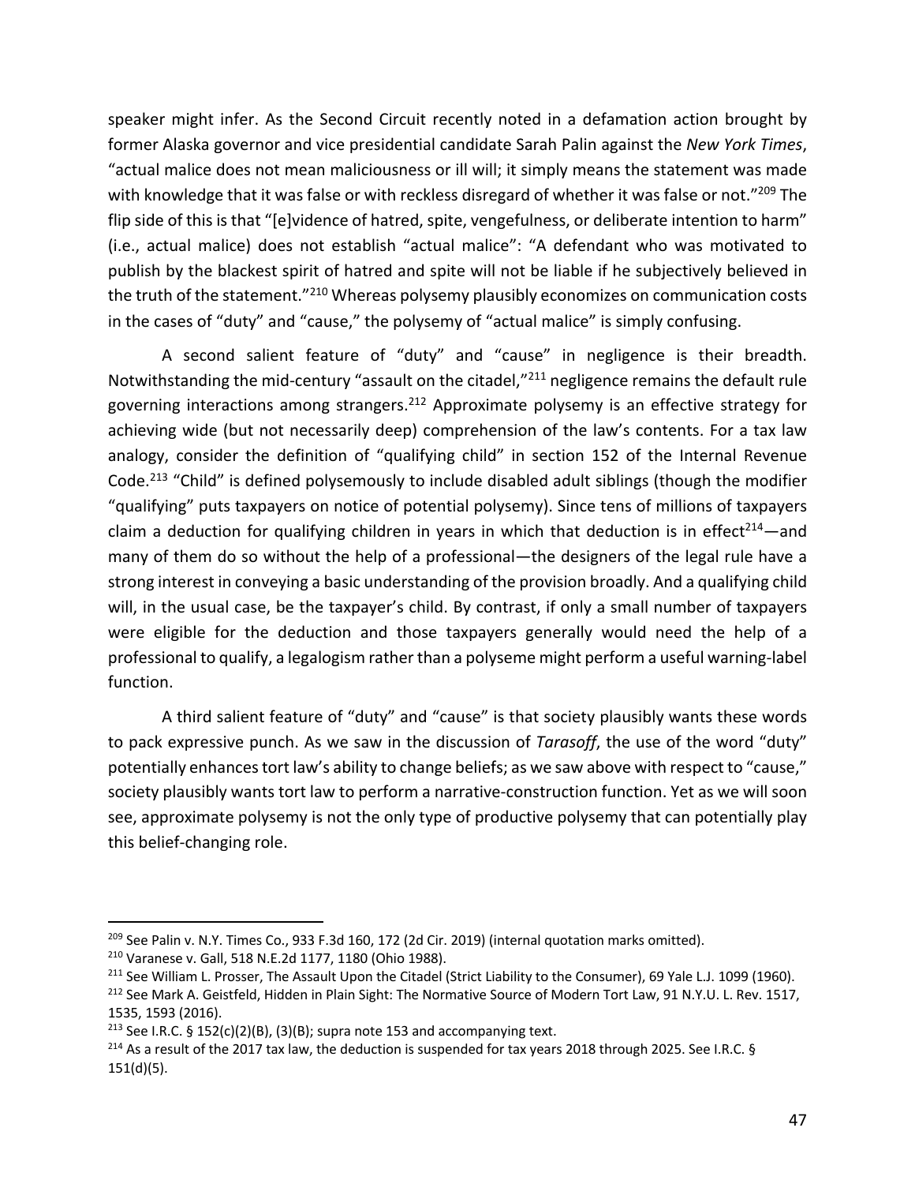speaker might infer. As the Second Circuit recently noted in a defamation action brought by former Alaska governor and vice presidential candidate Sarah Palin against the *New York Times*, "actual malice does not mean maliciousness or ill will; it simply means the statement was made with knowledge that it was false or with reckless disregard of whether it was false or not."[209] The flip side of this is that "[e]vidence of hatred, spite, vengefulness, or deliberate intention to harm" (i.e., actual malice) does not establish "actual malice": "A defendant who was motivated to publish by the blackest spirit of hatred and spite will not be liable if he subjectively believed in the truth of the statement."[210] Whereas polysemy plausibly economizes on communication costs in the cases of "duty" and "cause," the polysemy of "actual malice" is simply confusing.

A second salient feature of "duty" and "cause" in negligence is their breadth. Notwithstanding the mid-century "assault on the citadel,"[211] negligence remains the default rule governing interactions among strangers.[212] Approximate polysemy is an effective strategy for achieving wide (but not necessarily deep) comprehension of the law's contents. For a tax law analogy, consider the definition of "qualifying child" in section 152 of the Internal Revenue Code.[213] "Child" is defined polysemously to include disabled adult siblings (though the modifier "qualifying" puts taxpayers on notice of potential polysemy). Since tens of millions of taxpayers claim a deduction for qualifying children in years in which that deduction is in effect[214]—and many of them do so without the help of a professional—the designers of the legal rule have a strong interest in conveying a basic understanding of the provision broadly. And a qualifying child will, in the usual case, be the taxpayer's child. By contrast, if only a small number of taxpayers were eligible for the deduction and those taxpayers generally would need the help of a professional to qualify, a legalogism rather than a polyseme might perform a useful warning-label function.

A third salient feature of "duty" and "cause" is that society plausibly wants these words to pack expressive punch. As we saw in the discussion of *Tarasoff*, the use of the word "duty" potentially enhances tort law's ability to change beliefs; as we saw above with respect to "cause," society plausibly wants tort law to perform a narrative-construction function. Yet as we will soon see, approximate polysemy is not the only type of productive polysemy that can potentially play this belief-changing role.

---

[209] See Palin v. N.Y. Times Co., 933 F.3d 160, 172 (2d Cir. 2019) (internal quotation marks omitted).

[210] Varanese v. Gall, 518 N.E.2d 1177, 1180 (Ohio 1988).

[211] See William L. Prosser, The Assault Upon the Citadel (Strict Liability to the Consumer), 69 Yale L.J. 1099 (1960).

[212] See Mark A. Geistfeld, Hidden in Plain Sight: The Normative Source of Modern Tort Law, 91 N.Y.U. L. Rev. 1517, 1535, 1593 (2016).

[213] See I.R.C. § 152(c)(2)(B), (3)(B); supra note 153 and accompanying text.

[214] As a result of the 2017 tax law, the deduction is suspended for tax years 2018 through 2025. See I.R.C. § 151(d)(5).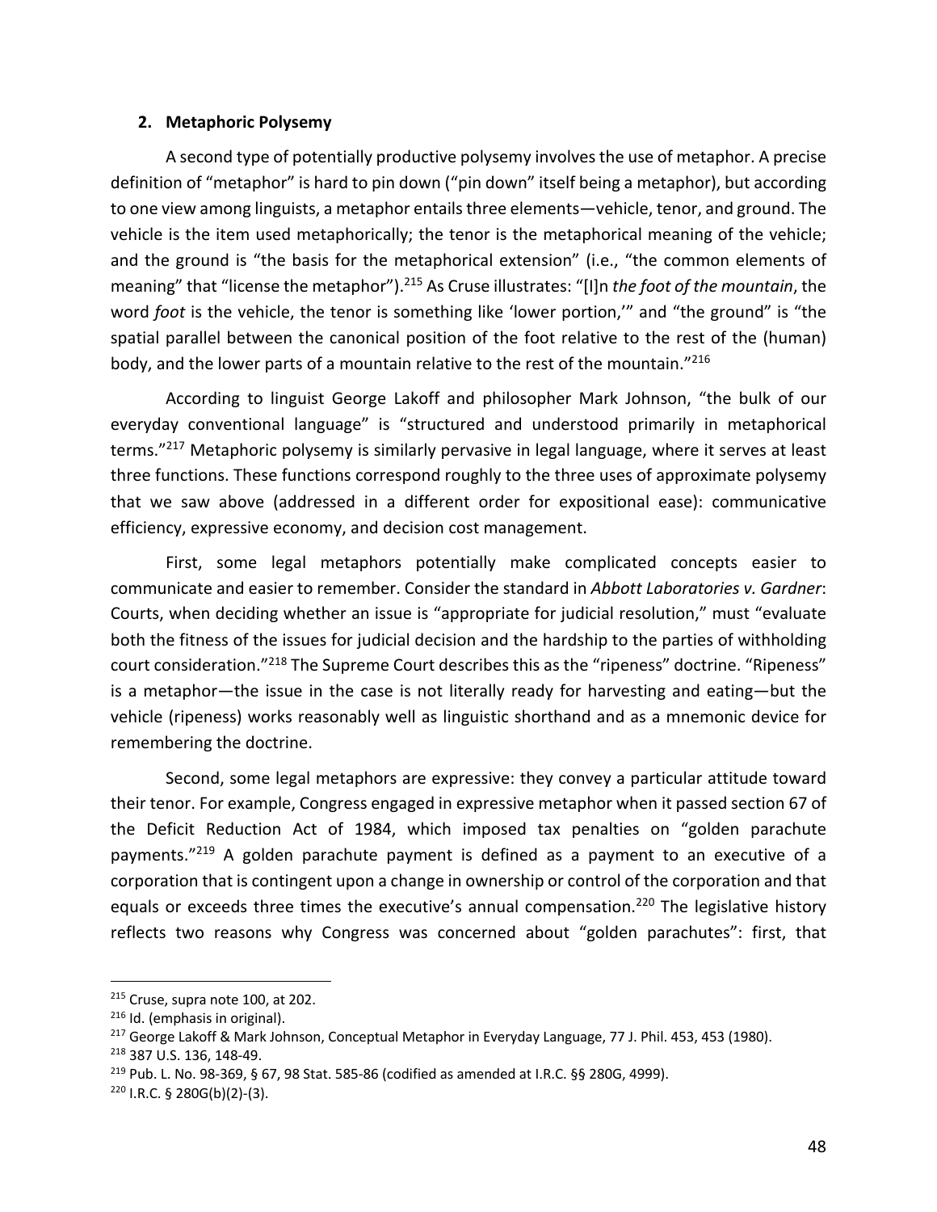### 2. Metaphoric Polysemy

A second type of potentially productive polysemy involves the use of metaphor. A precise definition of "metaphor" is hard to pin down ("pin down" itself being a metaphor), but according to one view among linguists, a metaphor entails three elements—vehicle, tenor, and ground. The vehicle is the item used metaphorically; the tenor is the metaphorical meaning of the vehicle; and the ground is "the basis for the metaphorical extension" (i.e., "the common elements of meaning" that "license the metaphor").[215] As Cruse illustrates: "[I]n *the foot of the mountain*, the word *foot* is the vehicle, the tenor is something like 'lower portion,'" and "the ground" is "the spatial parallel between the canonical position of the foot relative to the rest of the (human) body, and the lower parts of a mountain relative to the rest of the mountain."[216]

According to linguist George Lakoff and philosopher Mark Johnson, "the bulk of our everyday conventional language" is "structured and understood primarily in metaphorical terms."[217] Metaphoric polysemy is similarly pervasive in legal language, where it serves at least three functions. These functions correspond roughly to the three uses of approximate polysemy that we saw above (addressed in a different order for expositional ease): communicative efficiency, expressive economy, and decision cost management.

First, some legal metaphors potentially make complicated concepts easier to communicate and easier to remember. Consider the standard in *Abbott Laboratories v. Gardner*: Courts, when deciding whether an issue is "appropriate for judicial resolution," must "evaluate both the fitness of the issues for judicial decision and the hardship to the parties of withholding court consideration."[218] The Supreme Court describes this as the "ripeness" doctrine. "Ripeness" is a metaphor—the issue in the case is not literally ready for harvesting and eating—but the vehicle (ripeness) works reasonably well as linguistic shorthand and as a mnemonic device for remembering the doctrine.

Second, some legal metaphors are expressive: they convey a particular attitude toward their tenor. For example, Congress engaged in expressive metaphor when it passed section 67 of the Deficit Reduction Act of 1984, which imposed tax penalties on "golden parachute payments."[219] A golden parachute payment is defined as a payment to an executive of a corporation that is contingent upon a change in ownership or control of the corporation and that equals or exceeds three times the executive's annual compensation.[220] The legislative history reflects two reasons why Congress was concerned about "golden parachutes": first, that

---

[215] Cruse, supra note 100, at 202.

[216] Id. (emphasis in original).

[217] George Lakoff & Mark Johnson, Conceptual Metaphor in Everyday Language, 77 J. Phil. 453, 453 (1980).

[218] 387 U.S. 136, 148-49.

[219] Pub. L. No. 98-369, § 67, 98 Stat. 585-86 (codified as amended at I.R.C. §§ 280G, 4999).

[220] I.R.C. § 280G(b)(2)-(3).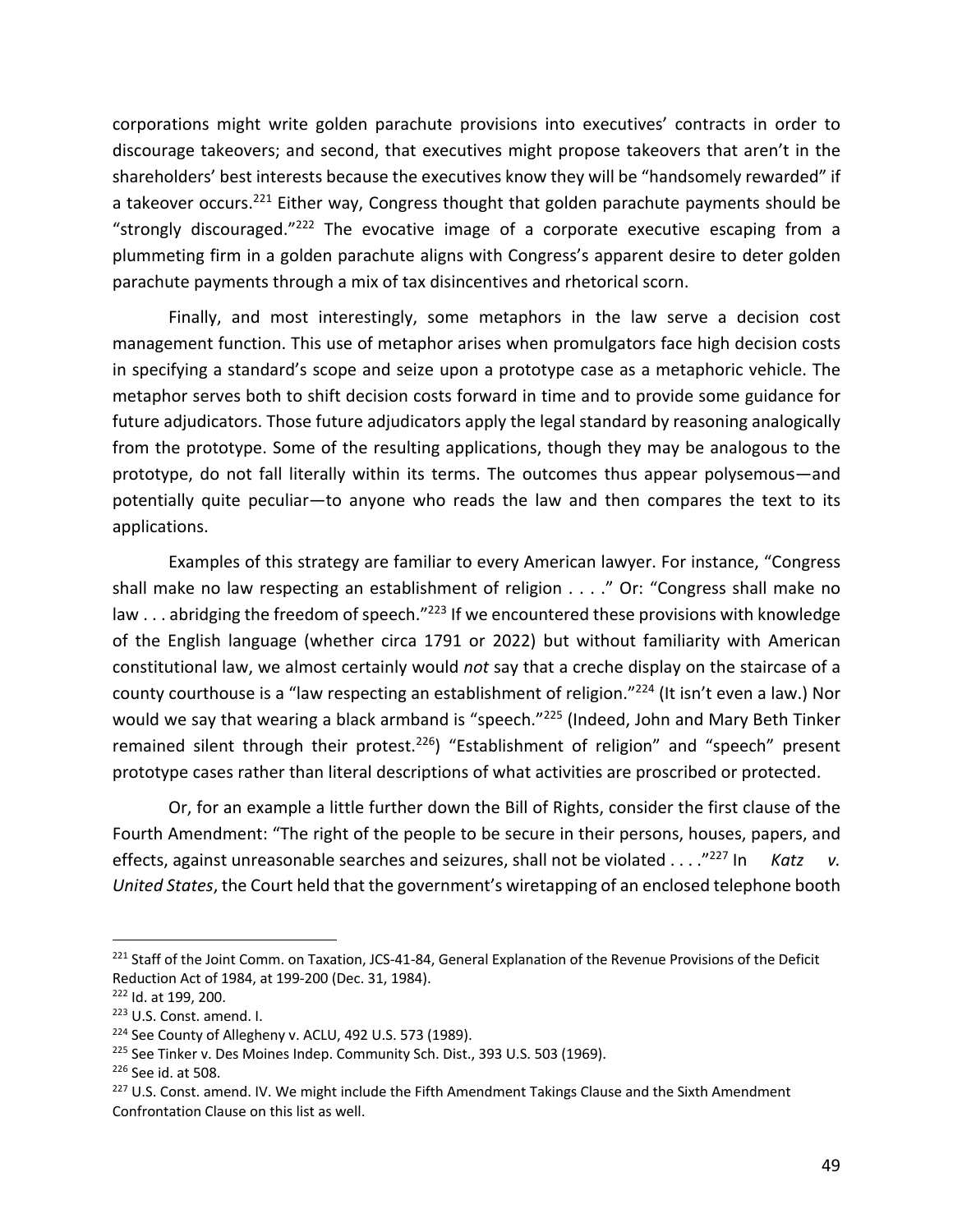corporations might write golden parachute provisions into executives' contracts in order to discourage takeovers; and second, that executives might propose takeovers that aren't in the shareholders' best interests because the executives know they will be "handsomely rewarded" if a takeover occurs.[221] Either way, Congress thought that golden parachute payments should be "strongly discouraged."[222] The evocative image of a corporate executive escaping from a plummeting firm in a golden parachute aligns with Congress's apparent desire to deter golden parachute payments through a mix of tax disincentives and rhetorical scorn.

Finally, and most interestingly, some metaphors in the law serve a decision cost management function. This use of metaphor arises when promulgators face high decision costs in specifying a standard's scope and seize upon a prototype case as a metaphoric vehicle. The metaphor serves both to shift decision costs forward in time and to provide some guidance for future adjudicators. Those future adjudicators apply the legal standard by reasoning analogically from the prototype. Some of the resulting applications, though they may be analogous to the prototype, do not fall literally within its terms. The outcomes thus appear polysemous—and potentially quite peculiar—to anyone who reads the law and then compares the text to its applications.

Examples of this strategy are familiar to every American lawyer. For instance, "Congress shall make no law respecting an establishment of religion . . . ." Or: "Congress shall make no law . . . abridging the freedom of speech."[223] If we encountered these provisions with knowledge of the English language (whether circa 1791 or 2022) but without familiarity with American constitutional law, we almost certainly would *not* say that a creche display on the staircase of a county courthouse is a "law respecting an establishment of religion."[224] (It isn't even a law.) Nor would we say that wearing a black armband is "speech."[225] (Indeed, John and Mary Beth Tinker remained silent through their protest.[226]) "Establishment of religion" and "speech" present prototype cases rather than literal descriptions of what activities are proscribed or protected.

Or, for an example a little further down the Bill of Rights, consider the first clause of the Fourth Amendment: "The right of the people to be secure in their persons, houses, papers, and effects, against unreasonable searches and seizures, shall not be violated . . . ."[227] In *Katz v. United States*, the Court held that the government's wiretapping of an enclosed telephone booth

---

[221] Staff of the Joint Comm. on Taxation, JCS-41-84, General Explanation of the Revenue Provisions of the Deficit Reduction Act of 1984, at 199-200 (Dec. 31, 1984).

[222] Id. at 199, 200.

[223] U.S. Const. amend. I.

[224] See County of Allegheny v. ACLU, 492 U.S. 573 (1989).

[225] See Tinker v. Des Moines Indep. Community Sch. Dist., 393 U.S. 503 (1969).

[226] See id. at 508.

[227] U.S. Const. amend. IV. We might include the Fifth Amendment Takings Clause and the Sixth Amendment Confrontation Clause on this list as well.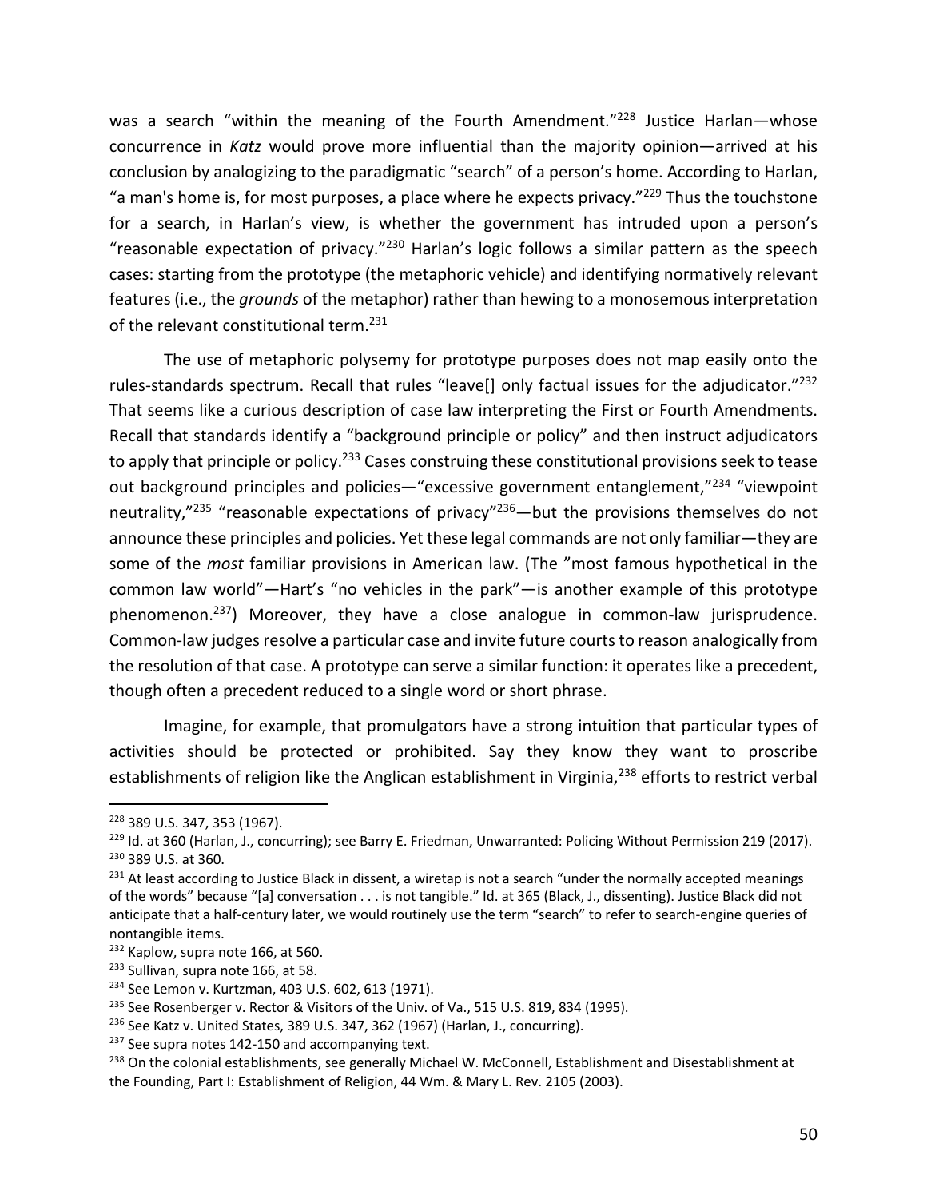was a search "within the meaning of the Fourth Amendment."[228] Justice Harlan—whose concurrence in *Katz* would prove more influential than the majority opinion—arrived at his conclusion by analogizing to the paradigmatic "search" of a person's home. According to Harlan, "a man's home is, for most purposes, a place where he expects privacy."[229] Thus the touchstone for a search, in Harlan's view, is whether the government has intruded upon a person's "reasonable expectation of privacy."[230] Harlan's logic follows a similar pattern as the speech cases: starting from the prototype (the metaphoric vehicle) and identifying normatively relevant features (i.e., the *grounds* of the metaphor) rather than hewing to a monosemous interpretation of the relevant constitutional term.[231]

The use of metaphoric polysemy for prototype purposes does not map easily onto the rules-standards spectrum. Recall that rules "leave[] only factual issues for the adjudicator."[232] That seems like a curious description of case law interpreting the First or Fourth Amendments. Recall that standards identify a "background principle or policy" and then instruct adjudicators to apply that principle or policy.[233] Cases construing these constitutional provisions seek to tease out background principles and policies—"excessive government entanglement,"[234] "viewpoint neutrality,"[235] "reasonable expectations of privacy"[236]—but the provisions themselves do not announce these principles and policies. Yet these legal commands are not only familiar—they are some of the *most* familiar provisions in American law. (The "most famous hypothetical in the common law world"—Hart's "no vehicles in the park"—is another example of this prototype phenomenon.[237]) Moreover, they have a close analogue in common-law jurisprudence. Common-law judges resolve a particular case and invite future courts to reason analogically from the resolution of that case. A prototype can serve a similar function: it operates like a precedent, though often a precedent reduced to a single word or short phrase.

Imagine, for example, that promulgators have a strong intuition that particular types of activities should be protected or prohibited. Say they know they want to proscribe establishments of religion like the Anglican establishment in Virginia,[238] efforts to restrict verbal

---

[228] 389 U.S. 347, 353 (1967).

[229] Id. at 360 (Harlan, J., concurring); see Barry E. Friedman, Unwarranted: Policing Without Permission 219 (2017).

[230] 389 U.S. at 360.

[231] At least according to Justice Black in dissent, a wiretap is not a search "under the normally accepted meanings of the words" because "[a] conversation . . . is not tangible." Id. at 365 (Black, J., dissenting). Justice Black did not anticipate that a half-century later, we would routinely use the term "search" to refer to search-engine queries of nontangible items.

[232] Kaplow, supra note 166, at 560.

[233] Sullivan, supra note 166, at 58.

[234] See Lemon v. Kurtzman, 403 U.S. 602, 613 (1971).

[235] See Rosenberger v. Rector & Visitors of the Univ. of Va., 515 U.S. 819, 834 (1995).

[236] See Katz v. United States, 389 U.S. 347, 362 (1967) (Harlan, J., concurring).

[237] See supra notes 142-150 and accompanying text.

[238] On the colonial establishments, see generally Michael W. McConnell, Establishment and Disestablishment at the Founding, Part I: Establishment of Religion, 44 Wm. & Mary L. Rev. 2105 (2003).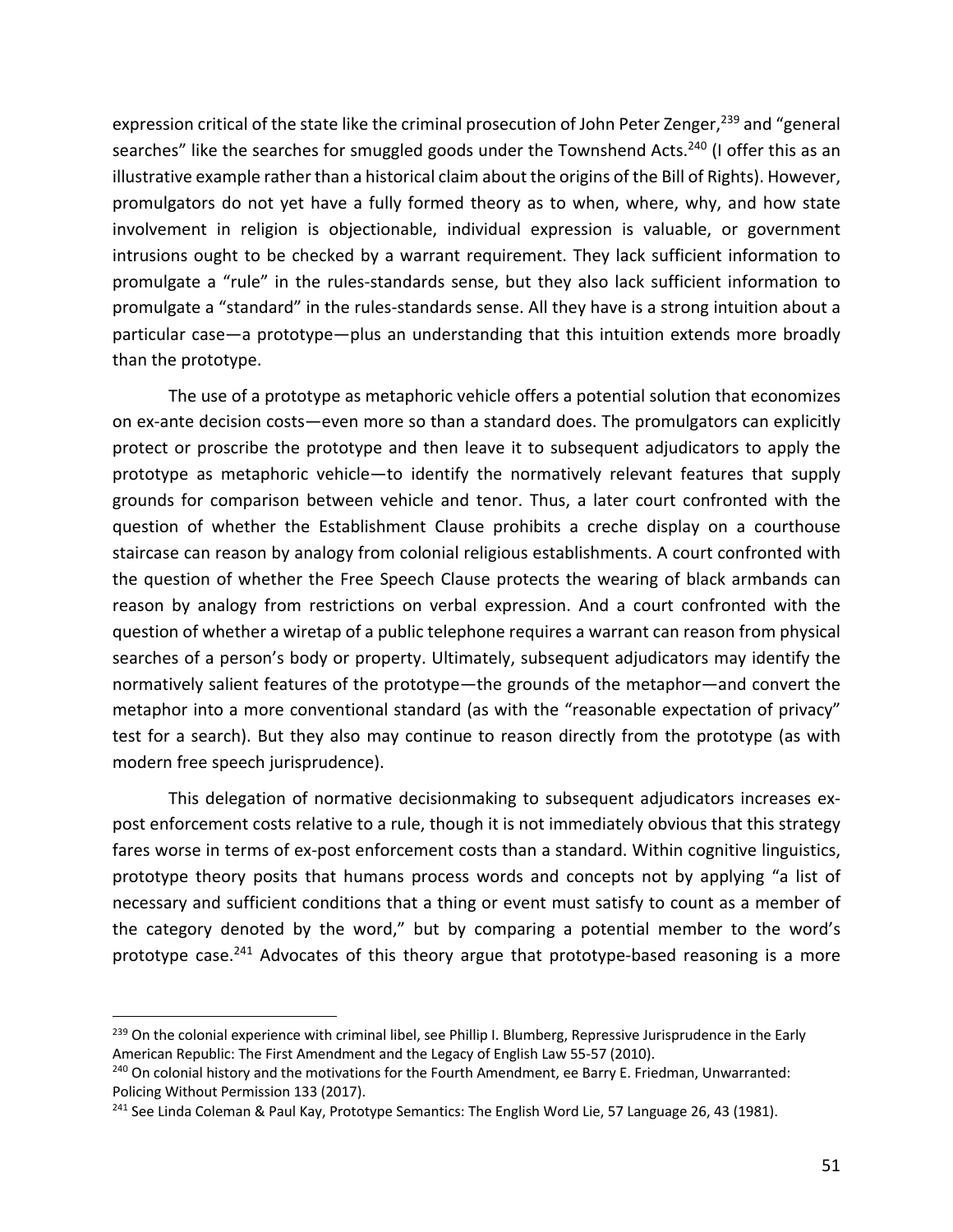expression critical of the state like the criminal prosecution of John Peter Zenger,[239] and "general searches" like the searches for smuggled goods under the Townshend Acts.[240] (I offer this as an illustrative example rather than a historical claim about the origins of the Bill of Rights). However, promulgators do not yet have a fully formed theory as to when, where, why, and how state involvement in religion is objectionable, individual expression is valuable, or government intrusions ought to be checked by a warrant requirement. They lack sufficient information to promulgate a "rule" in the rules-standards sense, but they also lack sufficient information to promulgate a "standard" in the rules-standards sense. All they have is a strong intuition about a particular case—a prototype—plus an understanding that this intuition extends more broadly than the prototype.

The use of a prototype as metaphoric vehicle offers a potential solution that economizes on ex-ante decision costs—even more so than a standard does. The promulgators can explicitly protect or proscribe the prototype and then leave it to subsequent adjudicators to apply the prototype as metaphoric vehicle—to identify the normatively relevant features that supply grounds for comparison between vehicle and tenor. Thus, a later court confronted with the question of whether the Establishment Clause prohibits a creche display on a courthouse staircase can reason by analogy from colonial religious establishments. A court confronted with the question of whether the Free Speech Clause protects the wearing of black armbands can reason by analogy from restrictions on verbal expression. And a court confronted with the question of whether a wiretap of a public telephone requires a warrant can reason from physical searches of a person's body or property. Ultimately, subsequent adjudicators may identify the normatively salient features of the prototype—the grounds of the metaphor—and convert the metaphor into a more conventional standard (as with the "reasonable expectation of privacy" test for a search). But they also may continue to reason directly from the prototype (as with modern free speech jurisprudence).

This delegation of normative decisionmaking to subsequent adjudicators increases ex-post enforcement costs relative to a rule, though it is not immediately obvious that this strategy fares worse in terms of ex-post enforcement costs than a standard. Within cognitive linguistics, prototype theory posits that humans process words and concepts not by applying "a list of necessary and sufficient conditions that a thing or event must satisfy to count as a member of the category denoted by the word," but by comparing a potential member to the word's prototype case.[241] Advocates of this theory argue that prototype-based reasoning is a more

---

[239] On the colonial experience with criminal libel, see Phillip I. Blumberg, Repressive Jurisprudence in the Early American Republic: The First Amendment and the Legacy of English Law 55-57 (2010).

[240] On colonial history and the motivations for the Fourth Amendment, ee Barry E. Friedman, Unwarranted: Policing Without Permission 133 (2017).

[241] See Linda Coleman & Paul Kay, Prototype Semantics: The English Word Lie, 57 Language 26, 43 (1981).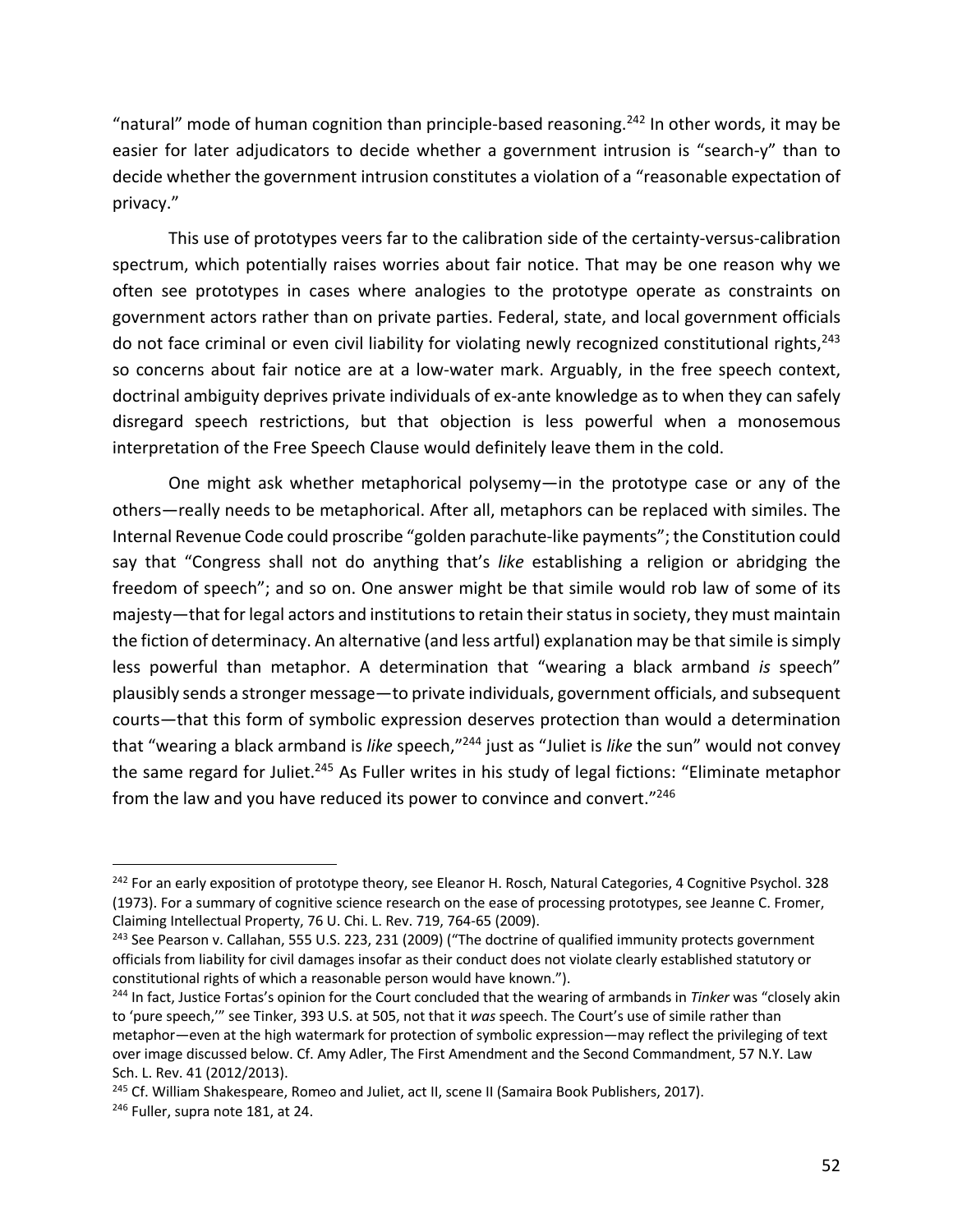"natural" mode of human cognition than principle-based reasoning.[242] In other words, it may be easier for later adjudicators to decide whether a government intrusion is "search-y" than to decide whether the government intrusion constitutes a violation of a "reasonable expectation of privacy."

This use of prototypes veers far to the calibration side of the certainty-versus-calibration spectrum, which potentially raises worries about fair notice. That may be one reason why we often see prototypes in cases where analogies to the prototype operate as constraints on government actors rather than on private parties. Federal, state, and local government officials do not face criminal or even civil liability for violating newly recognized constitutional rights,[243] so concerns about fair notice are at a low-water mark. Arguably, in the free speech context, doctrinal ambiguity deprives private individuals of ex-ante knowledge as to when they can safely disregard speech restrictions, but that objection is less powerful when a monosemous interpretation of the Free Speech Clause would definitely leave them in the cold.

One might ask whether metaphorical polysemy—in the prototype case or any of the others—really needs to be metaphorical. After all, metaphors can be replaced with similes. The Internal Revenue Code could proscribe "golden parachute-like payments"; the Constitution could say that "Congress shall not do anything that's *like* establishing a religion or abridging the freedom of speech"; and so on. One answer might be that simile would rob law of some of its majesty—that for legal actors and institutions to retain their status in society, they must maintain the fiction of determinacy. An alternative (and less artful) explanation may be that simile is simply less powerful than metaphor. A determination that "wearing a black armband *is* speech" plausibly sends a stronger message—to private individuals, government officials, and subsequent courts—that this form of symbolic expression deserves protection than would a determination that "wearing a black armband is *like* speech,"[244] just as "Juliet is *like* the sun" would not convey the same regard for Juliet.[245] As Fuller writes in his study of legal fictions: "Eliminate metaphor from the law and you have reduced its power to convince and convert."[246]

---

[242] For an early exposition of prototype theory, see Eleanor H. Rosch, Natural Categories, 4 Cognitive Psychol. 328 (1973). For a summary of cognitive science research on the ease of processing prototypes, see Jeanne C. Fromer, Claiming Intellectual Property, 76 U. Chi. L. Rev. 719, 764-65 (2009).

[243] See Pearson v. Callahan, 555 U.S. 223, 231 (2009) ("The doctrine of qualified immunity protects government officials from liability for civil damages insofar as their conduct does not violate clearly established statutory or constitutional rights of which a reasonable person would have known.").

[244] In fact, Justice Fortas's opinion for the Court concluded that the wearing of armbands in *Tinker* was "closely akin to 'pure speech,'" see Tinker, 393 U.S. at 505, not that it *was* speech. The Court's use of simile rather than metaphor—even at the high watermark for protection of symbolic expression—may reflect the privileging of text over image discussed below. Cf. Amy Adler, The First Amendment and the Second Commandment, 57 N.Y. Law Sch. L. Rev. 41 (2012/2013).

[245] Cf. William Shakespeare, Romeo and Juliet, act II, scene II (Samaira Book Publishers, 2017).

[246] Fuller, supra note 181, at 24.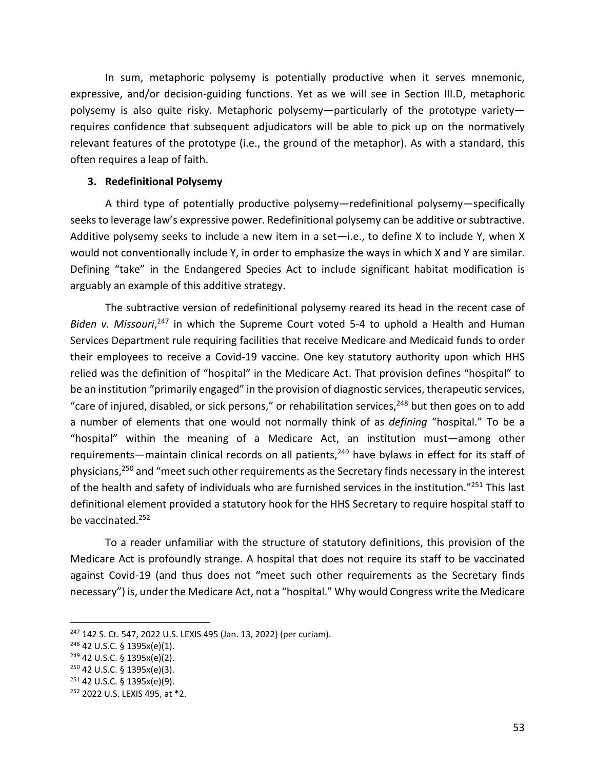In sum, metaphoric polysemy is potentially productive when it serves mnemonic, expressive, and/or decision-guiding functions. Yet as we will see in Section III.D, metaphoric polysemy is also quite risky. Metaphoric polysemy—particularly of the prototype variety—requires confidence that subsequent adjudicators will be able to pick up on the normatively relevant features of the prototype (i.e., the ground of the metaphor). As with a standard, this often requires a leap of faith.

### 3. Redefinitional Polysemy

A third type of potentially productive polysemy—redefinitional polysemy—specifically seeks to leverage law's expressive power. Redefinitional polysemy can be additive or subtractive. Additive polysemy seeks to include a new item in a set—i.e., to define X to include Y, when X would not conventionally include Y, in order to emphasize the ways in which X and Y are similar. Defining "take" in the Endangered Species Act to include significant habitat modification is arguably an example of this additive strategy.

The subtractive version of redefinitional polysemy reared its head in the recent case of *Biden v. Missouri*,[247] in which the Supreme Court voted 5-4 to uphold a Health and Human Services Department rule requiring facilities that receive Medicare and Medicaid funds to order their employees to receive a Covid-19 vaccine. One key statutory authority upon which HHS relied was the definition of "hospital" in the Medicare Act. That provision defines "hospital" to be an institution "primarily engaged" in the provision of diagnostic services, therapeutic services, "care of injured, disabled, or sick persons," or rehabilitation services,[248] but then goes on to add a number of elements that one would not normally think of as *defining* "hospital." To be a "hospital" within the meaning of a Medicare Act, an institution must—among other requirements—maintain clinical records on all patients,[249] have bylaws in effect for its staff of physicians,[250] and "meet such other requirements as the Secretary finds necessary in the interest of the health and safety of individuals who are furnished services in the institution."[251] This last definitional element provided a statutory hook for the HHS Secretary to require hospital staff to be vaccinated.[252]

To a reader unfamiliar with the structure of statutory definitions, this provision of the Medicare Act is profoundly strange. A hospital that does not require its staff to be vaccinated against Covid-19 (and thus does not "meet such other requirements as the Secretary finds necessary") is, under the Medicare Act, not a "hospital." Why would Congress write the Medicare

---

[247] 142 S. Ct. 547, 2022 U.S. LEXIS 495 (Jan. 13, 2022) (per curiam).

[248] 42 U.S.C. § 1395x(e)(1).

[249] 42 U.S.C. § 1395x(e)(2).

[250] 42 U.S.C. § 1395x(e)(3).

[251] 42 U.S.C. § 1395x(e)(9).

[252] 2022 U.S. LEXIS 495, at *2.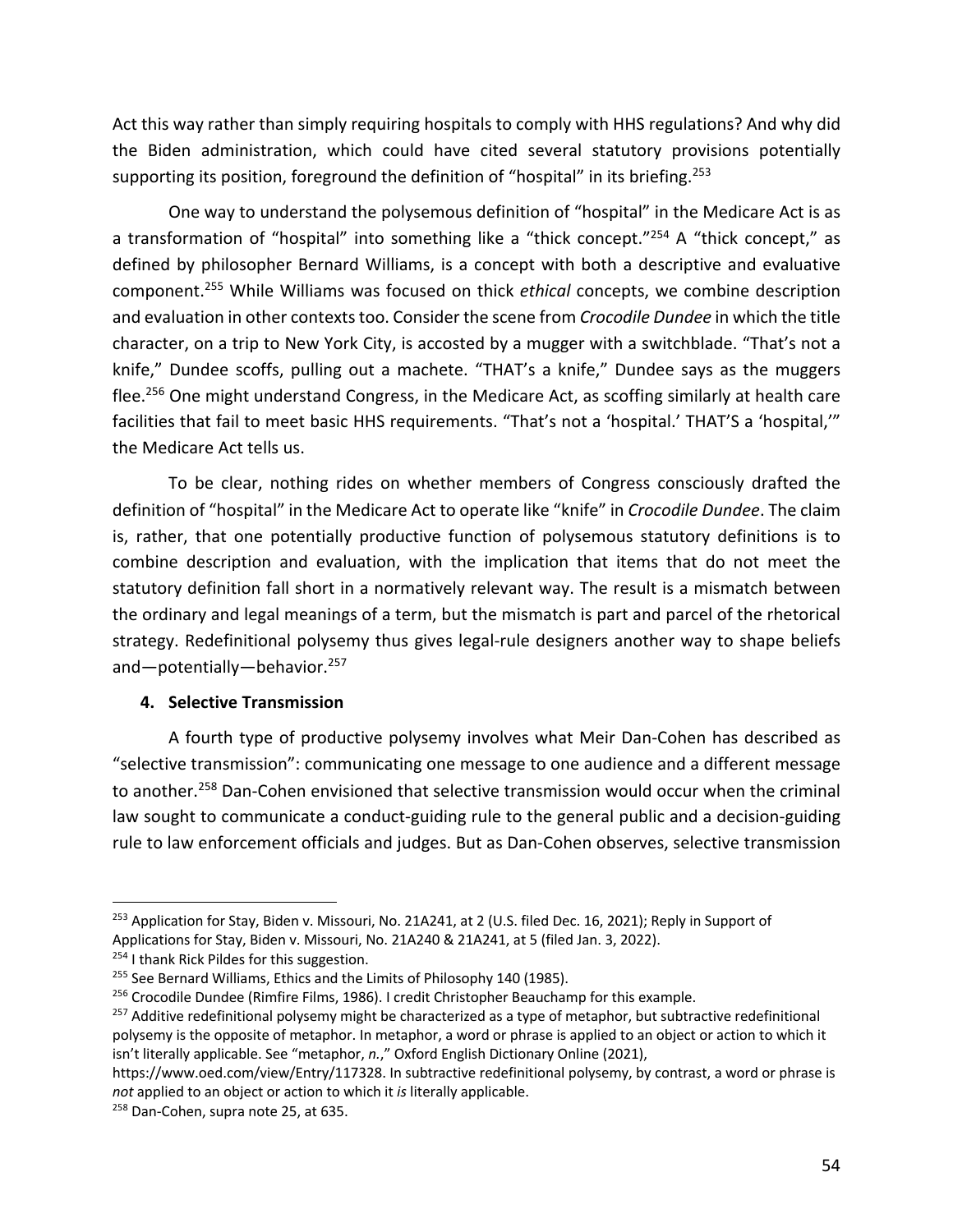Act this way rather than simply requiring hospitals to comply with HHS regulations? And why did the Biden administration, which could have cited several statutory provisions potentially supporting its position, foreground the definition of "hospital" in its briefing.[253]

One way to understand the polysemous definition of "hospital" in the Medicare Act is as a transformation of "hospital" into something like a "thick concept."[254] A "thick concept," as defined by philosopher Bernard Williams, is a concept with both a descriptive and evaluative component.[255] While Williams was focused on thick *ethical* concepts, we combine description and evaluation in other contexts too. Consider the scene from *Crocodile Dundee* in which the title character, on a trip to New York City, is accosted by a mugger with a switchblade. "That's not a knife," Dundee scoffs, pulling out a machete. "THAT's a knife," Dundee says as the muggers flee.[256] One might understand Congress, in the Medicare Act, as scoffing similarly at health care facilities that fail to meet basic HHS requirements. "That's not a 'hospital.' THAT'S a 'hospital,'" the Medicare Act tells us.

To be clear, nothing rides on whether members of Congress consciously drafted the definition of "hospital" in the Medicare Act to operate like "knife" in *Crocodile Dundee*. The claim is, rather, that one potentially productive function of polysemous statutory definitions is to combine description and evaluation, with the implication that items that do not meet the statutory definition fall short in a normatively relevant way. The result is a mismatch between the ordinary and legal meanings of a term, but the mismatch is part and parcel of the rhetorical strategy. Redefinitional polysemy thus gives legal-rule designers another way to shape beliefs and—potentially—behavior.[257]

#### 4. Selective Transmission

A fourth type of productive polysemy involves what Meir Dan-Cohen has described as "selective transmission": communicating one message to one audience and a different message to another.[258] Dan-Cohen envisioned that selective transmission would occur when the criminal law sought to communicate a conduct-guiding rule to the general public and a decision-guiding rule to law enforcement officials and judges. But as Dan-Cohen observes, selective transmission

---

[253] Application for Stay, Biden v. Missouri, No. 21A241, at 2 (U.S. filed Dec. 16, 2021); Reply in Support of Applications for Stay, Biden v. Missouri, No. 21A240 & 21A241, at 5 (filed Jan. 3, 2022).

[254] I thank Rick Pildes for this suggestion.

[255] See Bernard Williams, Ethics and the Limits of Philosophy 140 (1985).

[256] Crocodile Dundee (Rimfire Films, 1986). I credit Christopher Beauchamp for this example.

[257] Additive redefinitional polysemy might be characterized as a type of metaphor, but subtractive redefinitional polysemy is the opposite of metaphor. In metaphor, a word or phrase is applied to an object or action to which it isn't literally applicable. See "metaphor, *n*.," Oxford English Dictionary Online (2021), https://www.oed.com/view/Entry/117328. In subtractive redefinitional polysemy, by contrast, a word or phrase is *not* applied to an object or action to which it *is* literally applicable.

[258] Dan-Cohen, supra note 25, at 635.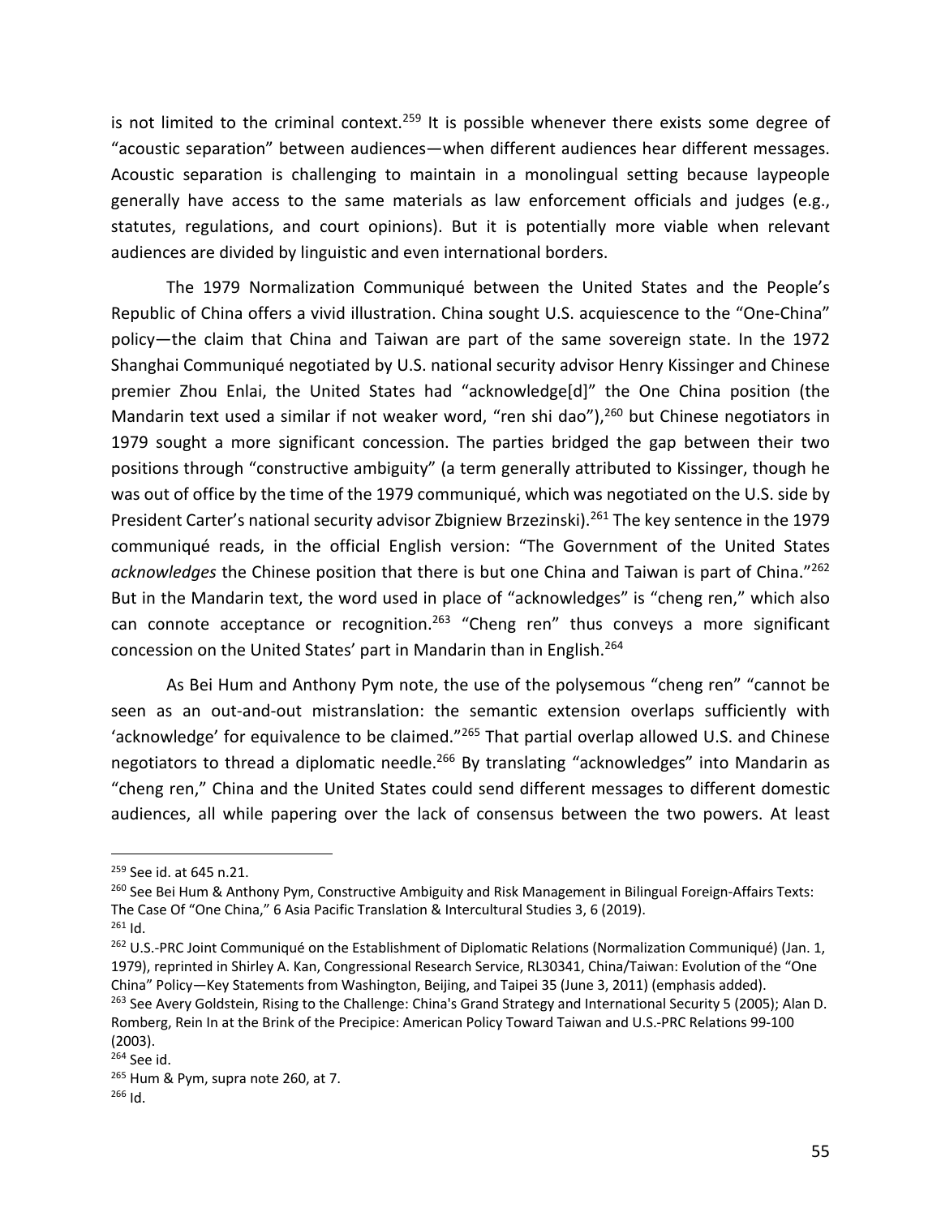is not limited to the criminal context.[259] It is possible whenever there exists some degree of "acoustic separation" between audiences—when different audiences hear different messages. Acoustic separation is challenging to maintain in a monolingual setting because laypeople generally have access to the same materials as law enforcement officials and judges (e.g., statutes, regulations, and court opinions). But it is potentially more viable when relevant audiences are divided by linguistic and even international borders.

The 1979 Normalization Communiqué between the United States and the People's Republic of China offers a vivid illustration. China sought U.S. acquiescence to the "One-China" policy—the claim that China and Taiwan are part of the same sovereign state. In the 1972 Shanghai Communiqué negotiated by U.S. national security advisor Henry Kissinger and Chinese premier Zhou Enlai, the United States had "acknowledge[d]" the One China position (the Mandarin text used a similar if not weaker word, "ren shi dao"),[260] but Chinese negotiators in 1979 sought a more significant concession. The parties bridged the gap between their two positions through "constructive ambiguity" (a term generally attributed to Kissinger, though he was out of office by the time of the 1979 communiqué, which was negotiated on the U.S. side by President Carter's national security advisor Zbigniew Brzezinski).[261] The key sentence in the 1979 communiqué reads, in the official English version: "The Government of the United States *acknowledges* the Chinese position that there is but one China and Taiwan is part of China."[262] But in the Mandarin text, the word used in place of "acknowledges" is "cheng ren," which also can connote acceptance or recognition.[263] "Cheng ren" thus conveys a more significant concession on the United States' part in Mandarin than in English.[264]

As Bei Hum and Anthony Pym note, the use of the polysemous "cheng ren" "cannot be seen as an out-and-out mistranslation: the semantic extension overlaps sufficiently with 'acknowledge' for equivalence to be claimed."[265] That partial overlap allowed U.S. and Chinese negotiators to thread a diplomatic needle.[266] By translating "acknowledges" into Mandarin as "cheng ren," China and the United States could send different messages to different domestic audiences, all while papering over the lack of consensus between the two powers. At least

---

[259] See id. at 645 n.21.

[260] See Bei Hum & Anthony Pym, Constructive Ambiguity and Risk Management in Bilingual Foreign-Affairs Texts: The Case Of "One China," 6 Asia Pacific Translation & Intercultural Studies 3, 6 (2019).

[261] Id.

[262] U.S.-PRC Joint Communiqué on the Establishment of Diplomatic Relations (Normalization Communiqué) (Jan. 1, 1979), reprinted in Shirley A. Kan, Congressional Research Service, RL30341, China/Taiwan: Evolution of the "One China" Policy—Key Statements from Washington, Beijing, and Taipei 35 (June 3, 2011) (emphasis added).

[263] See Avery Goldstein, Rising to the Challenge: China's Grand Strategy and International Security 5 (2005); Alan D. Romberg, Rein In at the Brink of the Precipice: American Policy Toward Taiwan and U.S.-PRC Relations 99-100 (2003).

[264] See id.

[265] Hum & Pym, supra note 260, at 7.

[266] Id.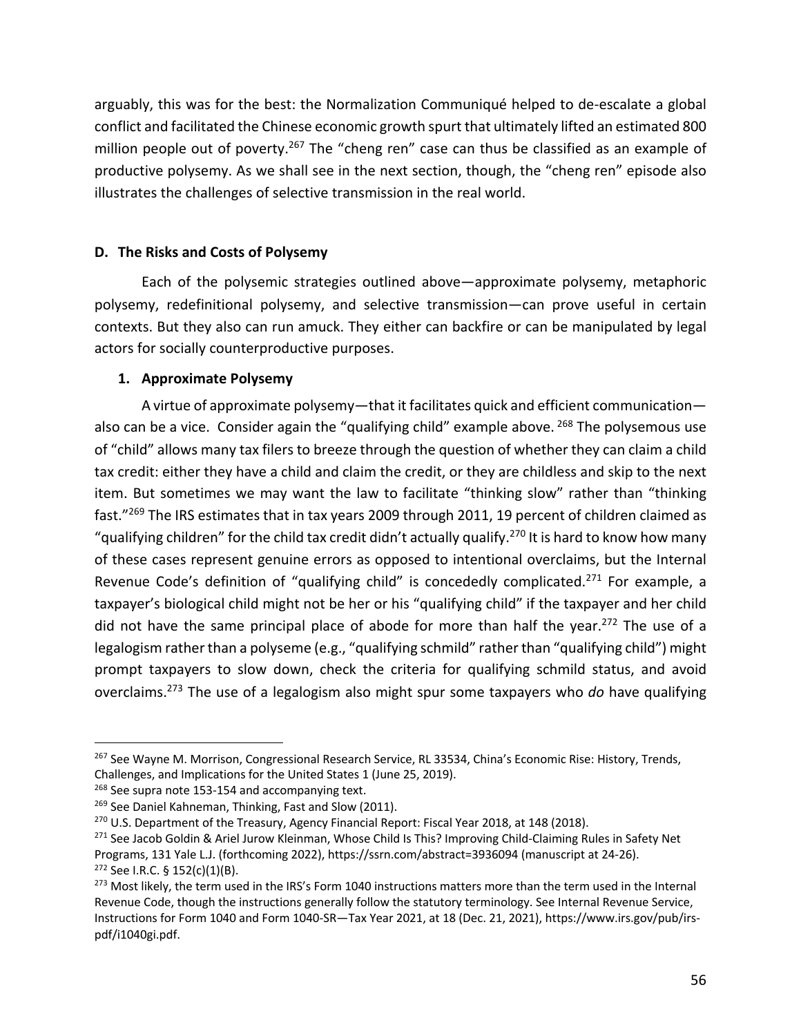arguably, this was for the best: the Normalization Communiqué helped to de-escalate a global conflict and facilitated the Chinese economic growth spurt that ultimately lifted an estimated 800 million people out of poverty.[267] The "cheng ren" case can thus be classified as an example of productive polysemy. As we shall see in the next section, though, the "cheng ren" episode also illustrates the challenges of selective transmission in the real world.

### D. The Risks and Costs of Polysemy

Each of the polysemic strategies outlined above—approximate polysemy, metaphoric polysemy, redefinitional polysemy, and selective transmission—can prove useful in certain contexts. But they also can run amuck. They either can backfire or can be manipulated by legal actors for socially counterproductive purposes.

#### 1. Approximate Polysemy

A virtue of approximate polysemy—that it facilitates quick and efficient communication—also can be a vice. Consider again the "qualifying child" example above.[268] The polysemous use of "child" allows many tax filers to breeze through the question of whether they can claim a child tax credit: either they have a child and claim the credit, or they are childless and skip to the next item. But sometimes we may want the law to facilitate "thinking slow" rather than "thinking fast."[269] The IRS estimates that in tax years 2009 through 2011, 19 percent of children claimed as "qualifying children" for the child tax credit didn't actually qualify.[270] It is hard to know how many of these cases represent genuine errors as opposed to intentional overclaims, but the Internal Revenue Code's definition of "qualifying child" is concededly complicated.[271] For example, a taxpayer's biological child might not be her or his "qualifying child" if the taxpayer and her child did not have the same principal place of abode for more than half the year.[272] The use of a legalogism rather than a polyseme (e.g., "qualifying schmild" rather than "qualifying child") might prompt taxpayers to slow down, check the criteria for qualifying schmild status, and avoid overclaims.[273] The use of a legalogism also might spur some taxpayers who *do* have qualifying

---

[267] See Wayne M. Morrison, Congressional Research Service, RL 33534, China's Economic Rise: History, Trends, Challenges, and Implications for the United States 1 (June 25, 2019).

[268] See supra note 153-154 and accompanying text.

[269] See Daniel Kahneman, Thinking, Fast and Slow (2011).

[270] U.S. Department of the Treasury, Agency Financial Report: Fiscal Year 2018, at 148 (2018).

[271] See Jacob Goldin & Ariel Jurow Kleinman, Whose Child Is This? Improving Child-Claiming Rules in Safety Net Programs, 131 Yale L.J. (forthcoming 2022), https://ssrn.com/abstract=3936094 (manuscript at 24-26).

[272] See I.R.C. § 152(c)(1)(B).

[273] Most likely, the term used in the IRS's Form 1040 instructions matters more than the term used in the Internal Revenue Code, though the instructions generally follow the statutory terminology. See Internal Revenue Service, Instructions for Form 1040 and Form 1040-SR—Tax Year 2021, at 18 (Dec. 21, 2021), https://www.irs.gov/pub/irs-pdf/i1040gi.pdf.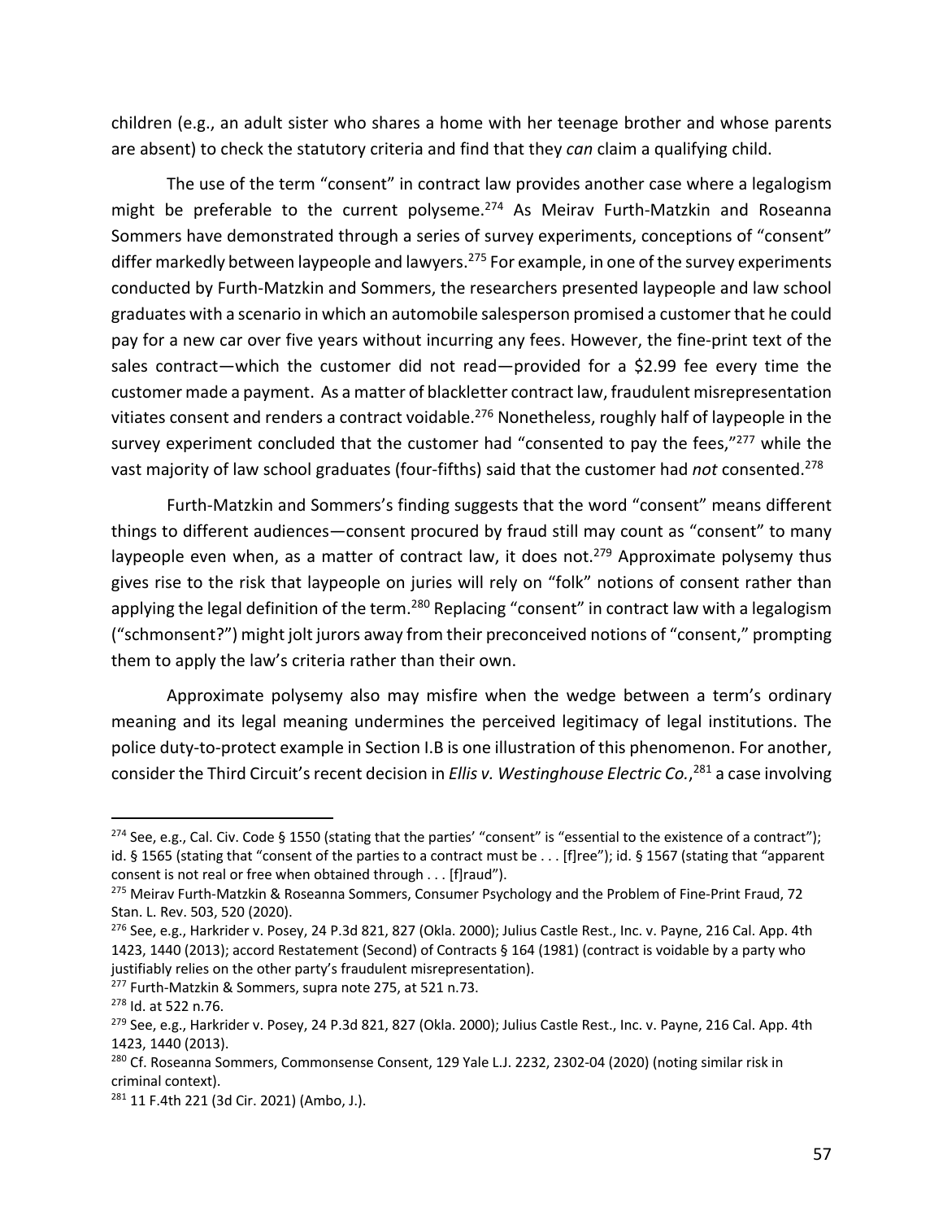children (e.g., an adult sister who shares a home with her teenage brother and whose parents are absent) to check the statutory criteria and find that they *can* claim a qualifying child.

The use of the term "consent" in contract law provides another case where a legalogism might be preferable to the current polyseme.[274] As Meirav Furth-Matzkin and Roseanna Sommers have demonstrated through a series of survey experiments, conceptions of "consent" differ markedly between laypeople and lawyers.[275] For example, in one of the survey experiments conducted by Furth-Matzkin and Sommers, the researchers presented laypeople and law school graduates with a scenario in which an automobile salesperson promised a customer that he could pay for a new car over five years without incurring any fees. However, the fine-print text of the sales contract—which the customer did not read—provided for a $2.99 fee every time the customer made a payment. As a matter of blackletter contract law, fraudulent misrepresentation vitiates consent and renders a contract voidable.[276] Nonetheless, roughly half of laypeople in the survey experiment concluded that the customer had "consented to pay the fees,"[277] while the vast majority of law school graduates (four-fifths) said that the customer had *not* consented.[278]

Furth-Matzkin and Sommers's finding suggests that the word "consent" means different things to different audiences—consent procured by fraud still may count as "consent" to many laypeople even when, as a matter of contract law, it does not.[279] Approximate polysemy thus gives rise to the risk that laypeople on juries will rely on "folk" notions of consent rather than applying the legal definition of the term.[280] Replacing "consent" in contract law with a legalogism ("schmonsent?") might jolt jurors away from their preconceived notions of "consent," prompting them to apply the law's criteria rather than their own.

Approximate polysemy also may misfire when the wedge between a term's ordinary meaning and its legal meaning undermines the perceived legitimacy of legal institutions. The police duty-to-protect example in Section I.B is one illustration of this phenomenon. For another, consider the Third Circuit's recent decision in *Ellis v. Westinghouse Electric Co.*,[281] a case involving

---

[274] See, e.g., Cal. Civ. Code § 1550 (stating that the parties' "consent" is "essential to the existence of a contract"); id. § 1565 (stating that "consent of the parties to a contract must be . . . [f]ree"); id. § 1567 (stating that "apparent consent is not real or free when obtained through . . . [f]raud").

[275] Meirav Furth-Matzkin & Roseanna Sommers, Consumer Psychology and the Problem of Fine-Print Fraud, 72 Stan. L. Rev. 503, 520 (2020).

[276] See, e.g., Harkrider v. Posey, 24 P.3d 821, 827 (Okla. 2000); Julius Castle Rest., Inc. v. Payne, 216 Cal. App. 4th 1423, 1440 (2013); accord Restatement (Second) of Contracts § 164 (1981) (contract is voidable by a party who justifiably relies on the other party's fraudulent misrepresentation).

[277] Furth-Matzkin & Sommers, supra note 275, at 521 n.73.

[278] Id. at 522 n.76.

[279] See, e.g., Harkrider v. Posey, 24 P.3d 821, 827 (Okla. 2000); Julius Castle Rest., Inc. v. Payne, 216 Cal. App. 4th 1423, 1440 (2013).

[280] Cf. Roseanna Sommers, Commonsense Consent, 129 Yale L.J. 2232, 2302-04 (2020) (noting similar risk in criminal context).

[281] 11 F.4th 221 (3d Cir. 2021) (Ambo, J.).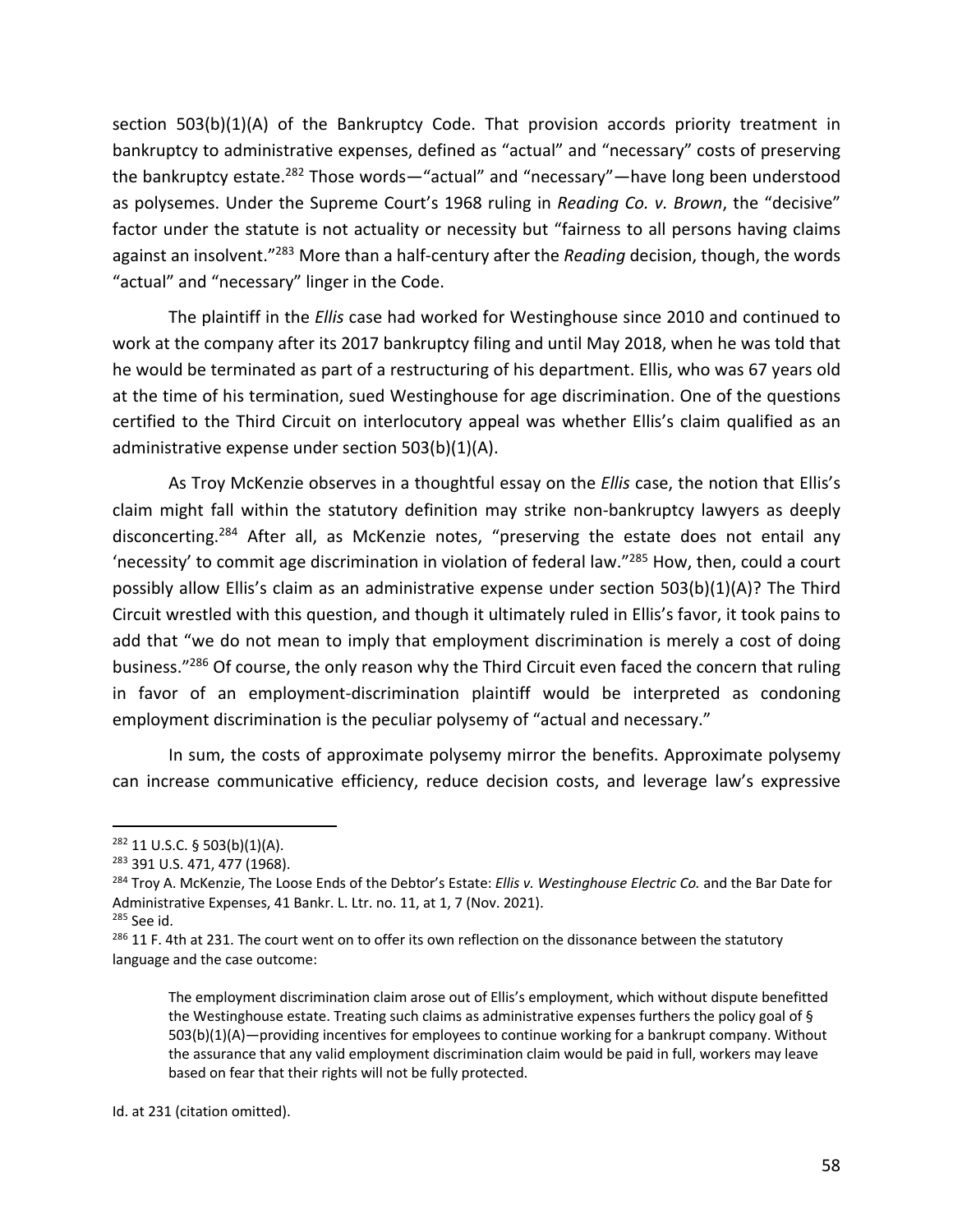section 503(b)(1)(A) of the Bankruptcy Code. That provision accords priority treatment in bankruptcy to administrative expenses, defined as "actual" and "necessary" costs of preserving the bankruptcy estate.[282] Those words—"actual" and "necessary"—have long been understood as polysemes. Under the Supreme Court's 1968 ruling in *Reading Co. v. Brown*, the "decisive" factor under the statute is not actuality or necessity but "fairness to all persons having claims against an insolvent."[283] More than a half-century after the *Reading* decision, though, the words "actual" and "necessary" linger in the Code.

The plaintiff in the *Ellis* case had worked for Westinghouse since 2010 and continued to work at the company after its 2017 bankruptcy filing and until May 2018, when he was told that he would be terminated as part of a restructuring of his department. Ellis, who was 67 years old at the time of his termination, sued Westinghouse for age discrimination. One of the questions certified to the Third Circuit on interlocutory appeal was whether Ellis's claim qualified as an administrative expense under section 503(b)(1)(A).

As Troy McKenzie observes in a thoughtful essay on the *Ellis* case, the notion that Ellis's claim might fall within the statutory definition may strike non-bankruptcy lawyers as deeply disconcerting.[284] After all, as McKenzie notes, "preserving the estate does not entail any 'necessity' to commit age discrimination in violation of federal law."[285] How, then, could a court possibly allow Ellis's claim as an administrative expense under section 503(b)(1)(A)? The Third Circuit wrestled with this question, and though it ultimately ruled in Ellis's favor, it took pains to add that "we do not mean to imply that employment discrimination is merely a cost of doing business."[286] Of course, the only reason why the Third Circuit even faced the concern that ruling in favor of an employment-discrimination plaintiff would be interpreted as condoning employment discrimination is the peculiar polysemy of "actual and necessary."

In sum, the costs of approximate polysemy mirror the benefits. Approximate polysemy can increase communicative efficiency, reduce decision costs, and leverage law's expressive

---

[282] 11 U.S.C. § 503(b)(1)(A).

[283] 391 U.S. 471, 477 (1968).

[284] Troy A. McKenzie, The Loose Ends of the Debtor's Estate: *Ellis v. Westinghouse Electric Co.* and the Bar Date for Administrative Expenses, 41 Bankr. L. Ltr. no. 11, at 1, 7 (Nov. 2021).

[285] See id.

[286] 11 F. 4th at 231. The court went on to offer its own reflection on the dissonance between the statutory language and the case outcome:

> The employment discrimination claim arose out of Ellis's employment, which without dispute benefitted the Westinghouse estate. Treating such claims as administrative expenses furthers the policy goal of § 503(b)(1)(A)—providing incentives for employees to continue working for a bankrupt company. Without the assurance that any valid employment discrimination claim would be paid in full, workers may leave based on fear that their rights will not be fully protected.

Id. at 231 (citation omitted).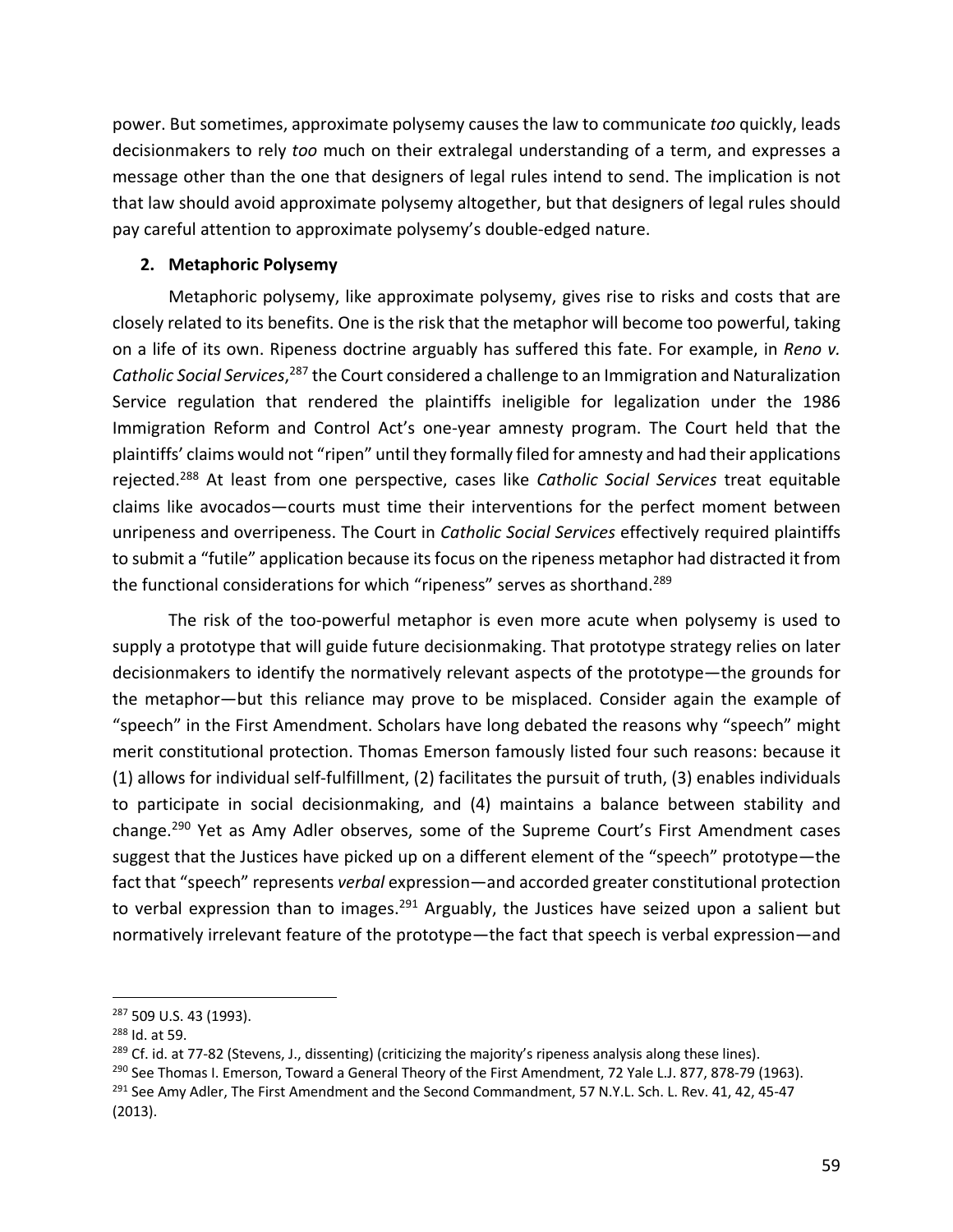power. But sometimes, approximate polysemy causes the law to communicate *too* quickly, leads decisionmakers to rely *too* much on their extralegal understanding of a term, and expresses a message other than the one that designers of legal rules intend to send. The implication is not that law should avoid approximate polysemy altogether, but that designers of legal rules should pay careful attention to approximate polysemy's double-edged nature.

### 2. Metaphoric Polysemy

Metaphoric polysemy, like approximate polysemy, gives rise to risks and costs that are closely related to its benefits. One is the risk that the metaphor will become too powerful, taking on a life of its own. Ripeness doctrine arguably has suffered this fate. For example, in *Reno v. Catholic Social Services*,[287] the Court considered a challenge to an Immigration and Naturalization Service regulation that rendered the plaintiffs ineligible for legalization under the 1986 Immigration Reform and Control Act's one-year amnesty program. The Court held that the plaintiffs' claims would not "ripen" until they formally filed for amnesty and had their applications rejected.[288] At least from one perspective, cases like *Catholic Social Services* treat equitable claims like avocados—courts must time their interventions for the perfect moment between unripeness and overripeness. The Court in *Catholic Social Services* effectively required plaintiffs to submit a "futile" application because its focus on the ripeness metaphor had distracted it from the functional considerations for which "ripeness" serves as shorthand.[289]

The risk of the too-powerful metaphor is even more acute when polysemy is used to supply a prototype that will guide future decisionmaking. That prototype strategy relies on later decisionmakers to identify the normatively relevant aspects of the prototype—the grounds for the metaphor—but this reliance may prove to be misplaced. Consider again the example of "speech" in the First Amendment. Scholars have long debated the reasons why "speech" might merit constitutional protection. Thomas Emerson famously listed four such reasons: because it (1) allows for individual self-fulfillment, (2) facilitates the pursuit of truth, (3) enables individuals to participate in social decisionmaking, and (4) maintains a balance between stability and change.[290] Yet as Amy Adler observes, some of the Supreme Court's First Amendment cases suggest that the Justices have picked up on a different element of the "speech" prototype—the fact that "speech" represents *verbal* expression—and accorded greater constitutional protection to verbal expression than to images.[291] Arguably, the Justices have seized upon a salient but normatively irrelevant feature of the prototype—the fact that speech is verbal expression—and

---

[287] 509 U.S. 43 (1993).

[288] Id. at 59.

[289] Cf. id. at 77-82 (Stevens, J., dissenting) (criticizing the majority's ripeness analysis along these lines).

[290] See Thomas I. Emerson, Toward a General Theory of the First Amendment, 72 Yale L.J. 877, 878-79 (1963).

[291] See Amy Adler, The First Amendment and the Second Commandment, 57 N.Y.L. Sch. L. Rev. 41, 42, 45-47 (2013).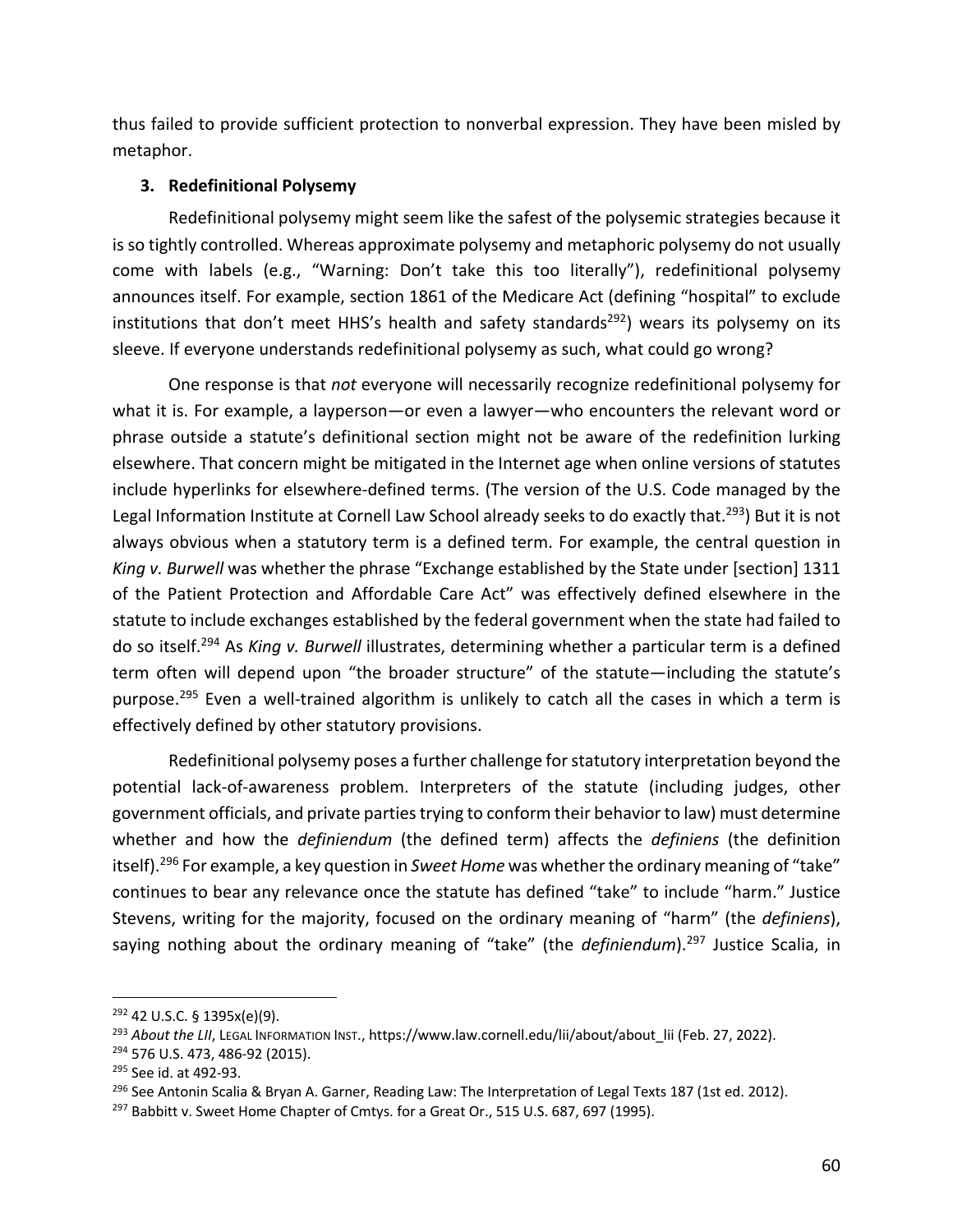thus failed to provide sufficient protection to nonverbal expression. They have been misled by metaphor.

### 3. Redefinitional Polysemy

Redefinitional polysemy might seem like the safest of the polysemic strategies because it is so tightly controlled. Whereas approximate polysemy and metaphoric polysemy do not usually come with labels (e.g., "Warning: Don't take this too literally"), redefinitional polysemy announces itself. For example, section 1861 of the Medicare Act (defining "hospital" to exclude institutions that don't meet HHS's health and safety standards[292]) wears its polysemy on its sleeve. If everyone understands redefinitional polysemy as such, what could go wrong?

One response is that *not* everyone will necessarily recognize redefinitional polysemy for what it is. For example, a layperson—or even a lawyer—who encounters the relevant word or phrase outside a statute's definitional section might not be aware of the redefinition lurking elsewhere. That concern might be mitigated in the Internet age when online versions of statutes include hyperlinks for elsewhere-defined terms. (The version of the U.S. Code managed by the Legal Information Institute at Cornell Law School already seeks to do exactly that.[293]) But it is not always obvious when a statutory term is a defined term. For example, the central question in *King v. Burwell* was whether the phrase "Exchange established by the State under [section] 1311 of the Patient Protection and Affordable Care Act" was effectively defined elsewhere in the statute to include exchanges established by the federal government when the state had failed to do so itself.[294] As *King v. Burwell* illustrates, determining whether a particular term is a defined term often will depend upon "the broader structure" of the statute—including the statute's purpose.[295] Even a well-trained algorithm is unlikely to catch all the cases in which a term is effectively defined by other statutory provisions.

Redefinitional polysemy poses a further challenge for statutory interpretation beyond the potential lack-of-awareness problem. Interpreters of the statute (including judges, other government officials, and private parties trying to conform their behavior to law) must determine whether and how the *definiendum* (the defined term) affects the *definiens* (the definition itself).[296] For example, a key question in *Sweet Home* was whether the ordinary meaning of "take" continues to bear any relevance once the statute has defined "take" to include "harm." Justice Stevens, writing for the majority, focused on the ordinary meaning of "harm" (the *definiens*), saying nothing about the ordinary meaning of "take" (the *definiendum*).[297] Justice Scalia, in

---

[292] 42 U.S.C. § 1395x(e)(9).

[293] *About the LII*, LEGAL INFORMATION INST., https://www.law.cornell.edu/lii/about/about_lii (Feb. 27, 2022).

[294] 576 U.S. 473, 486-92 (2015).

[295] See id. at 492-93.

[296] See Antonin Scalia & Bryan A. Garner, Reading Law: The Interpretation of Legal Texts 187 (1st ed. 2012).

[297] Babbitt v. Sweet Home Chapter of Cmtys. for a Great Or., 515 U.S. 687, 697 (1995).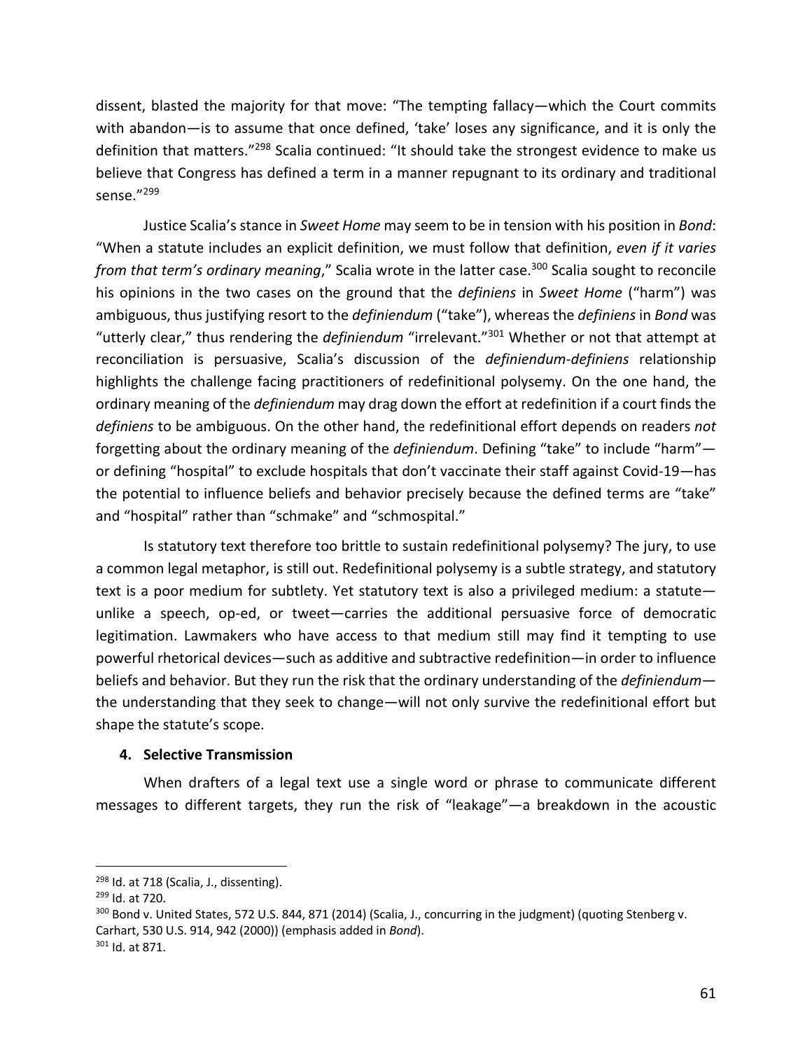dissent, blasted the majority for that move: "The tempting fallacy—which the Court commits with abandon—is to assume that once defined, 'take' loses any significance, and it is only the definition that matters."[298] Scalia continued: "It should take the strongest evidence to make us believe that Congress has defined a term in a manner repugnant to its ordinary and traditional sense."[299]

Justice Scalia's stance in *Sweet Home* may seem to be in tension with his position in *Bond*: "When a statute includes an explicit definition, we must follow that definition, *even if it varies from that term's ordinary meaning*," Scalia wrote in the latter case.[300] Scalia sought to reconcile his opinions in the two cases on the ground that the *definiens* in *Sweet Home* ("harm") was ambiguous, thus justifying resort to the *definiendum* ("take"), whereas the *definiens* in *Bond* was "utterly clear," thus rendering the *definiendum* "irrelevant."[301] Whether or not that attempt at reconciliation is persuasive, Scalia's discussion of the *definiendum-definiens* relationship highlights the challenge facing practitioners of redefinitional polysemy. On the one hand, the ordinary meaning of the *definiendum* may drag down the effort at redefinition if a court finds the *definiens* to be ambiguous. On the other hand, the redefinitional effort depends on readers *not* forgetting about the ordinary meaning of the *definiendum*. Defining "take" to include "harm"—or defining "hospital" to exclude hospitals that don't vaccinate their staff against Covid-19—has the potential to influence beliefs and behavior precisely because the defined terms are "take" and "hospital" rather than "schmake" and "schmospital."

Is statutory text therefore too brittle to sustain redefinitional polysemy? The jury, to use a common legal metaphor, is still out. Redefinitional polysemy is a subtle strategy, and statutory text is a poor medium for subtlety. Yet statutory text is also a privileged medium: a statute—unlike a speech, op-ed, or tweet—carries the additional persuasive force of democratic legitimation. Lawmakers who have access to that medium still may find it tempting to use powerful rhetorical devices—such as additive and subtractive redefinition—in order to influence beliefs and behavior. But they run the risk that the ordinary understanding of the *definiendum*—the understanding that they seek to change—will not only survive the redefinitional effort but shape the statute's scope.

#### 4. Selective Transmission

When drafters of a legal text use a single word or phrase to communicate different messages to different targets, they run the risk of "leakage"—a breakdown in the acoustic

---

[298] Id. at 718 (Scalia, J., dissenting).

[299] Id. at 720.

[300] Bond v. United States, 572 U.S. 844, 871 (2014) (Scalia, J., concurring in the judgment) (quoting Stenberg v. Carhart, 530 U.S. 914, 942 (2000)) (emphasis added in *Bond*).

[301] Id. at 871.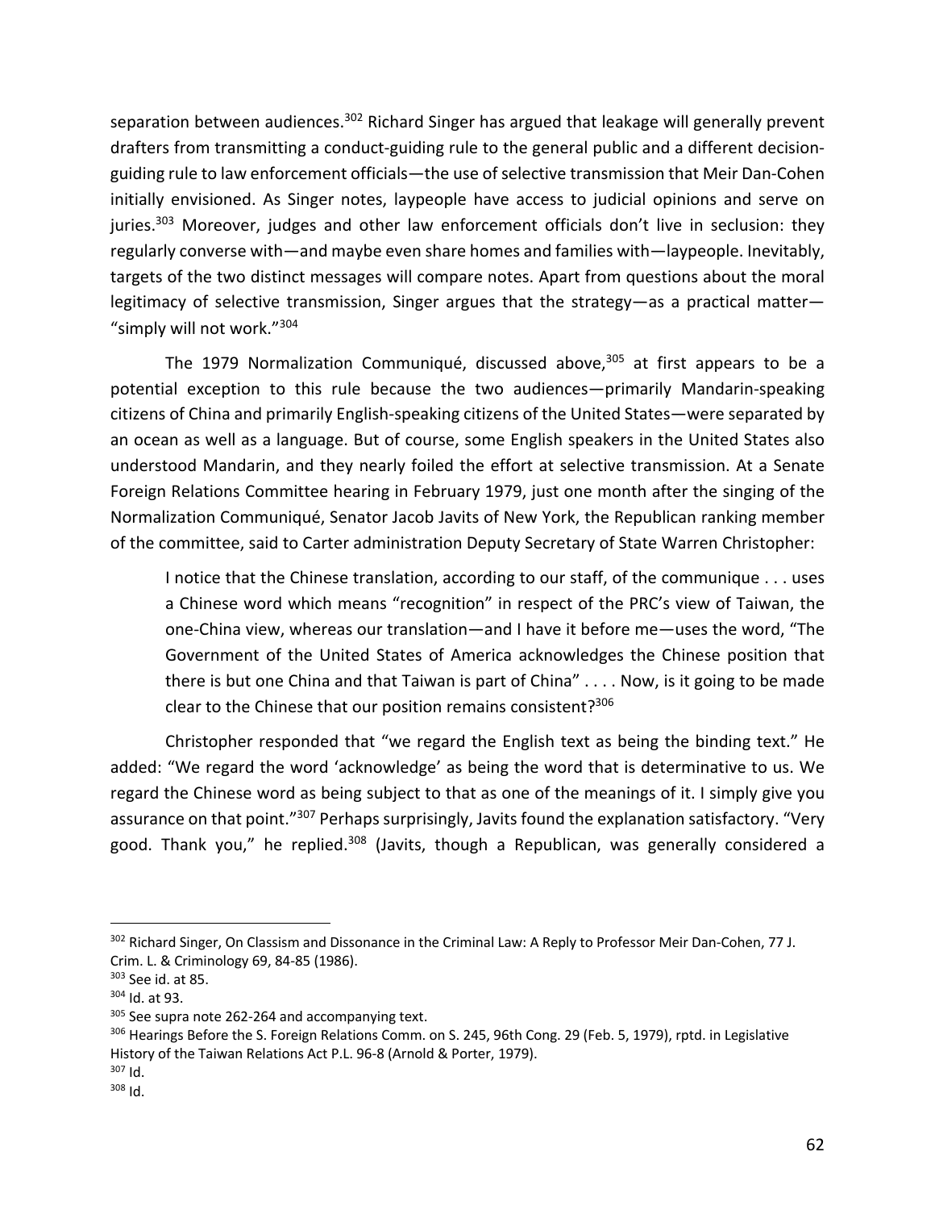separation between audiences.[302] Richard Singer has argued that leakage will generally prevent drafters from transmitting a conduct-guiding rule to the general public and a different decision-guiding rule to law enforcement officials—the use of selective transmission that Meir Dan-Cohen initially envisioned. As Singer notes, laypeople have access to judicial opinions and serve on juries.[303] Moreover, judges and other law enforcement officials don't live in seclusion: they regularly converse with—and maybe even share homes and families with—laypeople. Inevitably, targets of the two distinct messages will compare notes. Apart from questions about the moral legitimacy of selective transmission, Singer argues that the strategy—as a practical matter—"simply will not work."[304]

The 1979 Normalization Communiqué, discussed above,[305] at first appears to be a potential exception to this rule because the two audiences—primarily Mandarin-speaking citizens of China and primarily English-speaking citizens of the United States—were separated by an ocean as well as a language. But of course, some English speakers in the United States also understood Mandarin, and they nearly foiled the effort at selective transmission. At a Senate Foreign Relations Committee hearing in February 1979, just one month after the singing of the Normalization Communiqué, Senator Jacob Javits of New York, the Republican ranking member of the committee, said to Carter administration Deputy Secretary of State Warren Christopher:

> I notice that the Chinese translation, according to our staff, of the communique . . . uses a Chinese word which means "recognition" in respect of the PRC's view of Taiwan, the one-China view, whereas our translation—and I have it before me—uses the word, "The Government of the United States of America acknowledges the Chinese position that there is but one China and that Taiwan is part of China" . . . . Now, is it going to be made clear to the Chinese that our position remains consistent?[306]

Christopher responded that "we regard the English text as being the binding text." He added: "We regard the word 'acknowledge' as being the word that is determinative to us. We regard the Chinese word as being subject to that as one of the meanings of it. I simply give you assurance on that point."[307] Perhaps surprisingly, Javits found the explanation satisfactory. "Very good. Thank you," he replied.[308] (Javits, though a Republican, was generally considered a

---

[302] Richard Singer, On Classism and Dissonance in the Criminal Law: A Reply to Professor Meir Dan-Cohen, 77 J. Crim. L. & Criminology 69, 84-85 (1986).

[303] See id. at 85.

[304] Id. at 93.

[305] See supra note 262-264 and accompanying text.

[306] Hearings Before the S. Foreign Relations Comm. on S. 245, 96th Cong. 29 (Feb. 5, 1979), rptd. in Legislative History of the Taiwan Relations Act P.L. 96-8 (Arnold & Porter, 1979).

[307] Id.

[308] Id.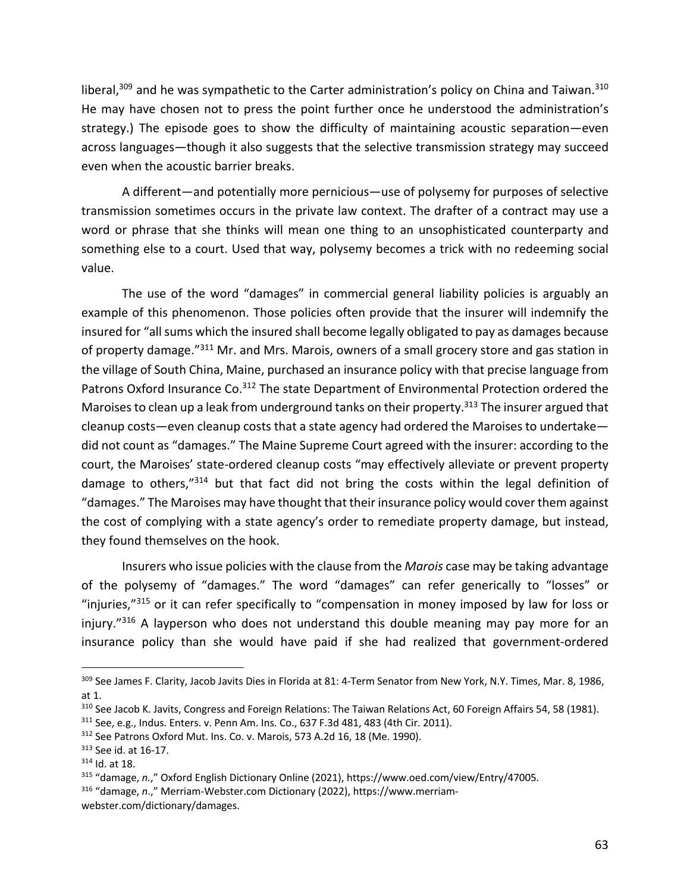liberal,[309] and he was sympathetic to the Carter administration's policy on China and Taiwan.[310] He may have chosen not to press the point further once he understood the administration's strategy.) The episode goes to show the difficulty of maintaining acoustic separation—even across languages—though it also suggests that the selective transmission strategy may succeed even when the acoustic barrier breaks.

A different—and potentially more pernicious—use of polysemy for purposes of selective transmission sometimes occurs in the private law context. The drafter of a contract may use a word or phrase that she thinks will mean one thing to an unsophisticated counterparty and something else to a court. Used that way, polysemy becomes a trick with no redeeming social value.

The use of the word "damages" in commercial general liability policies is arguably an example of this phenomenon. Those policies often provide that the insurer will indemnify the insured for "all sums which the insured shall become legally obligated to pay as damages because of property damage."[311] Mr. and Mrs. Marois, owners of a small grocery store and gas station in the village of South China, Maine, purchased an insurance policy with that precise language from Patrons Oxford Insurance Co.[312] The state Department of Environmental Protection ordered the Maroises to clean up a leak from underground tanks on their property.[313] The insurer argued that cleanup costs—even cleanup costs that a state agency had ordered the Maroises to undertake—did not count as "damages." The Maine Supreme Court agreed with the insurer: according to the court, the Maroises' state-ordered cleanup costs "may effectively alleviate or prevent property damage to others,"[314] but that fact did not bring the costs within the legal definition of "damages." The Maroises may have thought that their insurance policy would cover them against the cost of complying with a state agency's order to remediate property damage, but instead, they found themselves on the hook.

Insurers who issue policies with the clause from the *Marois* case may be taking advantage of the polysemy of "damages." The word "damages" can refer generically to "losses" or "injuries,"[315] or it can refer specifically to "compensation in money imposed by law for loss or injury."[316] A layperson who does not understand this double meaning may pay more for an insurance policy than she would have paid if she had realized that government-ordered

---

[309] See James F. Clarity, Jacob Javits Dies in Florida at 81: 4-Term Senator from New York, N.Y. Times, Mar. 8, 1986, at 1.

[310] See Jacob K. Javits, Congress and Foreign Relations: The Taiwan Relations Act, 60 Foreign Affairs 54, 58 (1981).

[311] See, e.g., Indus. Enters. v. Penn Am. Ins. Co., 637 F.3d 481, 483 (4th Cir. 2011).

[312] See Patrons Oxford Mut. Ins. Co. v. Marois, 573 A.2d 16, 18 (Me. 1990).

[313] See id. at 16-17.

[314] Id. at 18.

[315] "damage, *n.*," Oxford English Dictionary Online (2021), https://www.oed.com/view/Entry/47005.

[316] "damage, *n*.," Merriam-Webster.com Dictionary (2022), https://www.merriam-webster.com/dictionary/damages.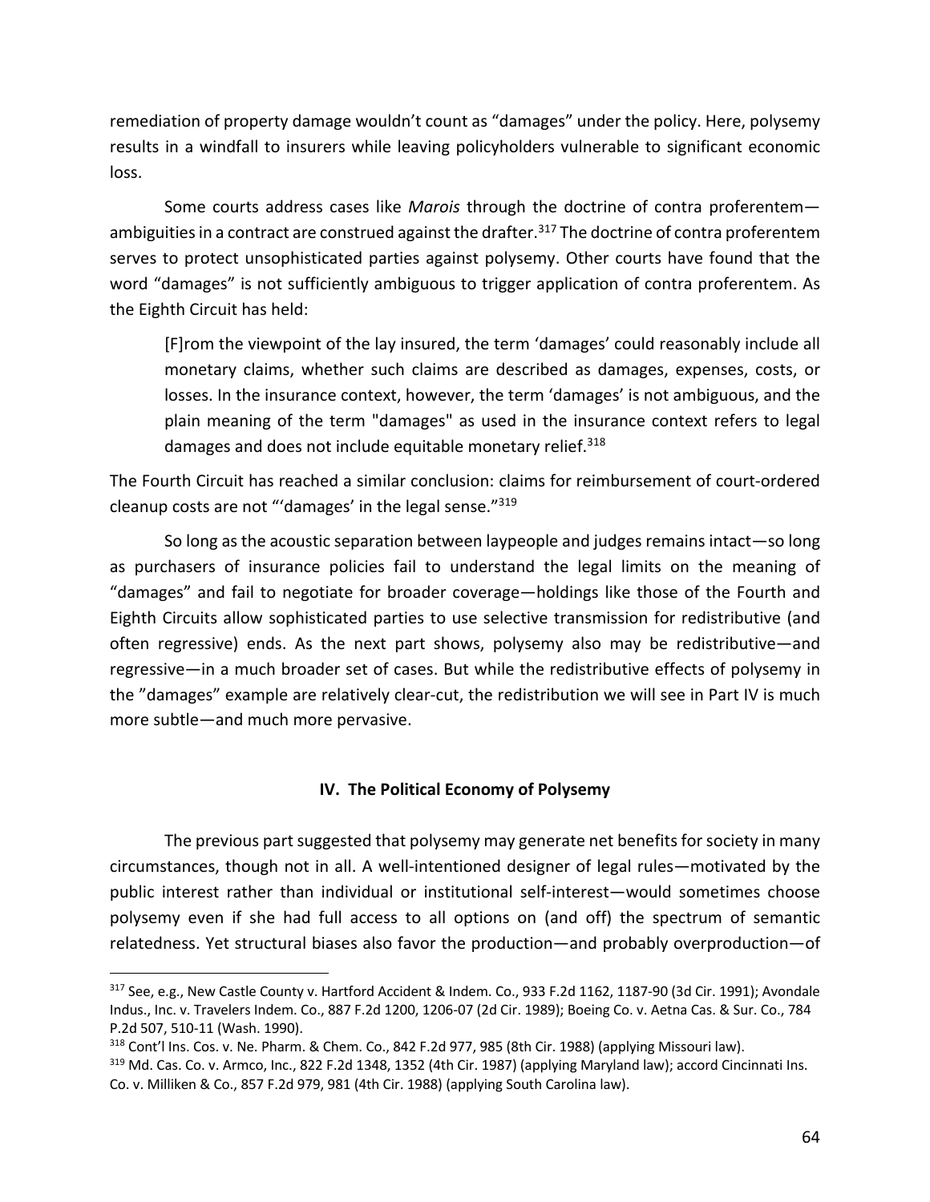remediation of property damage wouldn't count as "damages" under the policy. Here, polysemy results in a windfall to insurers while leaving policyholders vulnerable to significant economic loss.

Some courts address cases like *Marois* through the doctrine of contra proferentem—ambiguities in a contract are construed against the drafter.[317] The doctrine of contra proferentem serves to protect unsophisticated parties against polysemy. Other courts have found that the word "damages" is not sufficiently ambiguous to trigger application of contra proferentem. As the Eighth Circuit has held:

> [F]rom the viewpoint of the lay insured, the term 'damages' could reasonably include all monetary claims, whether such claims are described as damages, expenses, costs, or losses. In the insurance context, however, the term 'damages' is not ambiguous, and the plain meaning of the term "damages" as used in the insurance context refers to legal damages and does not include equitable monetary relief.[318]

The Fourth Circuit has reached a similar conclusion: claims for reimbursement of court-ordered cleanup costs are not "'damages' in the legal sense."[319]

So long as the acoustic separation between laypeople and judges remains intact—so long as purchasers of insurance policies fail to understand the legal limits on the meaning of "damages" and fail to negotiate for broader coverage—holdings like those of the Fourth and Eighth Circuits allow sophisticated parties to use selective transmission for redistributive (and often regressive) ends. As the next part shows, polysemy also may be redistributive—and regressive—in a much broader set of cases. But while the redistributive effects of polysemy in the "damages" example are relatively clear-cut, the redistribution we will see in Part IV is much more subtle—and much more pervasive.

## IV. The Political Economy of Polysemy

The previous part suggested that polysemy may generate net benefits for society in many circumstances, though not in all. A well-intentioned designer of legal rules—motivated by the public interest rather than individual or institutional self-interest—would sometimes choose polysemy even if she had full access to all options on (and off) the spectrum of semantic relatedness. Yet structural biases also favor the production—and probably overproduction—of

---

[317] See, e.g., New Castle County v. Hartford Accident & Indem. Co., 933 F.2d 1162, 1187-90 (3d Cir. 1991); Avondale Indus., Inc. v. Travelers Indem. Co., 887 F.2d 1200, 1206-07 (2d Cir. 1989); Boeing Co. v. Aetna Cas. & Sur. Co., 784 P.2d 507, 510-11 (Wash. 1990).

[318] Cont'l Ins. Cos. v. Ne. Pharm. & Chem. Co., 842 F.2d 977, 985 (8th Cir. 1988) (applying Missouri law).

[319] Md. Cas. Co. v. Armco, Inc., 822 F.2d 1348, 1352 (4th Cir. 1987) (applying Maryland law); accord Cincinnati Ins. Co. v. Milliken & Co., 857 F.2d 979, 981 (4th Cir. 1988) (applying South Carolina law).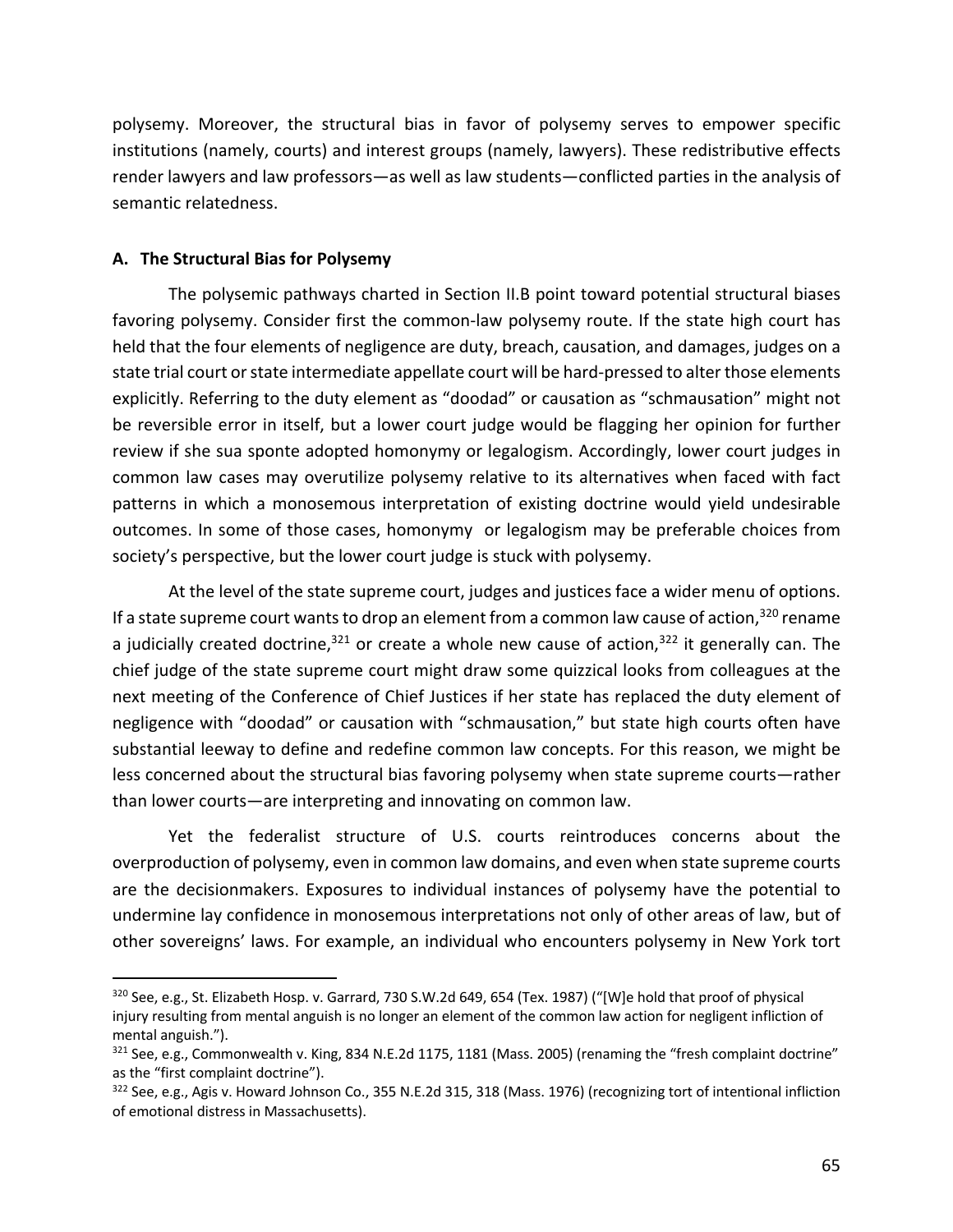polysemy. Moreover, the structural bias in favor of polysemy serves to empower specific institutions (namely, courts) and interest groups (namely, lawyers). These redistributive effects render lawyers and law professors—as well as law students—conflicted parties in the analysis of semantic relatedness.

### A. The Structural Bias for Polysemy

The polysemic pathways charted in Section II.B point toward potential structural biases favoring polysemy. Consider first the common-law polysemy route. If the state high court has held that the four elements of negligence are duty, breach, causation, and damages, judges on a state trial court or state intermediate appellate court will be hard-pressed to alter those elements explicitly. Referring to the duty element as "doodad" or causation as "schmausation" might not be reversible error in itself, but a lower court judge would be flagging her opinion for further review if she sua sponte adopted homonymy or legalogism. Accordingly, lower court judges in common law cases may overutilize polysemy relative to its alternatives when faced with fact patterns in which a monosemous interpretation of existing doctrine would yield undesirable outcomes. In some of those cases, homonymy or legalogism may be preferable choices from society's perspective, but the lower court judge is stuck with polysemy.

At the level of the state supreme court, judges and justices face a wider menu of options. If a state supreme court wants to drop an element from a common law cause of action,[320] rename a judicially created doctrine,[321] or create a whole new cause of action,[322] it generally can. The chief judge of the state supreme court might draw some quizzical looks from colleagues at the next meeting of the Conference of Chief Justices if her state has replaced the duty element of negligence with "doodad" or causation with "schmausation," but state high courts often have substantial leeway to define and redefine common law concepts. For this reason, we might be less concerned about the structural bias favoring polysemy when state supreme courts—rather than lower courts—are interpreting and innovating on common law.

Yet the federalist structure of U.S. courts reintroduces concerns about the overproduction of polysemy, even in common law domains, and even when state supreme courts are the decisionmakers. Exposures to individual instances of polysemy have the potential to undermine lay confidence in monosemous interpretations not only of other areas of law, but of other sovereigns' laws. For example, an individual who encounters polysemy in New York tort

---

[320] See, e.g., St. Elizabeth Hosp. v. Garrard, 730 S.W.2d 649, 654 (Tex. 1987) ("[W]e hold that proof of physical injury resulting from mental anguish is no longer an element of the common law action for negligent infliction of mental anguish.").

[321] See, e.g., Commonwealth v. King, 834 N.E.2d 1175, 1181 (Mass. 2005) (renaming the "fresh complaint doctrine" as the "first complaint doctrine").

[322] See, e.g., Agis v. Howard Johnson Co., 355 N.E.2d 315, 318 (Mass. 1976) (recognizing tort of intentional infliction of emotional distress in Massachusetts).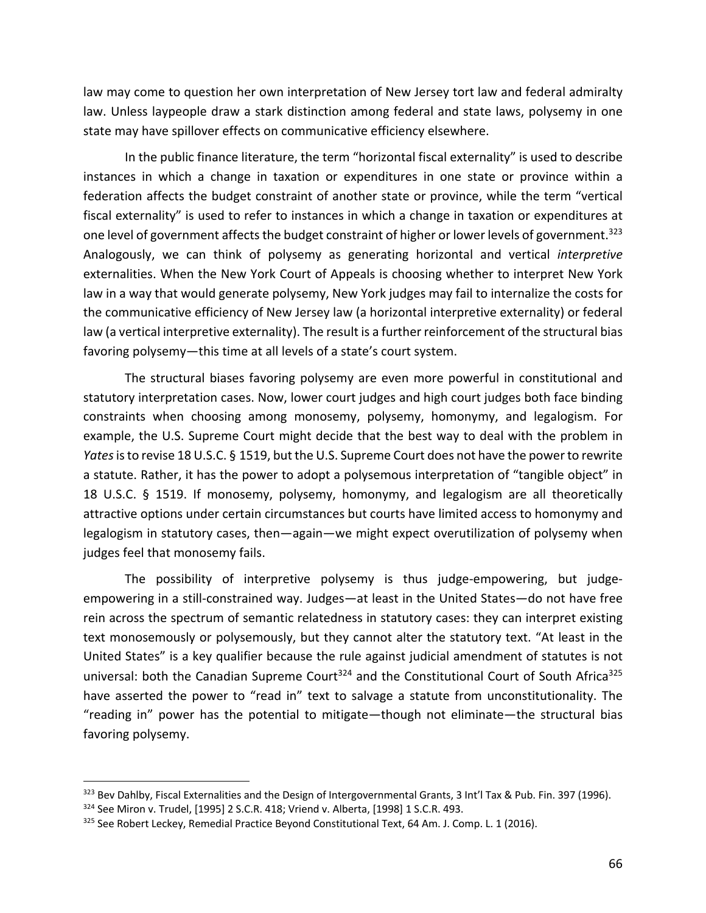law may come to question her own interpretation of New Jersey tort law and federal admiralty law. Unless laypeople draw a stark distinction among federal and state laws, polysemy in one state may have spillover effects on communicative efficiency elsewhere.

In the public finance literature, the term "horizontal fiscal externality" is used to describe instances in which a change in taxation or expenditures in one state or province within a federation affects the budget constraint of another state or province, while the term "vertical fiscal externality" is used to refer to instances in which a change in taxation or expenditures at one level of government affects the budget constraint of higher or lower levels of government.[323] Analogously, we can think of polysemy as generating horizontal and vertical *interpretive* externalities. When the New York Court of Appeals is choosing whether to interpret New York law in a way that would generate polysemy, New York judges may fail to internalize the costs for the communicative efficiency of New Jersey law (a horizontal interpretive externality) or federal law (a vertical interpretive externality). The result is a further reinforcement of the structural bias favoring polysemy—this time at all levels of a state's court system.

The structural biases favoring polysemy are even more powerful in constitutional and statutory interpretation cases. Now, lower court judges and high court judges both face binding constraints when choosing among monosemy, polysemy, homonymy, and legalogism. For example, the U.S. Supreme Court might decide that the best way to deal with the problem in *Yates* is to revise 18 U.S.C. § 1519, but the U.S. Supreme Court does not have the power to rewrite a statute. Rather, it has the power to adopt a polysemous interpretation of "tangible object" in 18 U.S.C. § 1519. If monosemy, polysemy, homonymy, and legalogism are all theoretically attractive options under certain circumstances but courts have limited access to homonymy and legalogism in statutory cases, then—again—we might expect overutilization of polysemy when judges feel that monosemy fails.

The possibility of interpretive polysemy is thus judge-empowering, but judge-empowering in a still-constrained way. Judges—at least in the United States—do not have free rein across the spectrum of semantic relatedness in statutory cases: they can interpret existing text monosemously or polysemously, but they cannot alter the statutory text. "At least in the United States" is a key qualifier because the rule against judicial amendment of statutes is not universal: both the Canadian Supreme Court[324] and the Constitutional Court of South Africa[325] have asserted the power to "read in" text to salvage a statute from unconstitutionality. The "reading in" power has the potential to mitigate—though not eliminate—the structural bias favoring polysemy.

---

[323] Bev Dahlby, Fiscal Externalities and the Design of Intergovernmental Grants, 3 Int'l Tax & Pub. Fin. 397 (1996).

[324] See Miron v. Trudel, [1995] 2 S.C.R. 418; Vriend v. Alberta, [1998] 1 S.C.R. 493.

[325] See Robert Leckey, Remedial Practice Beyond Constitutional Text, 64 Am. J. Comp. L. 1 (2016).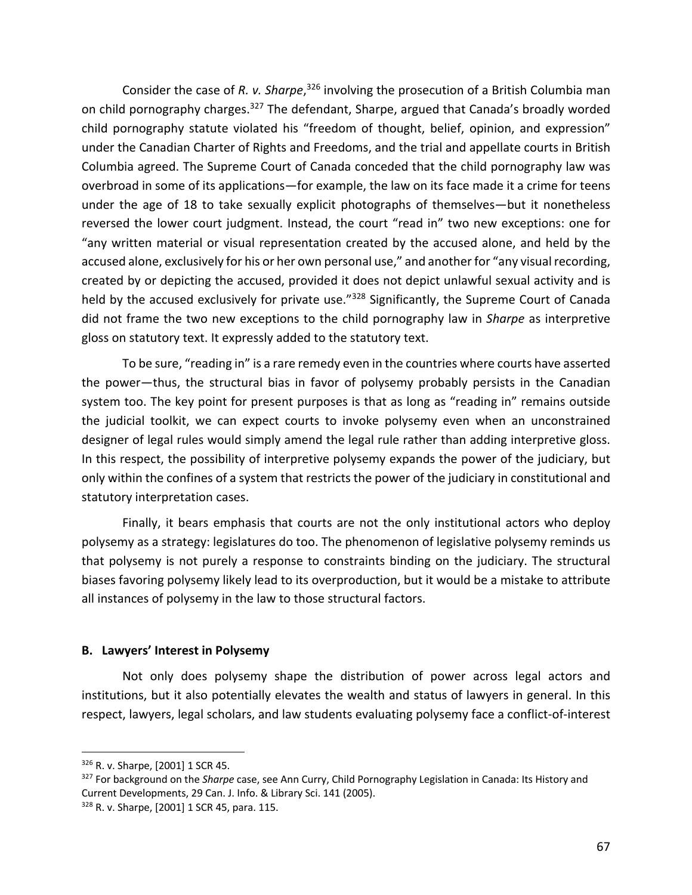Consider the case of *R. v. Sharpe*,[326] involving the prosecution of a British Columbia man on child pornography charges.[327] The defendant, Sharpe, argued that Canada's broadly worded child pornography statute violated his "freedom of thought, belief, opinion, and expression" under the Canadian Charter of Rights and Freedoms, and the trial and appellate courts in British Columbia agreed. The Supreme Court of Canada conceded that the child pornography law was overbroad in some of its applications—for example, the law on its face made it a crime for teens under the age of 18 to take sexually explicit photographs of themselves—but it nonetheless reversed the lower court judgment. Instead, the court "read in" two new exceptions: one for "any written material or visual representation created by the accused alone, and held by the accused alone, exclusively for his or her own personal use," and another for "any visual recording, created by or depicting the accused, provided it does not depict unlawful sexual activity and is held by the accused exclusively for private use."[328] Significantly, the Supreme Court of Canada did not frame the two new exceptions to the child pornography law in *Sharpe* as interpretive gloss on statutory text. It expressly added to the statutory text.

To be sure, "reading in" is a rare remedy even in the countries where courts have asserted the power—thus, the structural bias in favor of polysemy probably persists in the Canadian system too. The key point for present purposes is that as long as "reading in" remains outside the judicial toolkit, we can expect courts to invoke polysemy even when an unconstrained designer of legal rules would simply amend the legal rule rather than adding interpretive gloss. In this respect, the possibility of interpretive polysemy expands the power of the judiciary, but only within the confines of a system that restricts the power of the judiciary in constitutional and statutory interpretation cases.

Finally, it bears emphasis that courts are not the only institutional actors who deploy polysemy as a strategy: legislatures do too. The phenomenon of legislative polysemy reminds us that polysemy is not purely a response to constraints binding on the judiciary. The structural biases favoring polysemy likely lead to its overproduction, but it would be a mistake to attribute all instances of polysemy in the law to those structural factors.

**B. Lawyers' Interest in Polysemy**

Not only does polysemy shape the distribution of power across legal actors and institutions, but it also potentially elevates the wealth and status of lawyers in general. In this respect, lawyers, legal scholars, and law students evaluating polysemy face a conflict-of-interest

---

[326] R. v. Sharpe, [2001] 1 SCR 45.

[327] For background on the *Sharpe* case, see Ann Curry, Child Pornography Legislation in Canada: Its History and Current Developments, 29 Can. J. Info. & Library Sci. 141 (2005).

[328] R. v. Sharpe, [2001] 1 SCR 45, para. 115.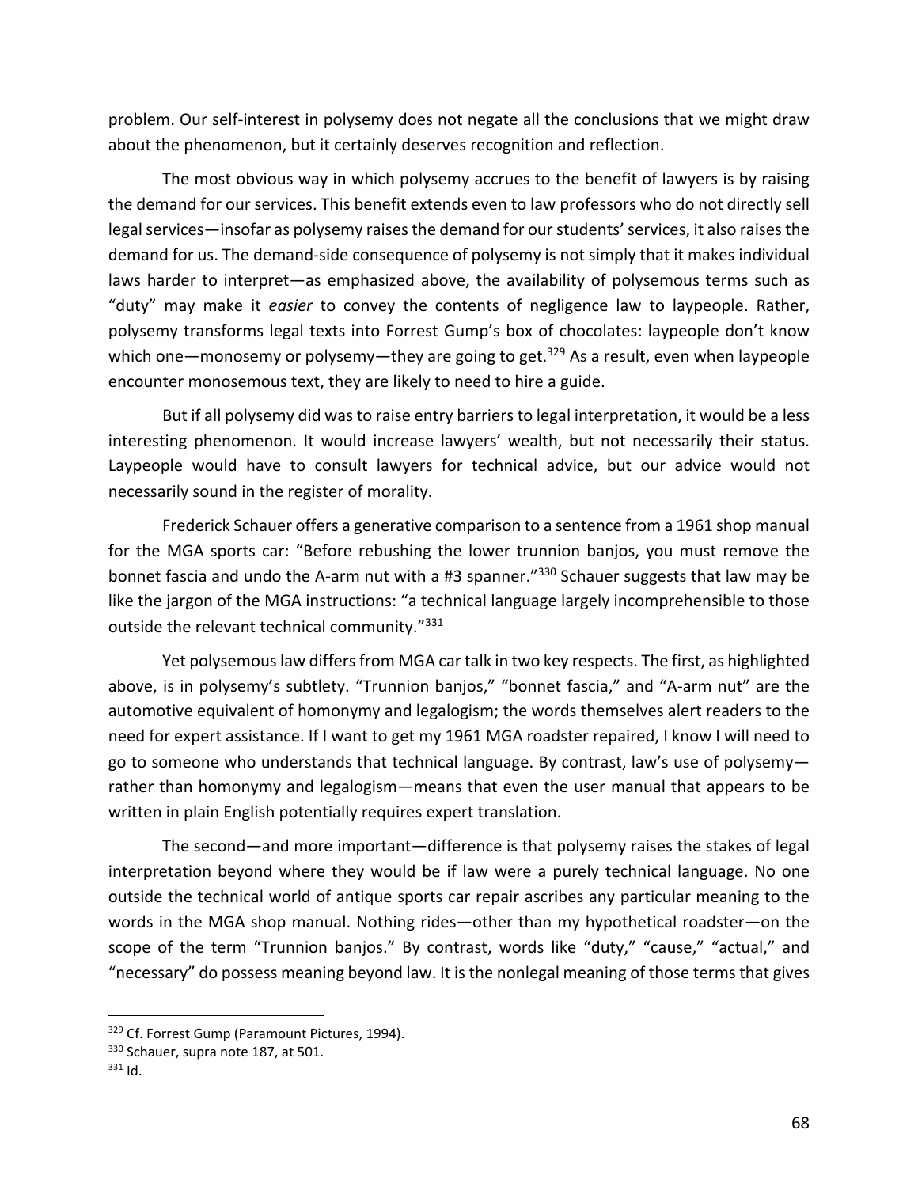problem. Our self-interest in polysemy does not negate all the conclusions that we might draw about the phenomenon, but it certainly deserves recognition and reflection.

The most obvious way in which polysemy accrues to the benefit of lawyers is by raising the demand for our services. This benefit extends even to law professors who do not directly sell legal services—insofar as polysemy raises the demand for our students' services, it also raises the demand for us. The demand-side consequence of polysemy is not simply that it makes individual laws harder to interpret—as emphasized above, the availability of polysemous terms such as "duty" may make it *easier* to convey the contents of negligence law to laypeople. Rather, polysemy transforms legal texts into Forrest Gump's box of chocolates: laypeople don't know which one—monosemy or polysemy—they are going to get.[329] As a result, even when laypeople encounter monosemous text, they are likely to need to hire a guide.

But if all polysemy did was to raise entry barriers to legal interpretation, it would be a less interesting phenomenon. It would increase lawyers' wealth, but not necessarily their status. Laypeople would have to consult lawyers for technical advice, but our advice would not necessarily sound in the register of morality.

Frederick Schauer offers a generative comparison to a sentence from a 1961 shop manual for the MGA sports car: "Before rebushing the lower trunnion banjos, you must remove the bonnet fascia and undo the A-arm nut with a #3 spanner."[330] Schauer suggests that law may be like the jargon of the MGA instructions: "a technical language largely incomprehensible to those outside the relevant technical community."[331]

Yet polysemous law differs from MGA car talk in two key respects. The first, as highlighted above, is in polysemy's subtlety. "Trunnion banjos," "bonnet fascia," and "A-arm nut" are the automotive equivalent of homonymy and legalogism; the words themselves alert readers to the need for expert assistance. If I want to get my 1961 MGA roadster repaired, I know I will need to go to someone who understands that technical language. By contrast, law's use of polysemy—rather than homonymy and legalogism—means that even the user manual that appears to be written in plain English potentially requires expert translation.

The second—and more important—difference is that polysemy raises the stakes of legal interpretation beyond where they would be if law were a purely technical language. No one outside the technical world of antique sports car repair ascribes any particular meaning to the words in the MGA shop manual. Nothing rides—other than my hypothetical roadster—on the scope of the term "Trunnion banjos." By contrast, words like "duty," "cause," "actual," and "necessary" do possess meaning beyond law. It is the nonlegal meaning of those terms that gives

---

[329] Cf. Forrest Gump (Paramount Pictures, 1994).

[330] Schauer, supra note 187, at 501.

[331] Id.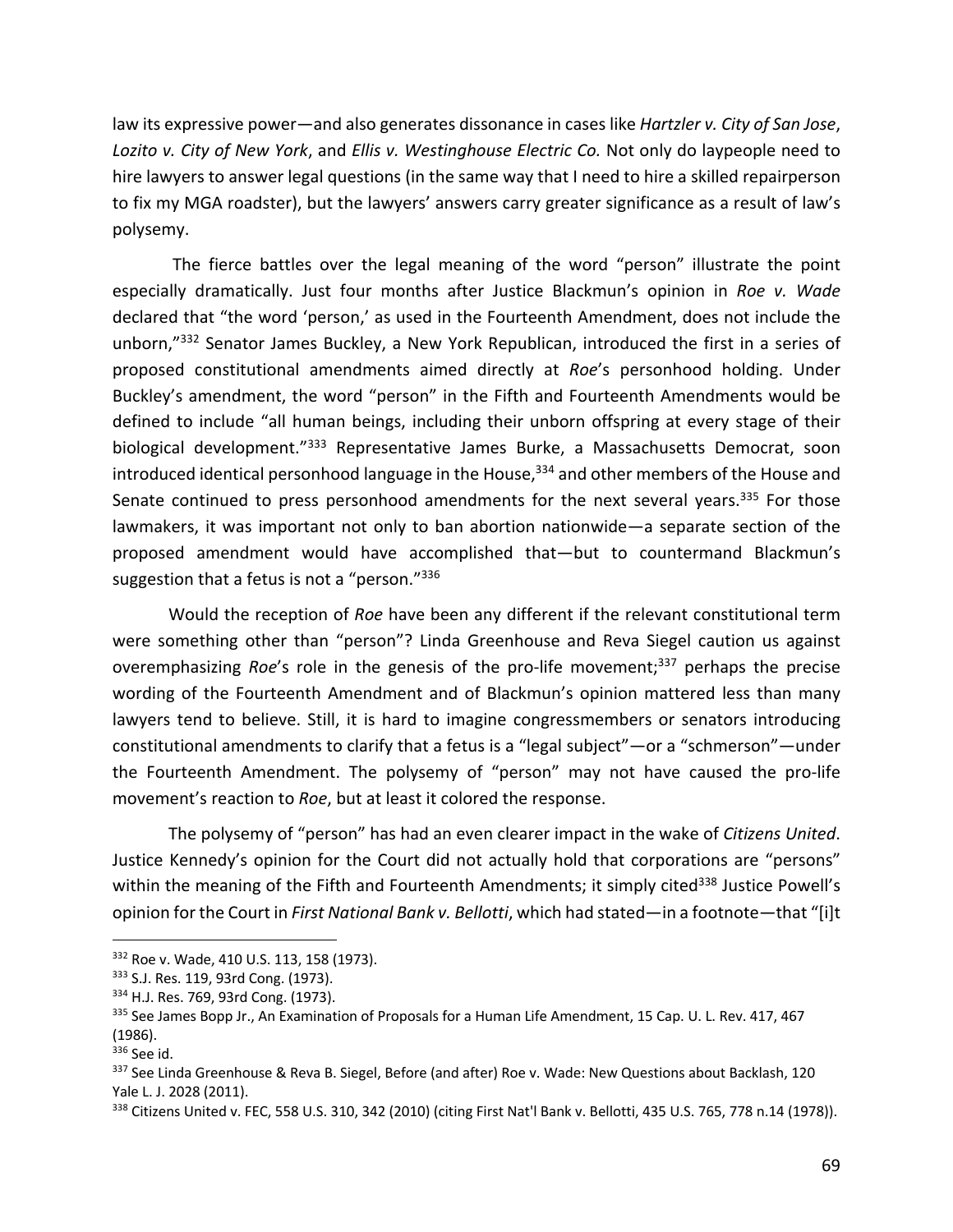law its expressive power—and also generates dissonance in cases like *Hartzler v. City of San Jose*, *Lozito v. City of New York*, and *Ellis v. Westinghouse Electric Co.* Not only do laypeople need to hire lawyers to answer legal questions (in the same way that I need to hire a skilled repairperson to fix my MGA roadster), but the lawyers' answers carry greater significance as a result of law's polysemy.

The fierce battles over the legal meaning of the word "person" illustrate the point especially dramatically. Just four months after Justice Blackmun's opinion in *Roe v. Wade* declared that "the word 'person,' as used in the Fourteenth Amendment, does not include the unborn,"[332] Senator James Buckley, a New York Republican, introduced the first in a series of proposed constitutional amendments aimed directly at *Roe*'s personhood holding. Under Buckley's amendment, the word "person" in the Fifth and Fourteenth Amendments would be defined to include "all human beings, including their unborn offspring at every stage of their biological development."[333] Representative James Burke, a Massachusetts Democrat, soon introduced identical personhood language in the House,[334] and other members of the House and Senate continued to press personhood amendments for the next several years.[335] For those lawmakers, it was important not only to ban abortion nationwide—a separate section of the proposed amendment would have accomplished that—but to countermand Blackmun's suggestion that a fetus is not a "person."[336]

Would the reception of *Roe* have been any different if the relevant constitutional term were something other than "person"? Linda Greenhouse and Reva Siegel caution us against overemphasizing *Roe*'s role in the genesis of the pro-life movement;[337] perhaps the precise wording of the Fourteenth Amendment and of Blackmun's opinion mattered less than many lawyers tend to believe. Still, it is hard to imagine congressmembers or senators introducing constitutional amendments to clarify that a fetus is a "legal subject"—or a "schmerson"—under the Fourteenth Amendment. The polysemy of "person" may not have caused the pro-life movement's reaction to *Roe*, but at least it colored the response.

The polysemy of "person" has had an even clearer impact in the wake of *Citizens United*. Justice Kennedy's opinion for the Court did not actually hold that corporations are "persons" within the meaning of the Fifth and Fourteenth Amendments; it simply cited[338] Justice Powell's opinion for the Court in *First National Bank v. Bellotti*, which had stated—in a footnote—that "[i]t

---

[332] Roe v. Wade, 410 U.S. 113, 158 (1973).

[333] S.J. Res. 119, 93rd Cong. (1973).

[334] H.J. Res. 769, 93rd Cong. (1973).

[335] See James Bopp Jr., An Examination of Proposals for a Human Life Amendment, 15 Cap. U. L. Rev. 417, 467 (1986).

[336] See id.

[337] See Linda Greenhouse & Reva B. Siegel, Before (and after) Roe v. Wade: New Questions about Backlash, 120 Yale L. J. 2028 (2011).

[338] Citizens United v. FEC, 558 U.S. 310, 342 (2010) (citing First Nat'l Bank v. Bellotti, 435 U.S. 765, 778 n.14 (1978)).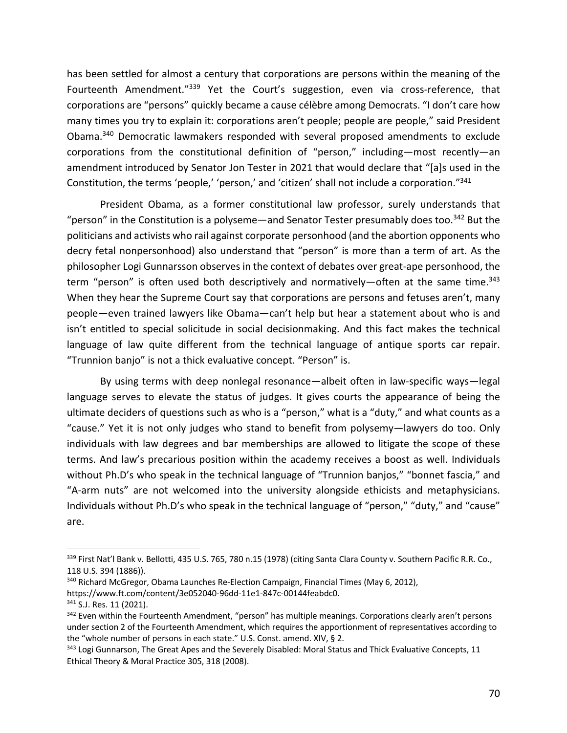has been settled for almost a century that corporations are persons within the meaning of the Fourteenth Amendment."[339] Yet the Court's suggestion, even via cross-reference, that corporations are "persons" quickly became a cause célèbre among Democrats. "I don't care how many times you try to explain it: corporations aren't people; people are people," said President Obama.[340] Democratic lawmakers responded with several proposed amendments to exclude corporations from the constitutional definition of "person," including—most recently—an amendment introduced by Senator Jon Tester in 2021 that would declare that "[a]s used in the Constitution, the terms 'people,' 'person,' and 'citizen' shall not include a corporation."[341]

President Obama, as a former constitutional law professor, surely understands that "person" in the Constitution is a polyseme—and Senator Tester presumably does too.[342] But the politicians and activists who rail against corporate personhood (and the abortion opponents who decry fetal nonpersonhood) also understand that "person" is more than a term of art. As the philosopher Logi Gunnarsson observes in the context of debates over great-ape personhood, the term "person" is often used both descriptively and normatively—often at the same time.[343] When they hear the Supreme Court say that corporations are persons and fetuses aren't, many people—even trained lawyers like Obama—can't help but hear a statement about who is and isn't entitled to special solicitude in social decisionmaking. And this fact makes the technical language of law quite different from the technical language of antique sports car repair. "Trunnion banjo" is not a thick evaluative concept. "Person" is.

By using terms with deep nonlegal resonance—albeit often in law-specific ways—legal language serves to elevate the status of judges. It gives courts the appearance of being the ultimate deciders of questions such as who is a "person," what is a "duty," and what counts as a "cause." Yet it is not only judges who stand to benefit from polysemy—lawyers do too. Only individuals with law degrees and bar memberships are allowed to litigate the scope of these terms. And law's precarious position within the academy receives a boost as well. Individuals without Ph.D's who speak in the technical language of "Trunnion banjos," "bonnet fascia," and "A-arm nuts" are not welcomed into the university alongside ethicists and metaphysicians. Individuals without Ph.D's who speak in the technical language of "person," "duty," and "cause" are.

---

[339] First Nat'l Bank v. Bellotti, 435 U.S. 765, 780 n.15 (1978) (citing Santa Clara County v. Southern Pacific R.R. Co., 118 U.S. 394 (1886)).

[340] Richard McGregor, Obama Launches Re-Election Campaign, Financial Times (May 6, 2012), https://www.ft.com/content/3e052040-96dd-11e1-847c-00144feabdc0.

[341] S.J. Res. 11 (2021).

[342] Even within the Fourteenth Amendment, "person" has multiple meanings. Corporations clearly aren't persons under section 2 of the Fourteenth Amendment, which requires the apportionment of representatives according to the "whole number of persons in each state." U.S. Const. amend. XIV, § 2.

[343] Logi Gunnarson, The Great Apes and the Severely Disabled: Moral Status and Thick Evaluative Concepts, 11 Ethical Theory & Moral Practice 305, 318 (2008).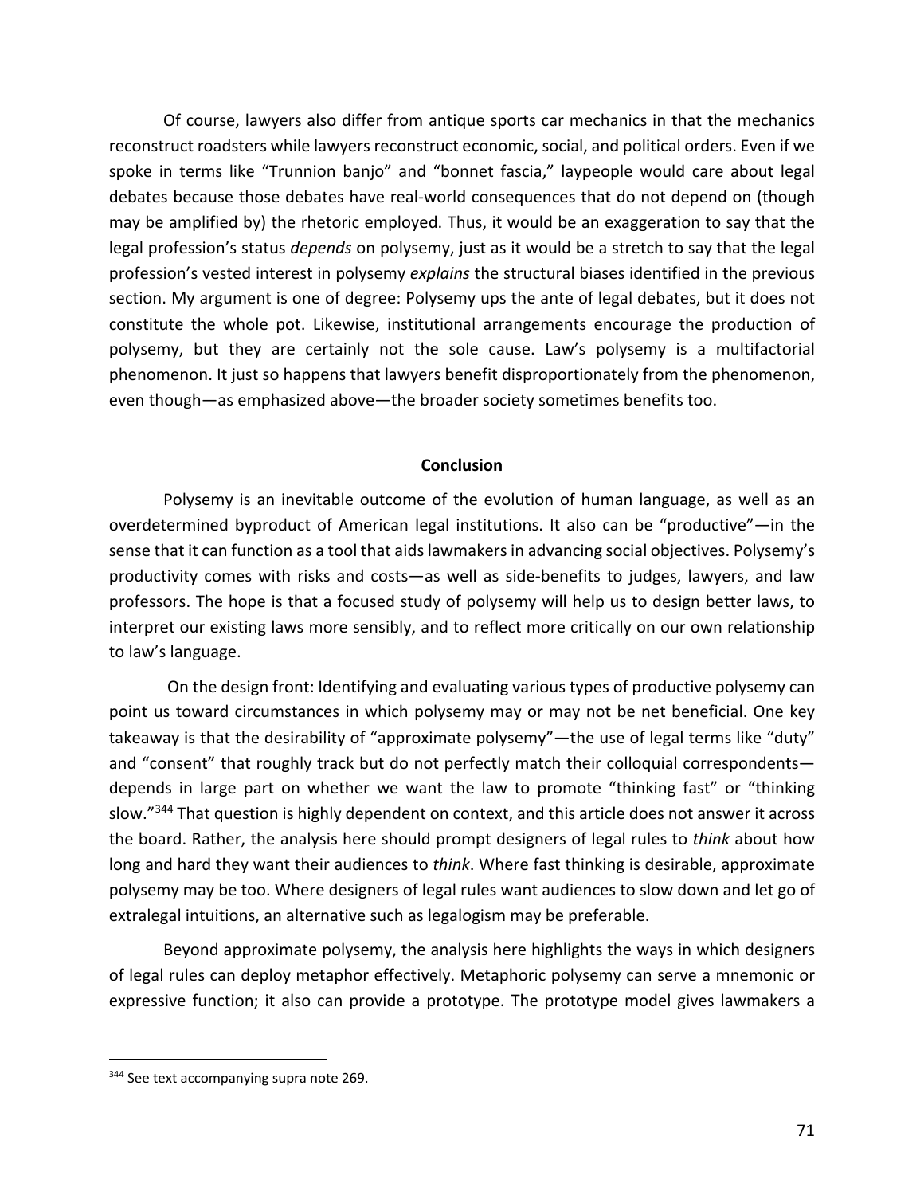Of course, lawyers also differ from antique sports car mechanics in that the mechanics reconstruct roadsters while lawyers reconstruct economic, social, and political orders. Even if we spoke in terms like "Trunnion banjo" and "bonnet fascia," laypeople would care about legal debates because those debates have real-world consequences that do not depend on (though may be amplified by) the rhetoric employed. Thus, it would be an exaggeration to say that the legal profession's status *depends* on polysemy, just as it would be a stretch to say that the legal profession's vested interest in polysemy *explains* the structural biases identified in the previous section. My argument is one of degree: Polysemy ups the ante of legal debates, but it does not constitute the whole pot. Likewise, institutional arrangements encourage the production of polysemy, but they are certainly not the sole cause. Law's polysemy is a multifactorial phenomenon. It just so happens that lawyers benefit disproportionately from the phenomenon, even though—as emphasized above—the broader society sometimes benefits too.

## Conclusion

Polysemy is an inevitable outcome of the evolution of human language, as well as an overdetermined byproduct of American legal institutions. It also can be "productive"—in the sense that it can function as a tool that aids lawmakers in advancing social objectives. Polysemy's productivity comes with risks and costs—as well as side-benefits to judges, lawyers, and law professors. The hope is that a focused study of polysemy will help us to design better laws, to interpret our existing laws more sensibly, and to reflect more critically on our own relationship to law's language.

On the design front: Identifying and evaluating various types of productive polysemy can point us toward circumstances in which polysemy may or may not be net beneficial. One key takeaway is that the desirability of "approximate polysemy"—the use of legal terms like "duty" and "consent" that roughly track but do not perfectly match their colloquial correspondents—depends in large part on whether we want the law to promote "thinking fast" or "thinking slow."[344] That question is highly dependent on context, and this article does not answer it across the board. Rather, the analysis here should prompt designers of legal rules to *think* about how long and hard they want their audiences to *think*. Where fast thinking is desirable, approximate polysemy may be too. Where designers of legal rules want audiences to slow down and let go of extralegal intuitions, an alternative such as legalogism may be preferable.

Beyond approximate polysemy, the analysis here highlights the ways in which designers of legal rules can deploy metaphor effectively. Metaphoric polysemy can serve a mnemonic or expressive function; it also can provide a prototype. The prototype model gives lawmakers a

---

[344] See text accompanying supra note 269.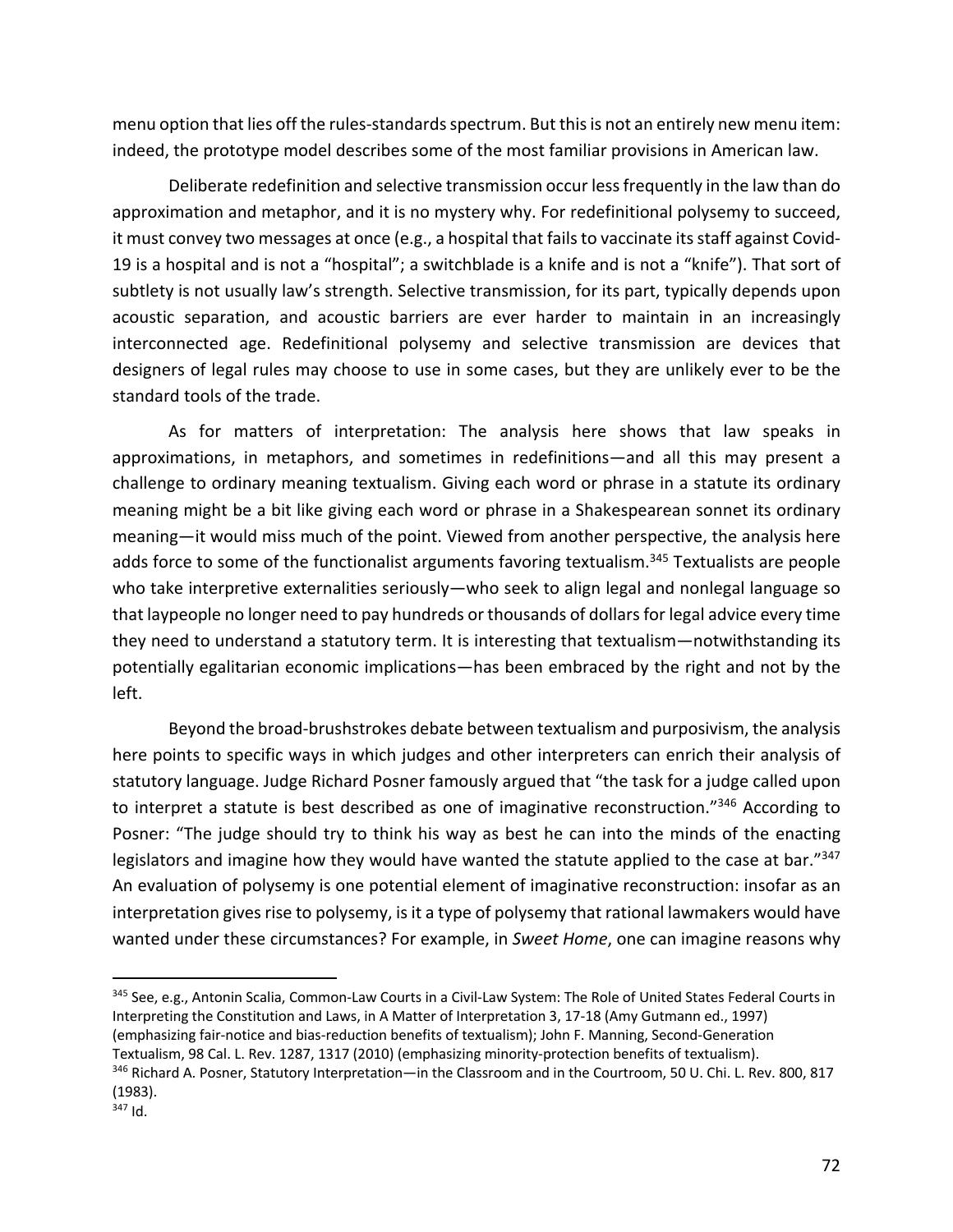menu option that lies off the rules-standards spectrum. But this is not an entirely new menu item: indeed, the prototype model describes some of the most familiar provisions in American law.

Deliberate redefinition and selective transmission occur less frequently in the law than do approximation and metaphor, and it is no mystery why. For redefinitional polysemy to succeed, it must convey two messages at once (e.g., a hospital that fails to vaccinate its staff against Covid-19 is a hospital and is not a "hospital"; a switchblade is a knife and is not a "knife"). That sort of subtlety is not usually law's strength. Selective transmission, for its part, typically depends upon acoustic separation, and acoustic barriers are ever harder to maintain in an increasingly interconnected age. Redefinitional polysemy and selective transmission are devices that designers of legal rules may choose to use in some cases, but they are unlikely ever to be the standard tools of the trade.

As for matters of interpretation: The analysis here shows that law speaks in approximations, in metaphors, and sometimes in redefinitions—and all this may present a challenge to ordinary meaning textualism. Giving each word or phrase in a statute its ordinary meaning might be a bit like giving each word or phrase in a Shakespearean sonnet its ordinary meaning—it would miss much of the point. Viewed from another perspective, the analysis here adds force to some of the functionalist arguments favoring textualism.[345] Textualists are people who take interpretive externalities seriously—who seek to align legal and nonlegal language so that laypeople no longer need to pay hundreds or thousands of dollars for legal advice every time they need to understand a statutory term. It is interesting that textualism—notwithstanding its potentially egalitarian economic implications—has been embraced by the right and not by the left.

Beyond the broad-brushstrokes debate between textualism and purposivism, the analysis here points to specific ways in which judges and other interpreters can enrich their analysis of statutory language. Judge Richard Posner famously argued that "the task for a judge called upon to interpret a statute is best described as one of imaginative reconstruction."[346] According to Posner: "The judge should try to think his way as best he can into the minds of the enacting legislators and imagine how they would have wanted the statute applied to the case at bar."[347] An evaluation of polysemy is one potential element of imaginative reconstruction: insofar as an interpretation gives rise to polysemy, is it a type of polysemy that rational lawmakers would have wanted under these circumstances? For example, in *Sweet Home*, one can imagine reasons why

---

[345] See, e.g., Antonin Scalia, Common-Law Courts in a Civil-Law System: The Role of United States Federal Courts in Interpreting the Constitution and Laws, in A Matter of Interpretation 3, 17-18 (Amy Gutmann ed., 1997) (emphasizing fair-notice and bias-reduction benefits of textualism); John F. Manning, Second-Generation Textualism, 98 Cal. L. Rev. 1287, 1317 (2010) (emphasizing minority-protection benefits of textualism).

[346] Richard A. Posner, Statutory Interpretation—in the Classroom and in the Courtroom, 50 U. Chi. L. Rev. 800, 817 (1983).

[347] Id.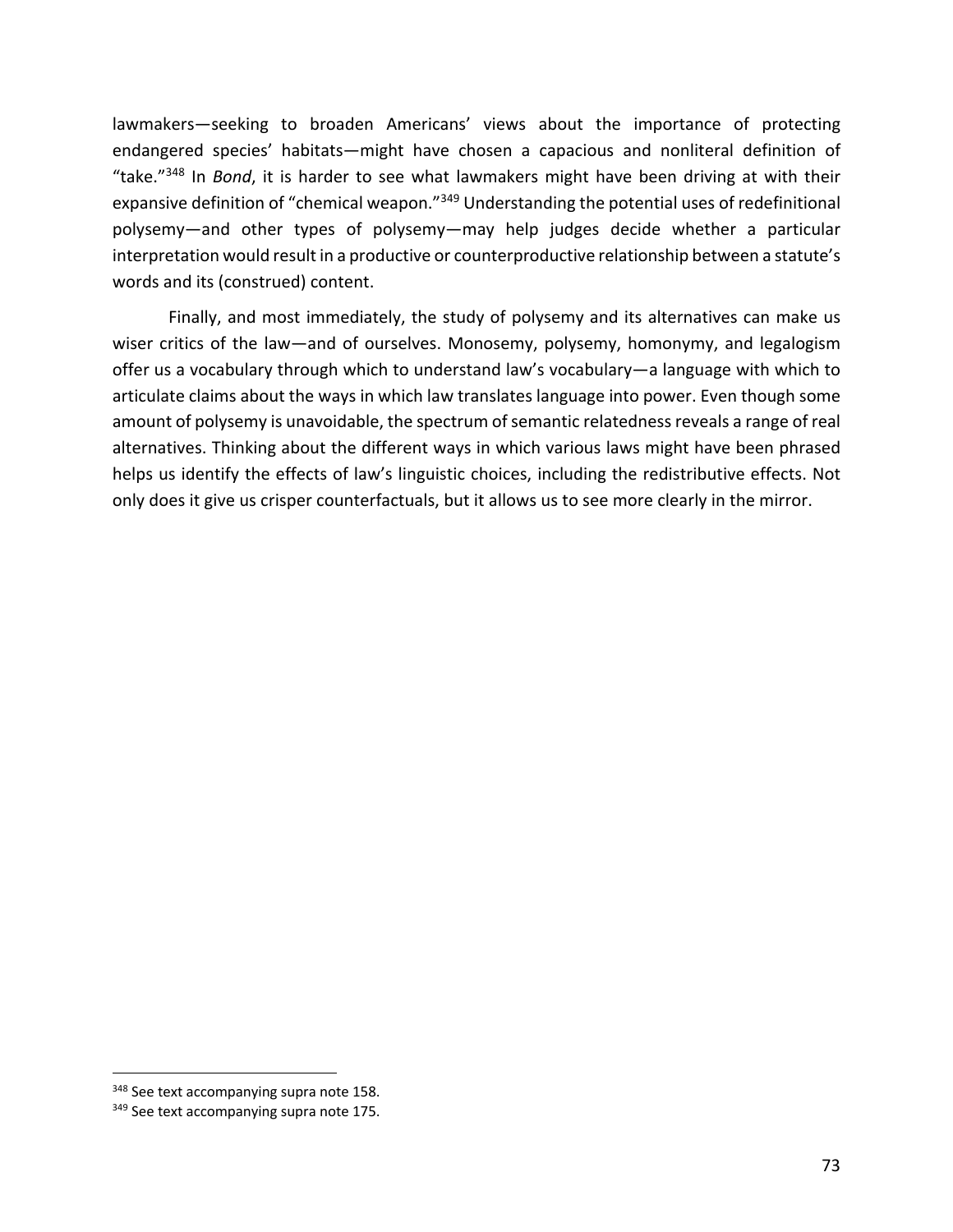lawmakers—seeking to broaden Americans' views about the importance of protecting endangered species' habitats—might have chosen a capacious and nonliteral definition of "take."[348] In *Bond*, it is harder to see what lawmakers might have been driving at with their expansive definition of "chemical weapon."[349] Understanding the potential uses of redefinitional polysemy—and other types of polysemy—may help judges decide whether a particular interpretation would result in a productive or counterproductive relationship between a statute's words and its (construed) content.

Finally, and most immediately, the study of polysemy and its alternatives can make us wiser critics of the law—and of ourselves. Monosemy, polysemy, homonymy, and legalogism offer us a vocabulary through which to understand law's vocabulary—a language with which to articulate claims about the ways in which law translates language into power. Even though some amount of polysemy is unavoidable, the spectrum of semantic relatedness reveals a range of real alternatives. Thinking about the different ways in which various laws might have been phrased helps us identify the effects of law's linguistic choices, including the redistributive effects. Not only does it give us crisper counterfactuals, but it allows us to see more clearly in the mirror.

---

[348] See text accompanying supra note 158.

[349] See text accompanying supra note 175.